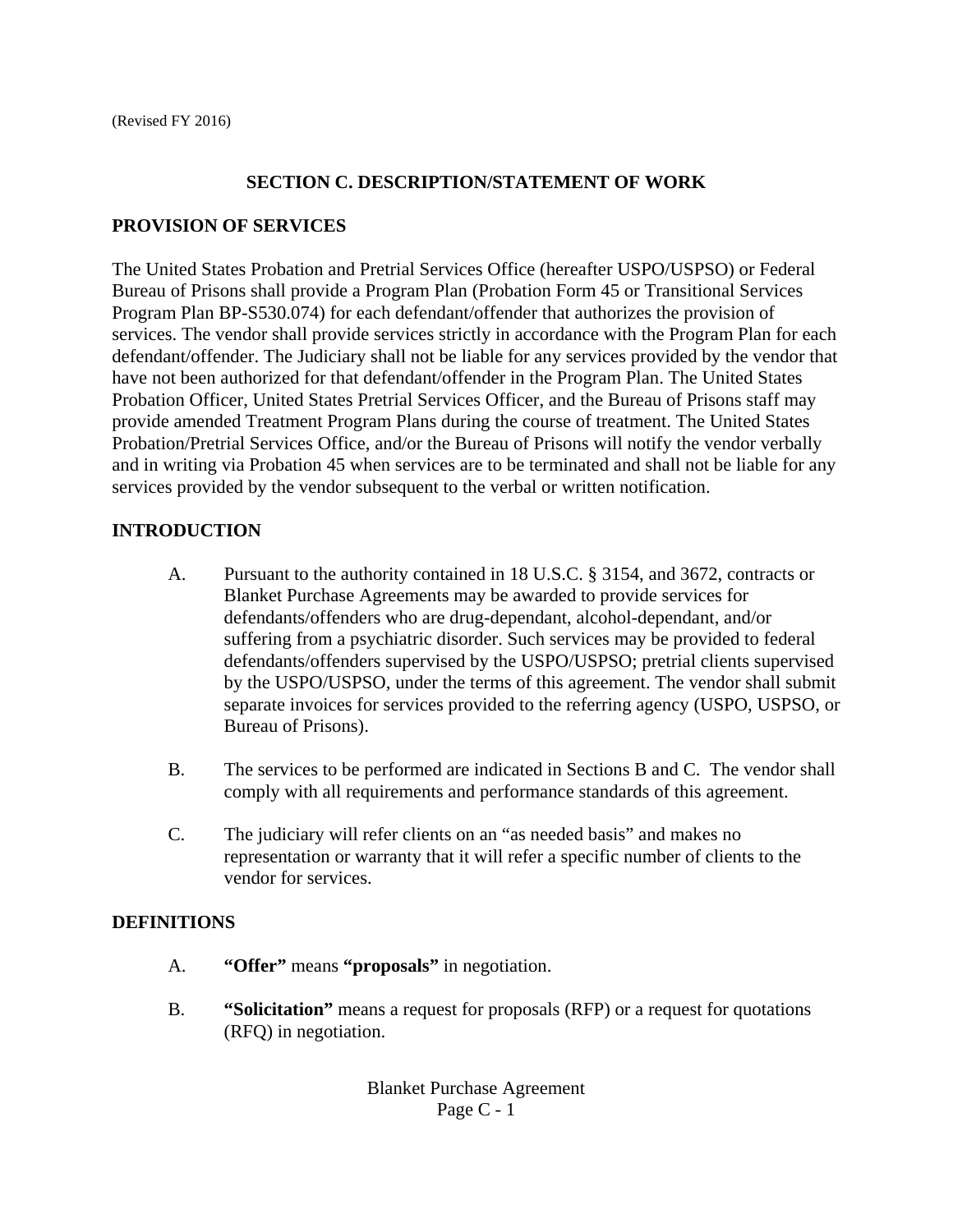(Revised FY 2016)

## SECTION C. DESCRIPTION/STATEMENT OF WORK

### PROVISION OF SERVICES

The United States Probation and Pretrial Services Office (hereafter USPO/USPSO) or Federal Bureau of Prisons shall provide a Program Plan (Probation Form 45 or Transitional Services Program Plan BP-S530.074) for each defendant/offender that authorizes the provision of services. The vendor shall provide services strictly in accordance with the Program Plan for each defendant/offender. The Judiciary shall not be liable for any services provided by the vendor that have not been authorized for that defendant/offender in the Program Plan. The United States Probation Officer, United States Pretrial Services Officer, and the Bureau of Prisons staff may provide amended Treatment Program Plans during the course of treatment. The United States Probation/Pretrial Services Office, and/or the Bureau of Prisons will notify the vendor verbally and in writing via Probation 45 when services are to be terminated and shall not be liable for any services provided by the vendor subsequent to the verbal or written notification.

### INTRODUCTION

A. Pursuant to the authority contained in 18 U.S.C. § 3154, and 3672, contracts or Blanket Purchase Agreements may be awarded to provide services for defendants/offenders who are drug-dependant, alcohol-dependant, and/or suffering from a psychiatric disorder. Such services may be provided to federal defendants/offenders supervised by the USPO/USPSO; pretrial clients supervised by the USPO/USPSO, under the terms of this agreement. The vendor shall submit separate invoices for services provided to the referring agency (USPO, USPSO, or Bureau of Prisons).

B. The services to be performed are indicated in Sections B and C. The vendor shall comply with all requirements and performance standards of this agreement.

C. The judiciary will refer clients on an "as needed basis" and makes no representation or warranty that it will refer a specific number of clients to the vendor for services.

### DEFINITIONS

A. **"Offer"** means **"proposals"** in negotiation.

B. **"Solicitation"** means a request for proposals (RFP) or a request for quotations (RFQ) in negotiation.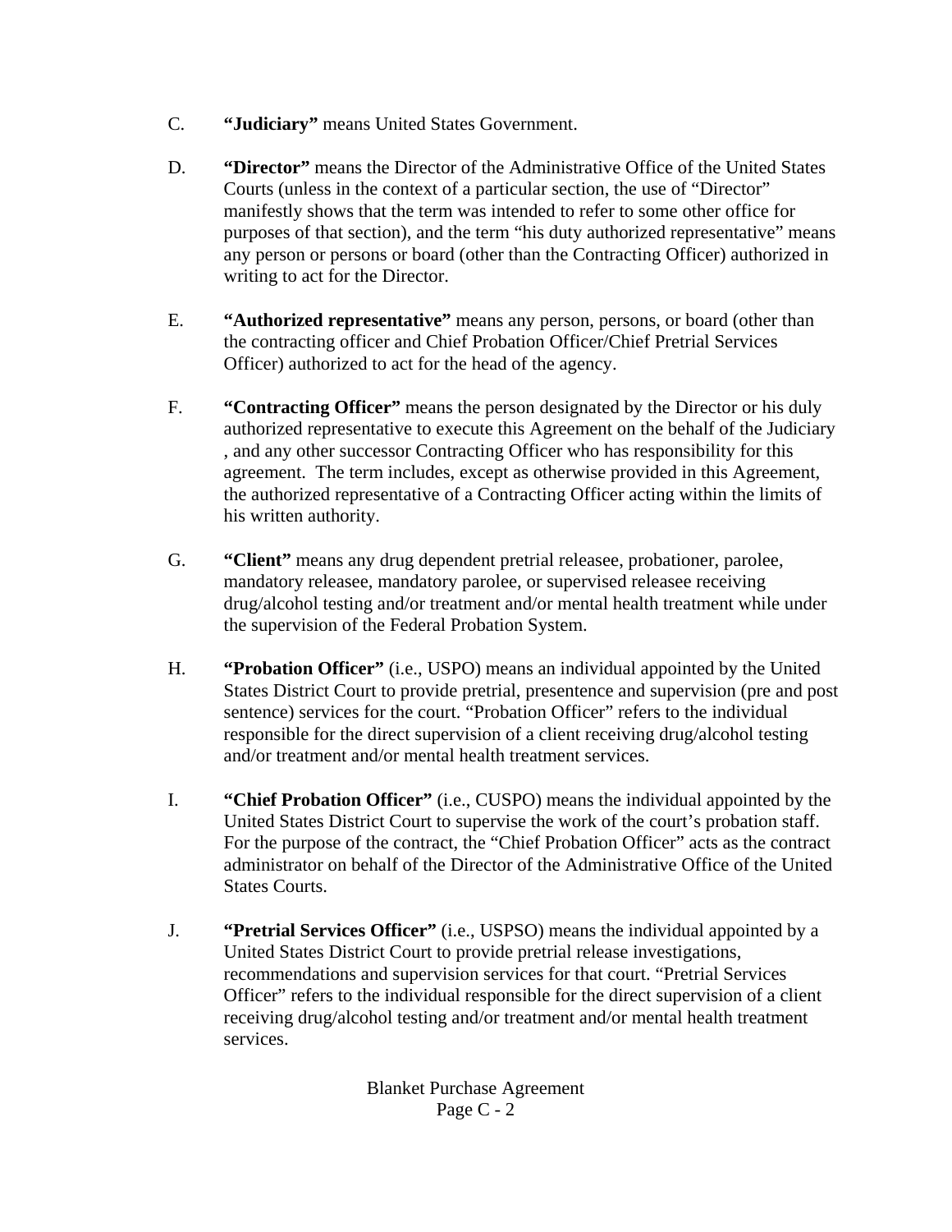C. **"Judiciary"** means United States Government.

D. **"Director"** means the Director of the Administrative Office of the United States Courts (unless in the context of a particular section, the use of "Director" manifestly shows that the term was intended to refer to some other office for purposes of that section), and the term "his duty authorized representative" means any person or persons or board (other than the Contracting Officer) authorized in writing to act for the Director.

E. **"Authorized representative"** means any person, persons, or board (other than the contracting officer and Chief Probation Officer/Chief Pretrial Services Officer) authorized to act for the head of the agency.

F. **"Contracting Officer"** means the person designated by the Director or his duly authorized representative to execute this Agreement on the behalf of the Judiciary , and any other successor Contracting Officer who has responsibility for this agreement. The term includes, except as otherwise provided in this Agreement, the authorized representative of a Contracting Officer acting within the limits of his written authority.

G. **"Client"** means any drug dependent pretrial releasee, probationer, parolee, mandatory releasee, mandatory parolee, or supervised releasee receiving drug/alcohol testing and/or treatment and/or mental health treatment while under the supervision of the Federal Probation System.

H. **"Probation Officer"** (i.e., USPO) means an individual appointed by the United States District Court to provide pretrial, presentence and supervision (pre and post sentence) services for the court. "Probation Officer" refers to the individual responsible for the direct supervision of a client receiving drug/alcohol testing and/or treatment and/or mental health treatment services.

I. **"Chief Probation Officer"** (i.e., CUSPO) means the individual appointed by the United States District Court to supervise the work of the court's probation staff. For the purpose of the contract, the "Chief Probation Officer" acts as the contract administrator on behalf of the Director of the Administrative Office of the United States Courts.

J. **"Pretrial Services Officer"** (i.e., USPSO) means the individual appointed by a United States District Court to provide pretrial release investigations, recommendations and supervision services for that court. "Pretrial Services Officer" refers to the individual responsible for the direct supervision of a client receiving drug/alcohol testing and/or treatment and/or mental health treatment services.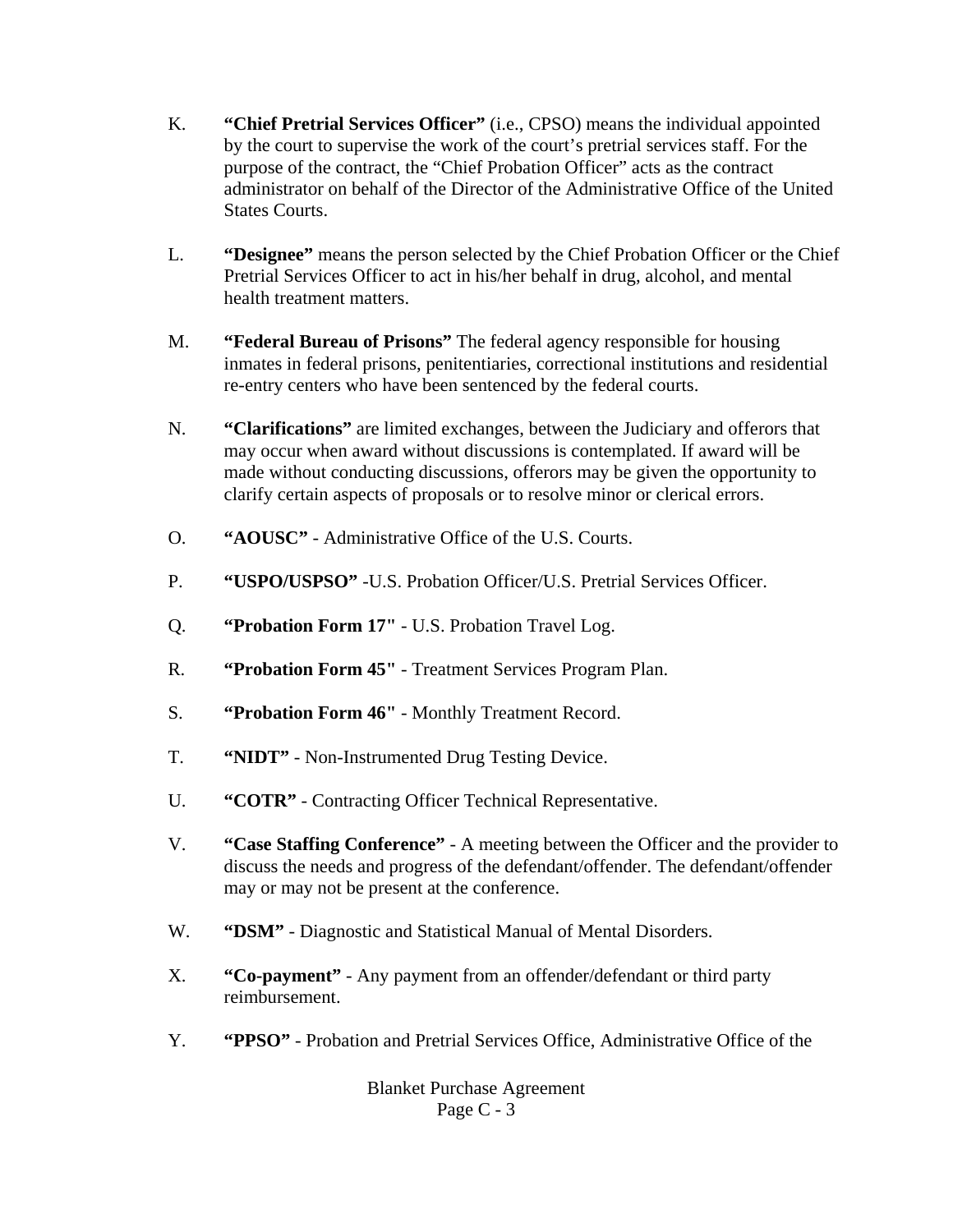K. **“Chief Pretrial Services Officer”** (i.e., CPSO) means the individual appointed by the court to supervise the work of the court’s pretrial services staff. For the purpose of the contract, the “Chief Probation Officer” acts as the contract administrator on behalf of the Director of the Administrative Office of the United States Courts.

L. **“Designee”** means the person selected by the Chief Probation Officer or the Chief Pretrial Services Officer to act in his/her behalf in drug, alcohol, and mental health treatment matters.

M. **“Federal Bureau of Prisons”** The federal agency responsible for housing inmates in federal prisons, penitentiaries, correctional institutions and residential re-entry centers who have been sentenced by the federal courts.

N. **“Clarifications”** are limited exchanges, between the Judiciary and offerors that may occur when award without discussions is contemplated. If award will be made without conducting discussions, offerors may be given the opportunity to clarify certain aspects of proposals or to resolve minor or clerical errors.

O. **“AOUSC”** - Administrative Office of the U.S. Courts.

P. **“USPO/USPSO”** -U.S. Probation Officer/U.S. Pretrial Services Officer.

Q. **“Probation Form 17"** - U.S. Probation Travel Log.

R. **“Probation Form 45"** - Treatment Services Program Plan.

S. **“Probation Form 46"** - Monthly Treatment Record.

T. **“NIDT”** - Non-Instrumented Drug Testing Device.

U. **“COTR”** - Contracting Officer Technical Representative.

V. **“Case Staffing Conference”** - A meeting between the Officer and the provider to discuss the needs and progress of the defendant/offender. The defendant/offender may or may not be present at the conference.

W. **“DSM”** - Diagnostic and Statistical Manual of Mental Disorders.

X. **“Co-payment”** - Any payment from an offender/defendant or third party reimbursement.

Y. **“PPSO”** - Probation and Pretrial Services Office, Administrative Office of the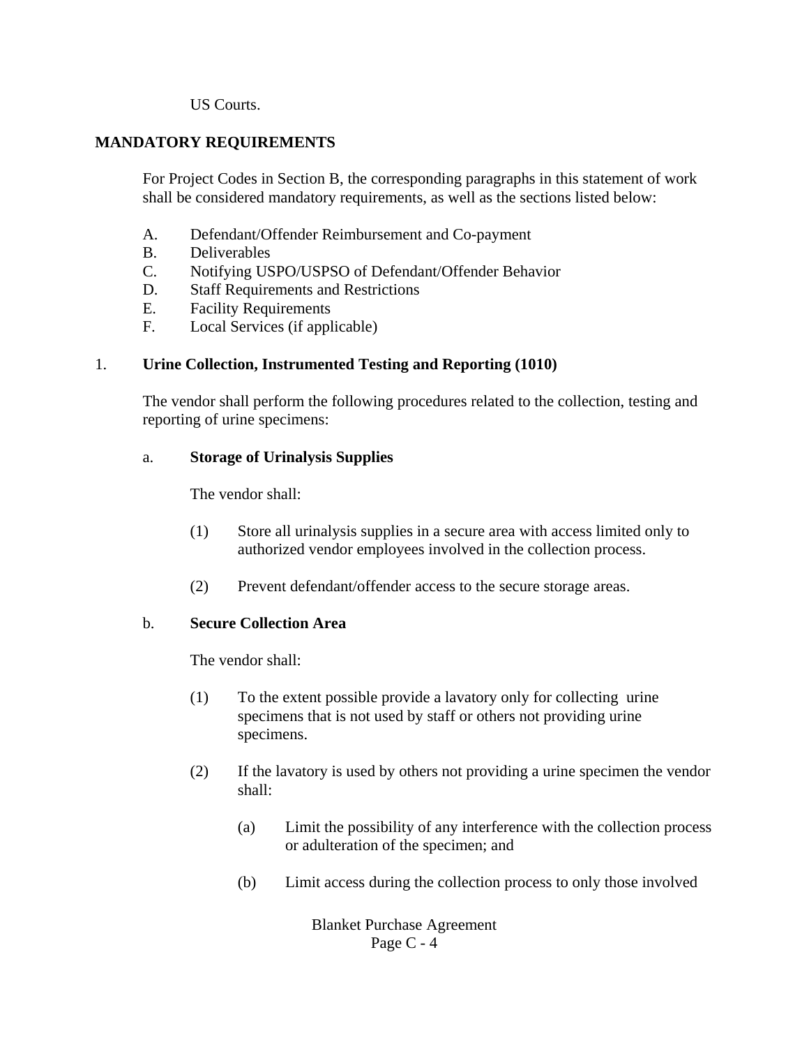US Courts.

**MANDATORY REQUIREMENTS**

For Project Codes in Section B, the corresponding paragraphs in this statement of work shall be considered mandatory requirements, as well as the sections listed below:

A. Defendant/Offender Reimbursement and Co-payment
B. Deliverables
C. Notifying USPO/USPSO of Defendant/Offender Behavior
D. Staff Requirements and Restrictions
E. Facility Requirements
F. Local Services (if applicable)

1. **Urine Collection, Instrumented Testing and Reporting (1010)**

The vendor shall perform the following procedures related to the collection, testing and reporting of urine specimens:

a. **Storage of Urinalysis Supplies**

The vendor shall:

(1) Store all urinalysis supplies in a secure area with access limited only to authorized vendor employees involved in the collection process.

(2) Prevent defendant/offender access to the secure storage areas.

b. **Secure Collection Area**

The vendor shall:

(1) To the extent possible provide a lavatory only for collecting urine specimens that is not used by staff or others not providing urine specimens.

(2) If the lavatory is used by others not providing a urine specimen the vendor shall:

(a) Limit the possibility of any interference with the collection process or adulteration of the specimen; and

(b) Limit access during the collection process to only those involved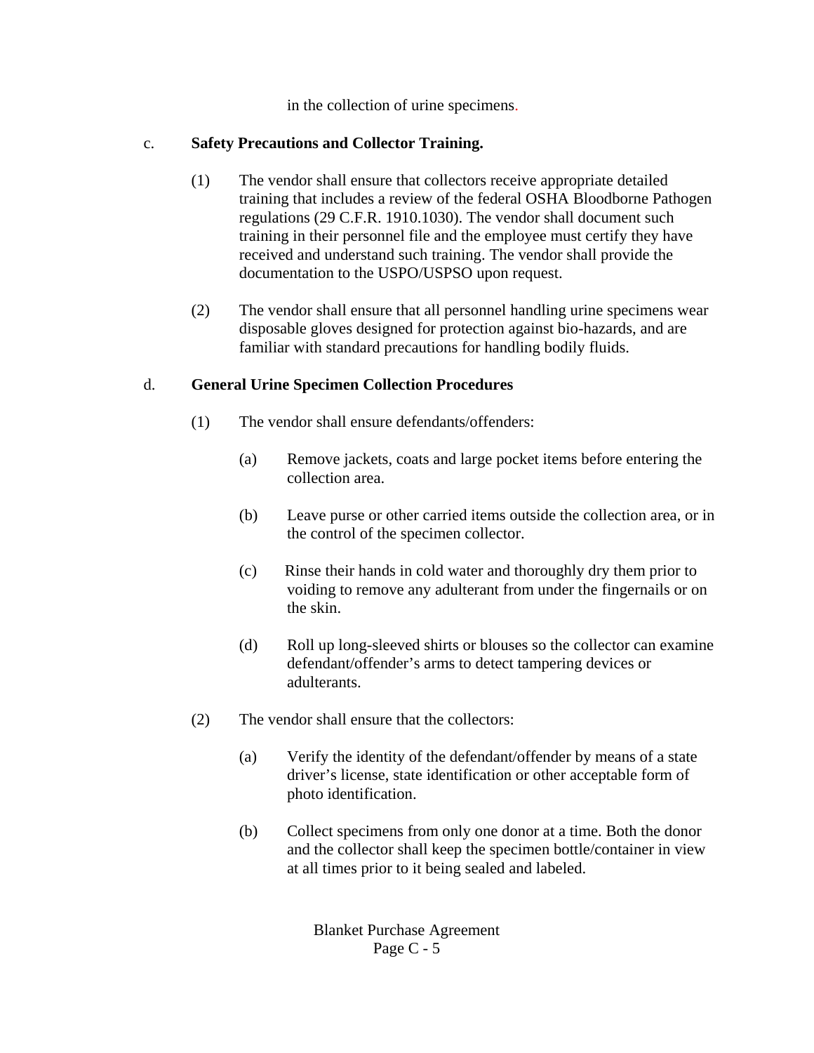in the collection of urine specimens.

c. **Safety Precautions and Collector Training.**

(1) The vendor shall ensure that collectors receive appropriate detailed training that includes a review of the federal OSHA Bloodborne Pathogen regulations (29 C.F.R. 1910.1030). The vendor shall document such training in their personnel file and the employee must certify they have received and understand such training. The vendor shall provide the documentation to the USPO/USPSO upon request.

(2) The vendor shall ensure that all personnel handling urine specimens wear disposable gloves designed for protection against bio-hazards, and are familiar with standard precautions for handling bodily fluids.

d. **General Urine Specimen Collection Procedures**

(1) The vendor shall ensure defendants/offenders:

(a) Remove jackets, coats and large pocket items before entering the collection area.

(b) Leave purse or other carried items outside the collection area, or in the control of the specimen collector.

(c) Rinse their hands in cold water and thoroughly dry them prior to voiding to remove any adulterant from under the fingernails or on the skin.

(d) Roll up long-sleeved shirts or blouses so the collector can examine defendant/offender's arms to detect tampering devices or adulterants.

(2) The vendor shall ensure that the collectors:

(a) Verify the identity of the defendant/offender by means of a state driver's license, state identification or other acceptable form of photo identification.

(b) Collect specimens from only one donor at a time. Both the donor and the collector shall keep the specimen bottle/container in view at all times prior to it being sealed and labeled.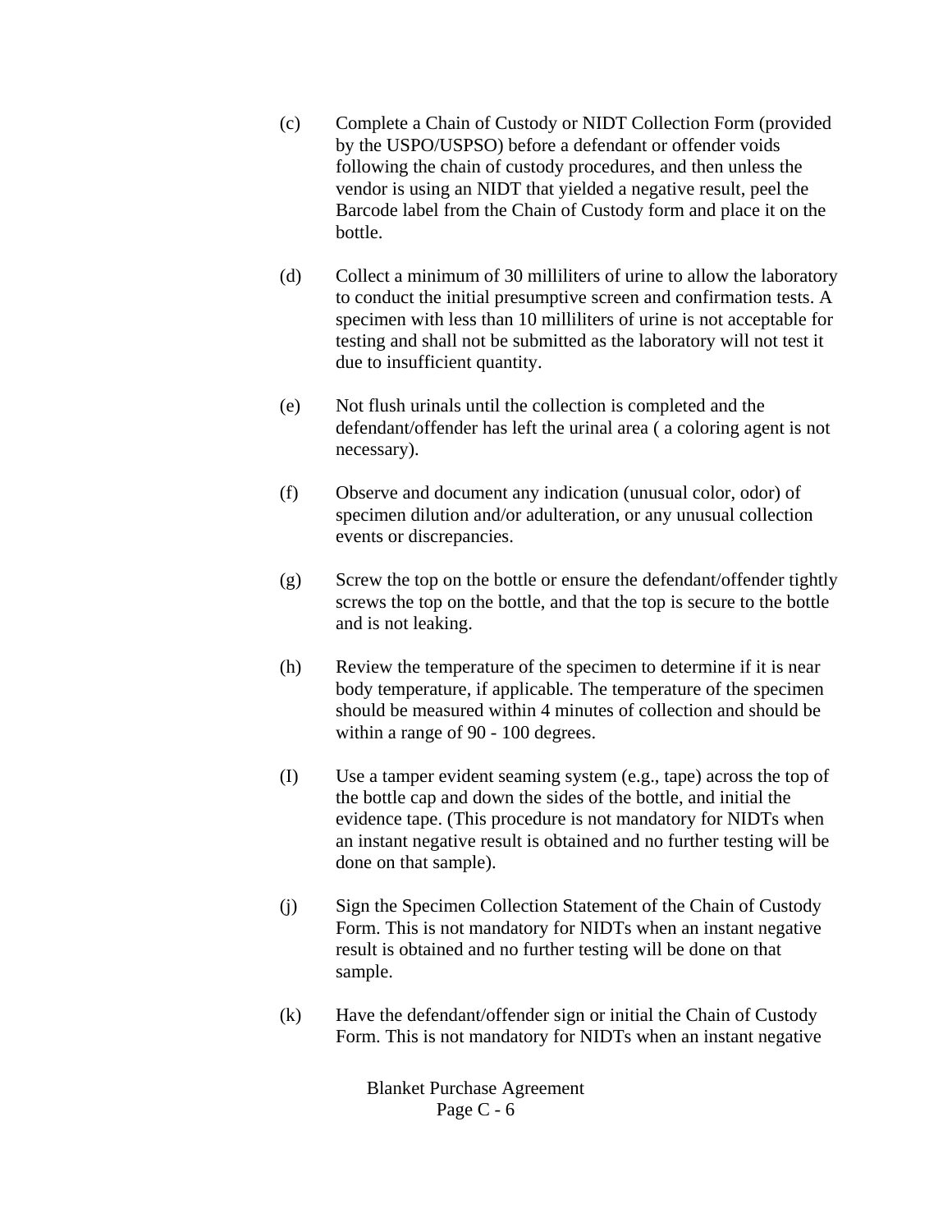(c) Complete a Chain of Custody or NIDT Collection Form (provided by the USPO/USPSO) before a defendant or offender voids following the chain of custody procedures, and then unless the vendor is using an NIDT that yielded a negative result, peel the Barcode label from the Chain of Custody form and place it on the bottle.

(d) Collect a minimum of 30 milliliters of urine to allow the laboratory to conduct the initial presumptive screen and confirmation tests. A specimen with less than 10 milliliters of urine is not acceptable for testing and shall not be submitted as the laboratory will not test it due to insufficient quantity.

(e) Not flush urinals until the collection is completed and the defendant/offender has left the urinal area ( a coloring agent is not necessary).

(f) Observe and document any indication (unusual color, odor) of specimen dilution and/or adulteration, or any unusual collection events or discrepancies.

(g) Screw the top on the bottle or ensure the defendant/offender tightly screws the top on the bottle, and that the top is secure to the bottle and is not leaking.

(h) Review the temperature of the specimen to determine if it is near body temperature, if applicable. The temperature of the specimen should be measured within 4 minutes of collection and should be within a range of 90 - 100 degrees.

(I) Use a tamper evident seaming system (e.g., tape) across the top of the bottle cap and down the sides of the bottle, and initial the evidence tape. (This procedure is not mandatory for NIDTs when an instant negative result is obtained and no further testing will be done on that sample).

(j) Sign the Specimen Collection Statement of the Chain of Custody Form. This is not mandatory for NIDTs when an instant negative result is obtained and no further testing will be done on that sample.

(k) Have the defendant/offender sign or initial the Chain of Custody Form. This is not mandatory for NIDTs when an instant negative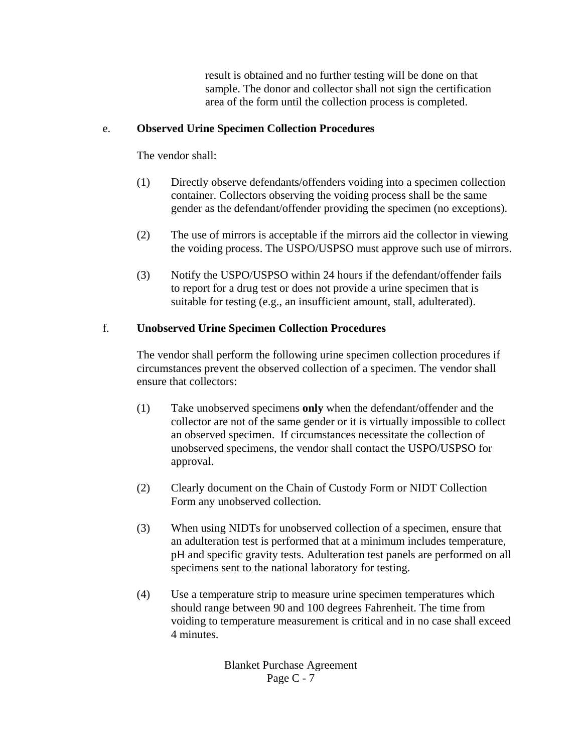result is obtained and no further testing will be done on that sample. The donor and collector shall not sign the certification area of the form until the collection process is completed.

e. **Observed Urine Specimen Collection Procedures**

The vendor shall:

(1) Directly observe defendants/offenders voiding into a specimen collection container. Collectors observing the voiding process shall be the same gender as the defendant/offender providing the specimen (no exceptions).

(2) The use of mirrors is acceptable if the mirrors aid the collector in viewing the voiding process. The USPO/USPSO must approve such use of mirrors.

(3) Notify the USPO/USPSO within 24 hours if the defendant/offender fails to report for a drug test or does not provide a urine specimen that is suitable for testing (e.g., an insufficient amount, stall, adulterated).

f. **Unobserved Urine Specimen Collection Procedures**

The vendor shall perform the following urine specimen collection procedures if circumstances prevent the observed collection of a specimen. The vendor shall ensure that collectors:

(1) Take unobserved specimens **only** when the defendant/offender and the collector are not of the same gender or it is virtually impossible to collect an observed specimen. If circumstances necessitate the collection of unobserved specimens, the vendor shall contact the USPO/USPSO for approval.

(2) Clearly document on the Chain of Custody Form or NIDT Collection Form any unobserved collection.

(3) When using NIDTs for unobserved collection of a specimen, ensure that an adulteration test is performed that at a minimum includes temperature, pH and specific gravity tests. Adulteration test panels are performed on all specimens sent to the national laboratory for testing.

(4) Use a temperature strip to measure urine specimen temperatures which should range between 90 and 100 degrees Fahrenheit. The time from voiding to temperature measurement is critical and in no case shall exceed 4 minutes.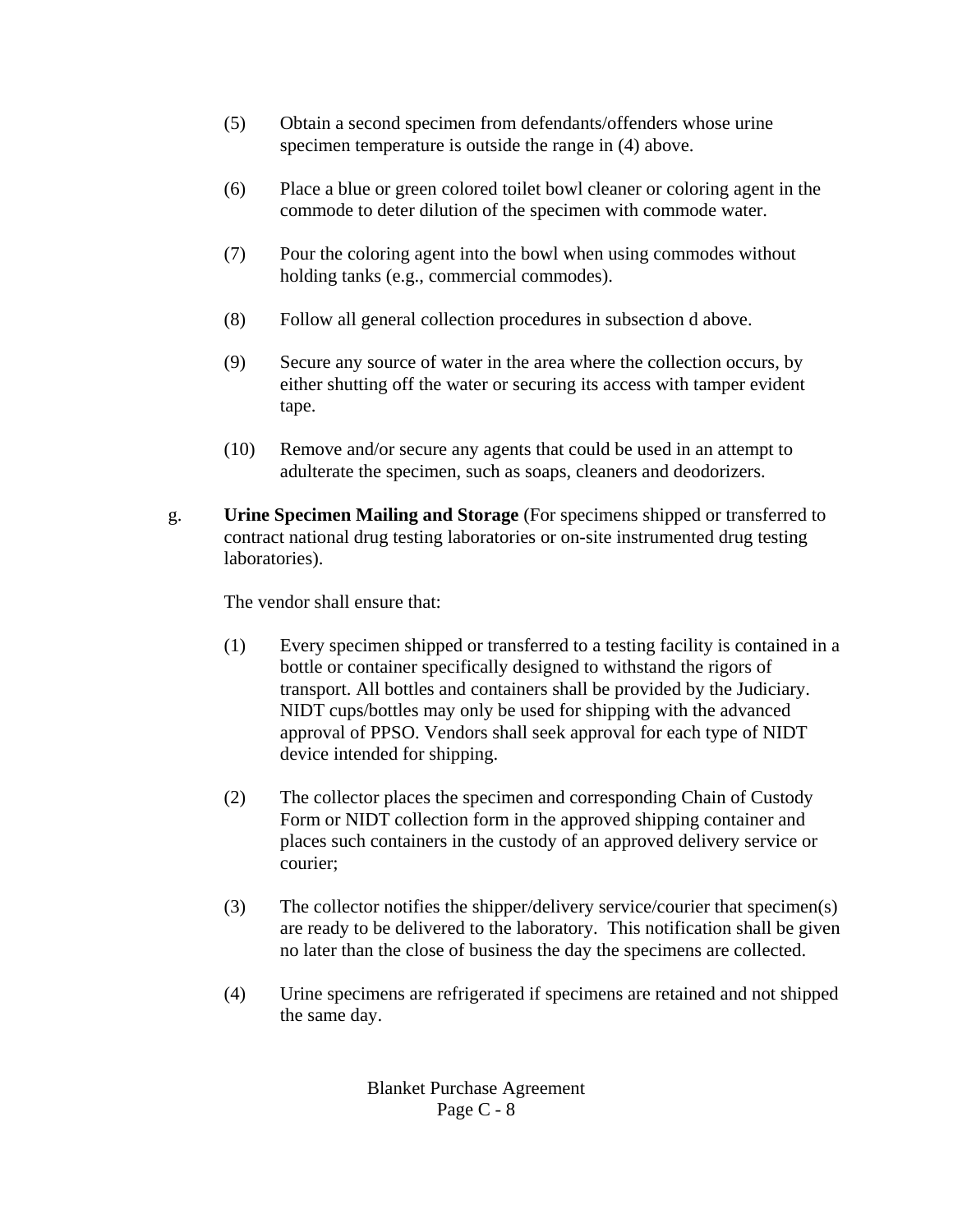(5) Obtain a second specimen from defendants/offenders whose urine specimen temperature is outside the range in (4) above.

(6) Place a blue or green colored toilet bowl cleaner or coloring agent in the commode to deter dilution of the specimen with commode water.

(7) Pour the coloring agent into the bowl when using commodes without holding tanks (e.g., commercial commodes).

(8) Follow all general collection procedures in subsection d above.

(9) Secure any source of water in the area where the collection occurs, by either shutting off the water or securing its access with tamper evident tape.

(10) Remove and/or secure any agents that could be used in an attempt to adulterate the specimen, such as soaps, cleaners and deodorizers.

g. **Urine Specimen Mailing and Storage** (For specimens shipped or transferred to contract national drug testing laboratories or on-site instrumented drug testing laboratories).

The vendor shall ensure that:

(1) Every specimen shipped or transferred to a testing facility is contained in a bottle or container specifically designed to withstand the rigors of transport. All bottles and containers shall be provided by the Judiciary. NIDT cups/bottles may only be used for shipping with the advanced approval of PPSO. Vendors shall seek approval for each type of NIDT device intended for shipping.

(2) The collector places the specimen and corresponding Chain of Custody Form or NIDT collection form in the approved shipping container and places such containers in the custody of an approved delivery service or courier;

(3) The collector notifies the shipper/delivery service/courier that specimen(s) are ready to be delivered to the laboratory. This notification shall be given no later than the close of business the day the specimens are collected.

(4) Urine specimens are refrigerated if specimens are retained and not shipped the same day.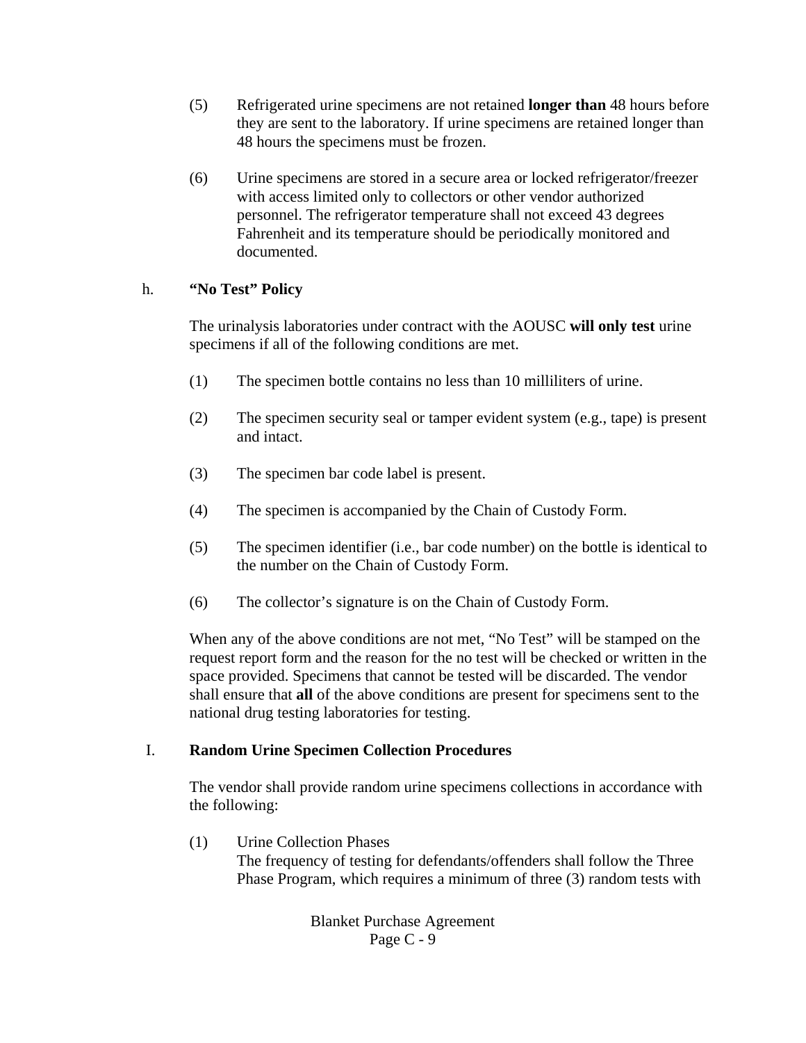(5) Refrigerated urine specimens are not retained **longer than** 48 hours before they are sent to the laboratory. If urine specimens are retained longer than 48 hours the specimens must be frozen.

(6) Urine specimens are stored in a secure area or locked refrigerator/freezer with access limited only to collectors or other vendor authorized personnel. The refrigerator temperature shall not exceed 43 degrees Fahrenheit and its temperature should be periodically monitored and documented.

h. **"No Test" Policy**

The urinalysis laboratories under contract with the AOUSC **will only test** urine specimens if all of the following conditions are met.

(1) The specimen bottle contains no less than 10 milliliters of urine.

(2) The specimen security seal or tamper evident system (e.g., tape) is present and intact.

(3) The specimen bar code label is present.

(4) The specimen is accompanied by the Chain of Custody Form.

(5) The specimen identifier (i.e., bar code number) on the bottle is identical to the number on the Chain of Custody Form.

(6) The collector's signature is on the Chain of Custody Form.

When any of the above conditions are not met, "No Test" will be stamped on the request report form and the reason for the no test will be checked or written in the space provided. Specimens that cannot be tested will be discarded. The vendor shall ensure that **all** of the above conditions are present for specimens sent to the national drug testing laboratories for testing.

I. **Random Urine Specimen Collection Procedures**

The vendor shall provide random urine specimens collections in accordance with the following:

(1) Urine Collection Phases
The frequency of testing for defendants/offenders shall follow the Three Phase Program, which requires a minimum of three (3) random tests with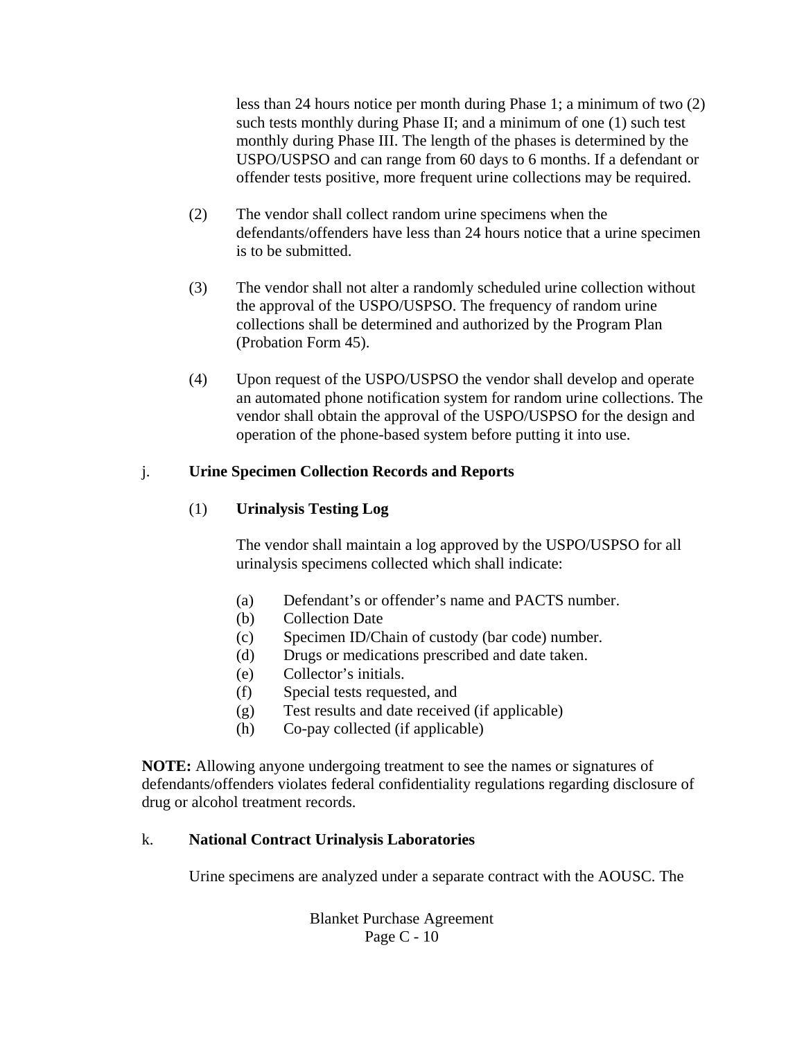less than 24 hours notice per month during Phase 1; a minimum of two (2) such tests monthly during Phase II; and a minimum of one (1) such test monthly during Phase III. The length of the phases is determined by the USPO/USPSO and can range from 60 days to 6 months. If a defendant or offender tests positive, more frequent urine collections may be required.

(2) The vendor shall collect random urine specimens when the defendants/offenders have less than 24 hours notice that a urine specimen is to be submitted.

(3) The vendor shall not alter a randomly scheduled urine collection without the approval of the USPO/USPSO. The frequency of random urine collections shall be determined and authorized by the Program Plan (Probation Form 45).

(4) Upon request of the USPO/USPSO the vendor shall develop and operate an automated phone notification system for random urine collections. The vendor shall obtain the approval of the USPO/USPSO for the design and operation of the phone-based system before putting it into use.

j. **Urine Specimen Collection Records and Reports**

(1) **Urinalysis Testing Log**

The vendor shall maintain a log approved by the USPO/USPSO for all urinalysis specimens collected which shall indicate:

(a) Defendant's or offender's name and PACTS number.
(b) Collection Date
(c) Specimen ID/Chain of custody (bar code) number.
(d) Drugs or medications prescribed and date taken.
(e) Collector's initials.
(f) Special tests requested, and
(g) Test results and date received (if applicable)
(h) Co-pay collected (if applicable)

**NOTE:** Allowing anyone undergoing treatment to see the names or signatures of defendants/offenders violates federal confidentiality regulations regarding disclosure of drug or alcohol treatment records.

k. **National Contract Urinalysis Laboratories**

Urine specimens are analyzed under a separate contract with the AOUSC. The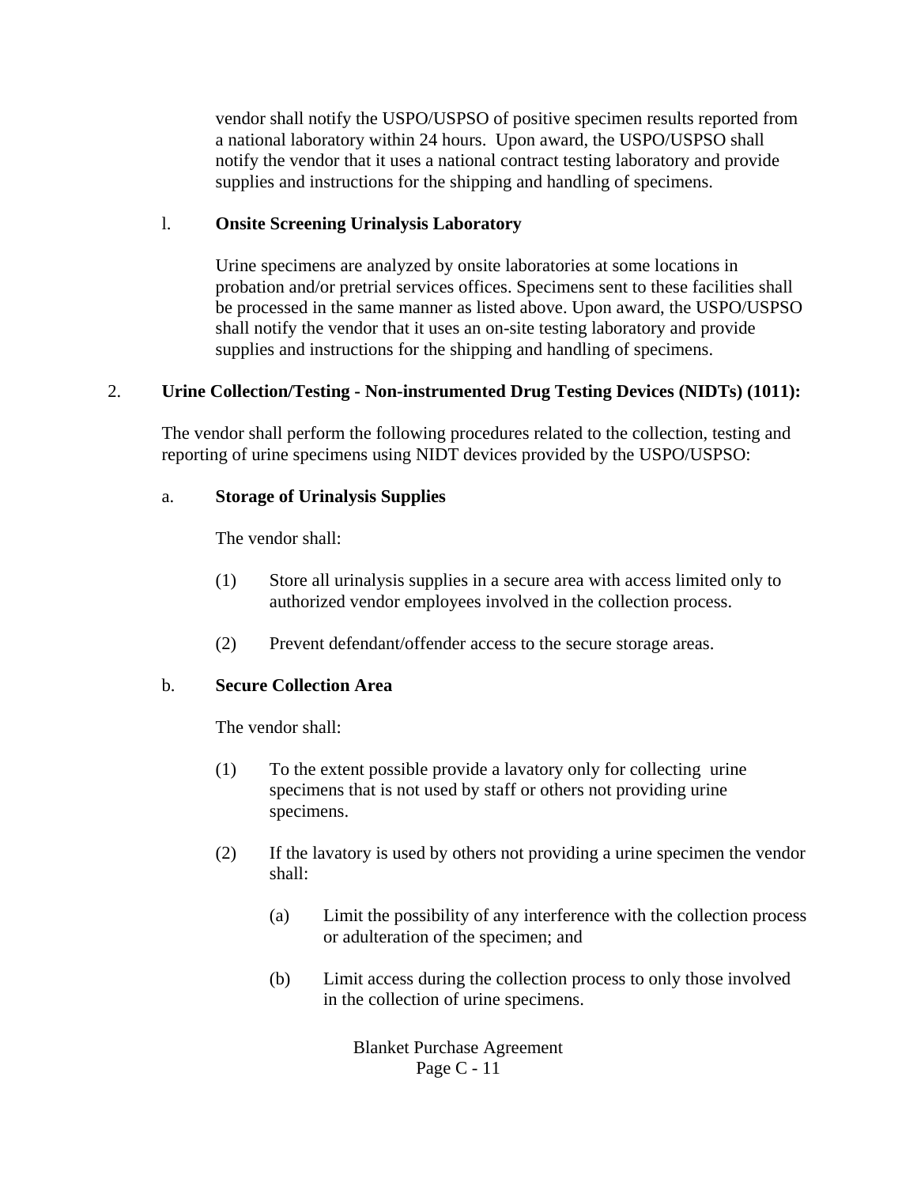vendor shall notify the USPO/USPSO of positive specimen results reported from a national laboratory within 24 hours. Upon award, the USPO/USPSO shall notify the vendor that it uses a national contract testing laboratory and provide supplies and instructions for the shipping and handling of specimens.

l. **Onsite Screening Urinalysis Laboratory**

Urine specimens are analyzed by onsite laboratories at some locations in probation and/or pretrial services offices. Specimens sent to these facilities shall be processed in the same manner as listed above. Upon award, the USPO/USPSO shall notify the vendor that it uses an on-site testing laboratory and provide supplies and instructions for the shipping and handling of specimens.

2. **Urine Collection/Testing - Non-instrumented Drug Testing Devices (NIDTs) (1011):**

The vendor shall perform the following procedures related to the collection, testing and reporting of urine specimens using NIDT devices provided by the USPO/USPSO:

a. **Storage of Urinalysis Supplies**

The vendor shall:

(1) Store all urinalysis supplies in a secure area with access limited only to authorized vendor employees involved in the collection process.

(2) Prevent defendant/offender access to the secure storage areas.

b. **Secure Collection Area**

The vendor shall:

(1) To the extent possible provide a lavatory only for collecting urine specimens that is not used by staff or others not providing urine specimens.

(2) If the lavatory is used by others not providing a urine specimen the vendor shall:

(a) Limit the possibility of any interference with the collection process or adulteration of the specimen; and

(b) Limit access during the collection process to only those involved in the collection of urine specimens.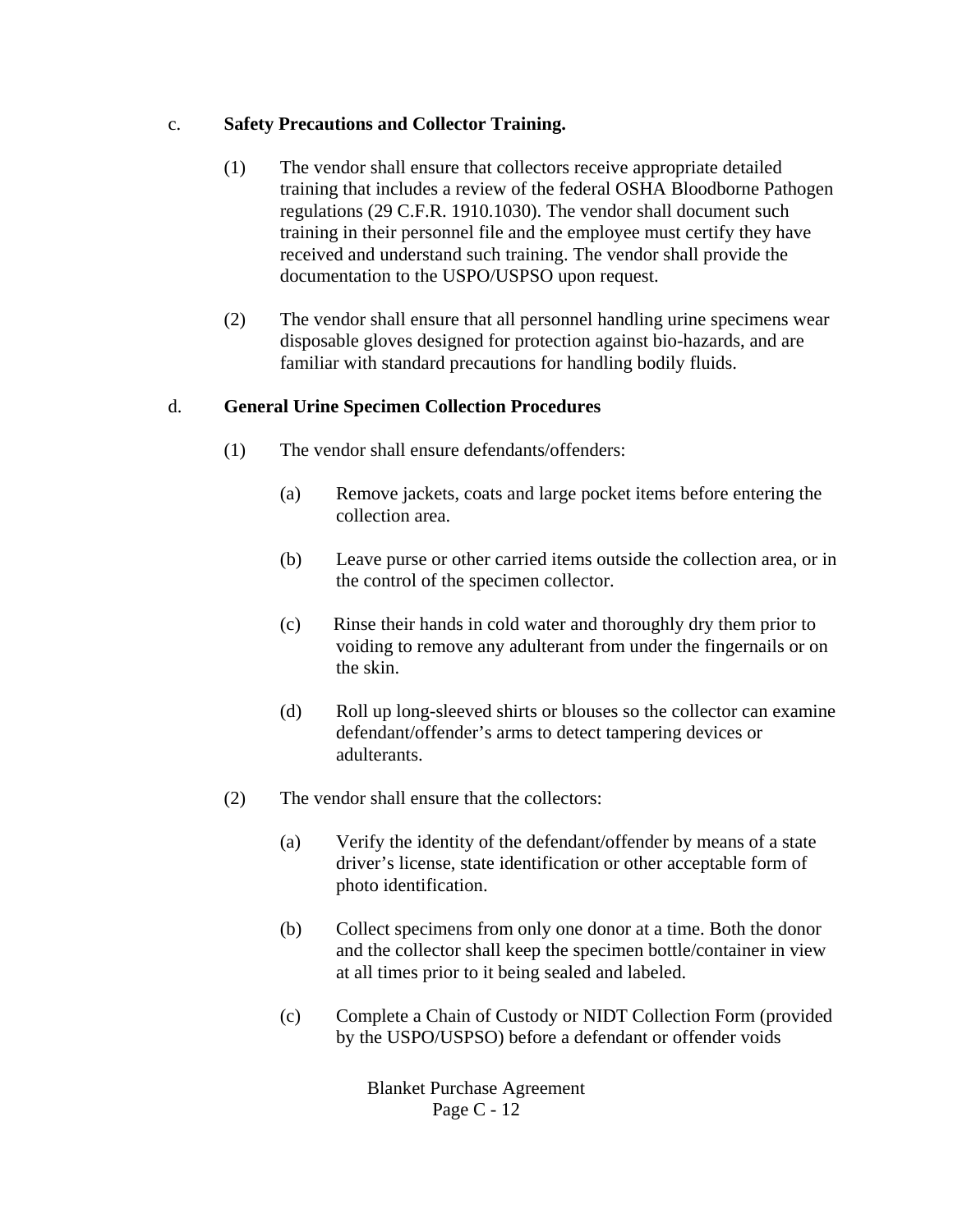c. **Safety Precautions and Collector Training.**

(1) The vendor shall ensure that collectors receive appropriate detailed training that includes a review of the federal OSHA Bloodborne Pathogen regulations (29 C.F.R. 1910.1030). The vendor shall document such training in their personnel file and the employee must certify they have received and understand such training. The vendor shall provide the documentation to the USPO/USPSO upon request.

(2) The vendor shall ensure that all personnel handling urine specimens wear disposable gloves designed for protection against bio-hazards, and are familiar with standard precautions for handling bodily fluids.

d. **General Urine Specimen Collection Procedures**

(1) The vendor shall ensure defendants/offenders:

(a) Remove jackets, coats and large pocket items before entering the collection area.

(b) Leave purse or other carried items outside the collection area, or in the control of the specimen collector.

(c) Rinse their hands in cold water and thoroughly dry them prior to voiding to remove any adulterant from under the fingernails or on the skin.

(d) Roll up long-sleeved shirts or blouses so the collector can examine defendant/offender's arms to detect tampering devices or adulterants.

(2) The vendor shall ensure that the collectors:

(a) Verify the identity of the defendant/offender by means of a state driver's license, state identification or other acceptable form of photo identification.

(b) Collect specimens from only one donor at a time. Both the donor and the collector shall keep the specimen bottle/container in view at all times prior to it being sealed and labeled.

(c) Complete a Chain of Custody or NIDT Collection Form (provided by the USPO/USPSO) before a defendant or offender voids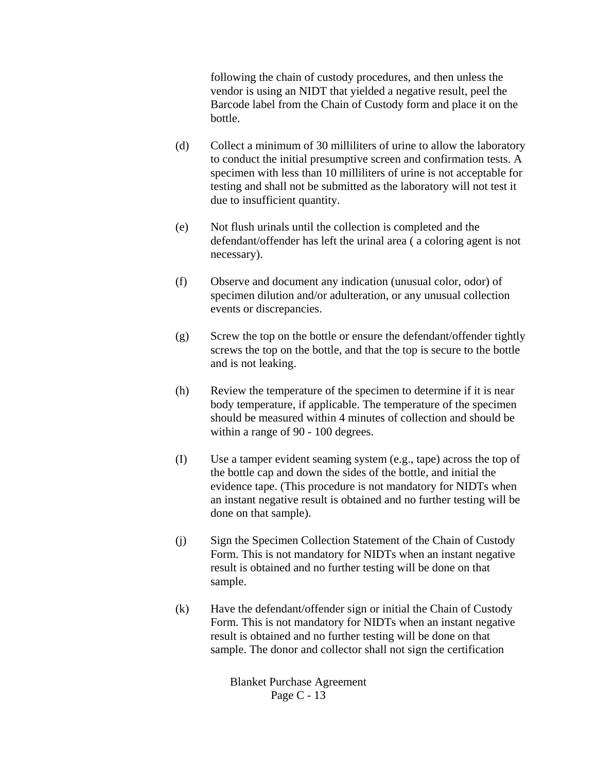following the chain of custody procedures, and then unless the vendor is using an NIDT that yielded a negative result, peel the Barcode label from the Chain of Custody form and place it on the bottle.

(d) Collect a minimum of 30 milliliters of urine to allow the laboratory to conduct the initial presumptive screen and confirmation tests. A specimen with less than 10 milliliters of urine is not acceptable for testing and shall not be submitted as the laboratory will not test it due to insufficient quantity.

(e) Not flush urinals until the collection is completed and the defendant/offender has left the urinal area ( a coloring agent is not necessary).

(f) Observe and document any indication (unusual color, odor) of specimen dilution and/or adulteration, or any unusual collection events or discrepancies.

(g) Screw the top on the bottle or ensure the defendant/offender tightly screws the top on the bottle, and that the top is secure to the bottle and is not leaking.

(h) Review the temperature of the specimen to determine if it is near body temperature, if applicable. The temperature of the specimen should be measured within 4 minutes of collection and should be within a range of 90 - 100 degrees.

(I) Use a tamper evident seaming system (e.g., tape) across the top of the bottle cap and down the sides of the bottle, and initial the evidence tape. (This procedure is not mandatory for NIDTs when an instant negative result is obtained and no further testing will be done on that sample).

(j) Sign the Specimen Collection Statement of the Chain of Custody Form. This is not mandatory for NIDTs when an instant negative result is obtained and no further testing will be done on that sample.

(k) Have the defendant/offender sign or initial the Chain of Custody Form. This is not mandatory for NIDTs when an instant negative result is obtained and no further testing will be done on that sample. The donor and collector shall not sign the certification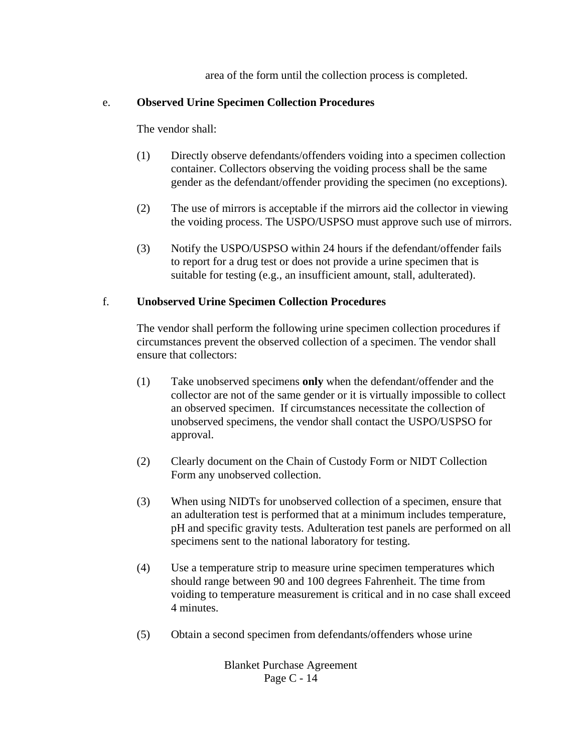area of the form until the collection process is completed.

e. **Observed Urine Specimen Collection Procedures**

The vendor shall:

(1) Directly observe defendants/offenders voiding into a specimen collection container. Collectors observing the voiding process shall be the same gender as the defendant/offender providing the specimen (no exceptions).

(2) The use of mirrors is acceptable if the mirrors aid the collector in viewing the voiding process. The USPO/USPSO must approve such use of mirrors.

(3) Notify the USPO/USPSO within 24 hours if the defendant/offender fails to report for a drug test or does not provide a urine specimen that is suitable for testing (e.g., an insufficient amount, stall, adulterated).

f. **Unobserved Urine Specimen Collection Procedures**

The vendor shall perform the following urine specimen collection procedures if circumstances prevent the observed collection of a specimen. The vendor shall ensure that collectors:

(1) Take unobserved specimens **only** when the defendant/offender and the collector are not of the same gender or it is virtually impossible to collect an observed specimen. If circumstances necessitate the collection of unobserved specimens, the vendor shall contact the USPO/USPSO for approval.

(2) Clearly document on the Chain of Custody Form or NIDT Collection Form any unobserved collection.

(3) When using NIDTs for unobserved collection of a specimen, ensure that an adulteration test is performed that at a minimum includes temperature, pH and specific gravity tests. Adulteration test panels are performed on all specimens sent to the national laboratory for testing.

(4) Use a temperature strip to measure urine specimen temperatures which should range between 90 and 100 degrees Fahrenheit. The time from voiding to temperature measurement is critical and in no case shall exceed 4 minutes.

(5) Obtain a second specimen from defendants/offenders whose urine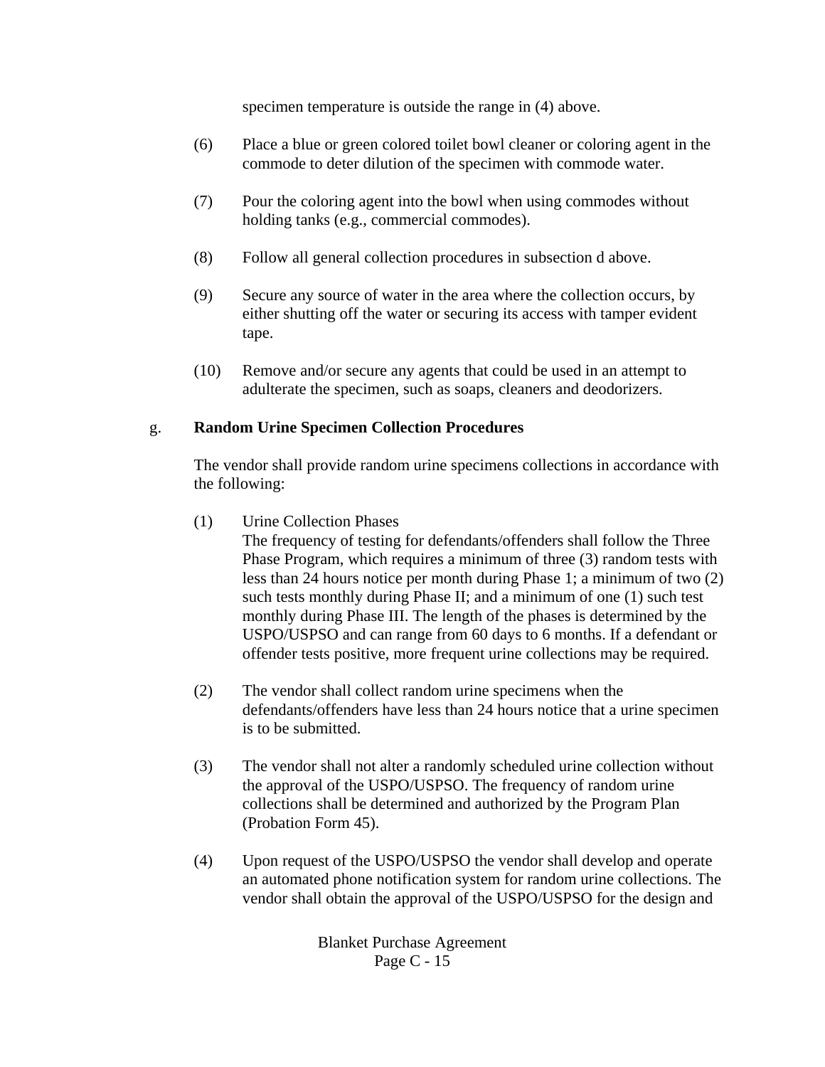specimen temperature is outside the range in (4) above.

(6) Place a blue or green colored toilet bowl cleaner or coloring agent in the commode to deter dilution of the specimen with commode water.

(7) Pour the coloring agent into the bowl when using commodes without holding tanks (e.g., commercial commodes).

(8) Follow all general collection procedures in subsection d above.

(9) Secure any source of water in the area where the collection occurs, by either shutting off the water or securing its access with tamper evident tape.

(10) Remove and/or secure any agents that could be used in an attempt to adulterate the specimen, such as soaps, cleaners and deodorizers.

g. **Random Urine Specimen Collection Procedures**

The vendor shall provide random urine specimens collections in accordance with the following:

(1) Urine Collection Phases
The frequency of testing for defendants/offenders shall follow the Three Phase Program, which requires a minimum of three (3) random tests with less than 24 hours notice per month during Phase 1; a minimum of two (2) such tests monthly during Phase II; and a minimum of one (1) such test monthly during Phase III. The length of the phases is determined by the USPO/USPSO and can range from 60 days to 6 months. If a defendant or offender tests positive, more frequent urine collections may be required.

(2) The vendor shall collect random urine specimens when the defendants/offenders have less than 24 hours notice that a urine specimen is to be submitted.

(3) The vendor shall not alter a randomly scheduled urine collection without the approval of the USPO/USPSO. The frequency of random urine collections shall be determined and authorized by the Program Plan (Probation Form 45).

(4) Upon request of the USPO/USPSO the vendor shall develop and operate an automated phone notification system for random urine collections. The vendor shall obtain the approval of the USPO/USPSO for the design and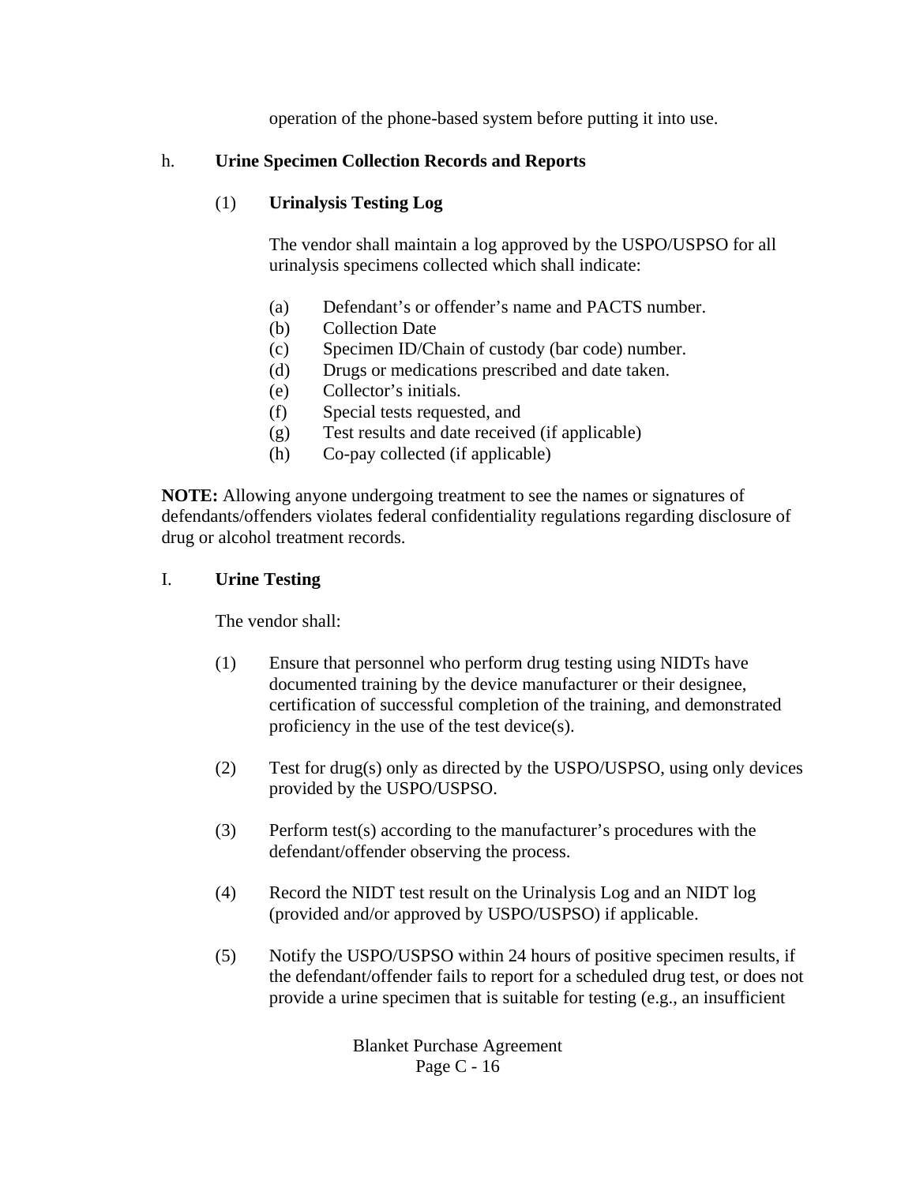operation of the phone-based system before putting it into use.

h. **Urine Specimen Collection Records and Reports**

(1) **Urinalysis Testing Log**

The vendor shall maintain a log approved by the USPO/USPSO for all urinalysis specimens collected which shall indicate:

(a) Defendant's or offender's name and PACTS number.
(b) Collection Date
(c) Specimen ID/Chain of custody (bar code) number.
(d) Drugs or medications prescribed and date taken.
(e) Collector's initials.
(f) Special tests requested, and
(g) Test results and date received (if applicable)
(h) Co-pay collected (if applicable)

**NOTE:** Allowing anyone undergoing treatment to see the names or signatures of defendants/offenders violates federal confidentiality regulations regarding disclosure of drug or alcohol treatment records.

I. **Urine Testing**

The vendor shall:

(1) Ensure that personnel who perform drug testing using NIDTs have documented training by the device manufacturer or their designee, certification of successful completion of the training, and demonstrated proficiency in the use of the test device(s).

(2) Test for drug(s) only as directed by the USPO/USPSO, using only devices provided by the USPO/USPSO.

(3) Perform test(s) according to the manufacturer's procedures with the defendant/offender observing the process.

(4) Record the NIDT test result on the Urinalysis Log and an NIDT log (provided and/or approved by USPO/USPSO) if applicable.

(5) Notify the USPO/USPSO within 24 hours of positive specimen results, if the defendant/offender fails to report for a scheduled drug test, or does not provide a urine specimen that is suitable for testing (e.g., an insufficient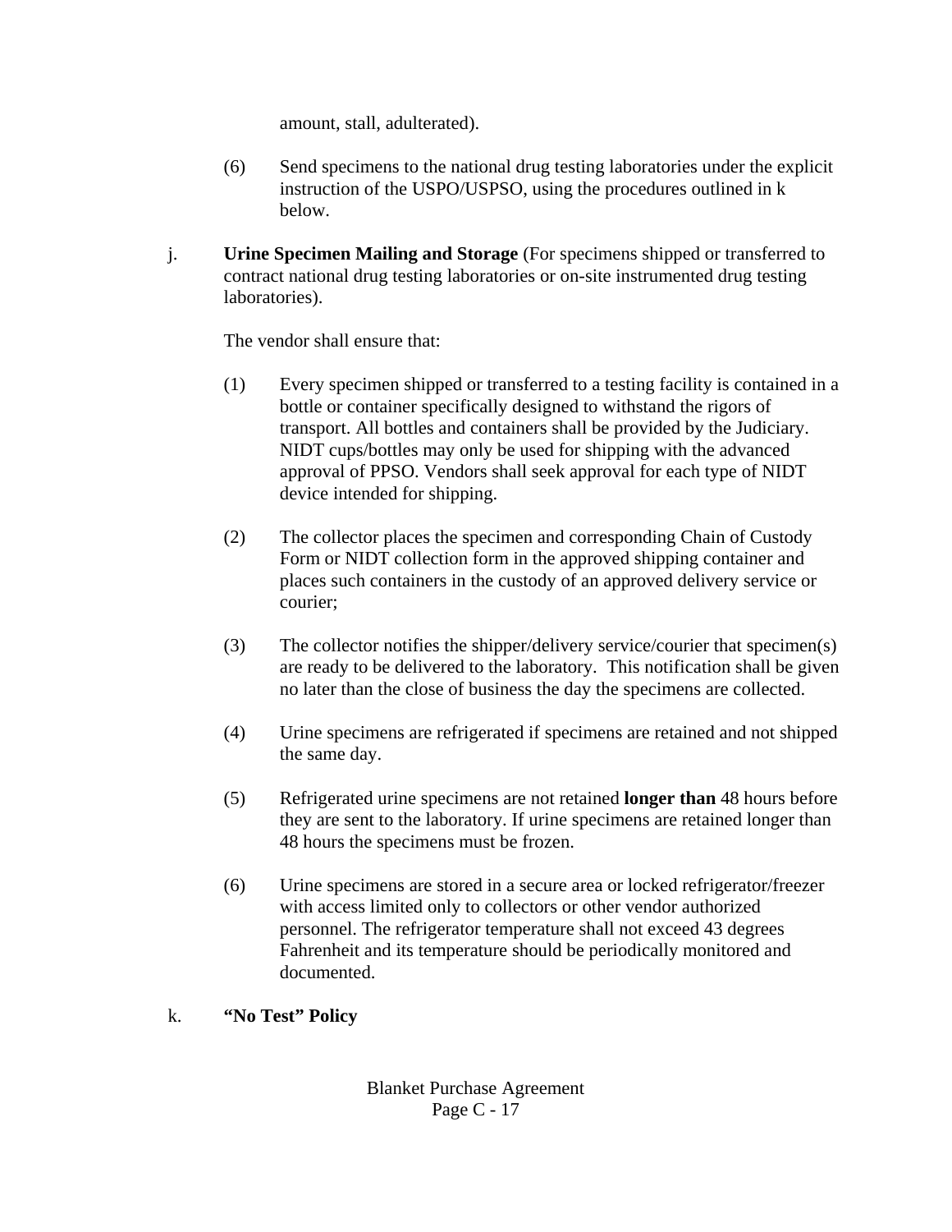amount, stall, adulterated).

(6) Send specimens to the national drug testing laboratories under the explicit instruction of the USPO/USPSO, using the procedures outlined in k below.

j. **Urine Specimen Mailing and Storage** (For specimens shipped or transferred to contract national drug testing laboratories or on-site instrumented drug testing laboratories).

The vendor shall ensure that:

(1) Every specimen shipped or transferred to a testing facility is contained in a bottle or container specifically designed to withstand the rigors of transport. All bottles and containers shall be provided by the Judiciary. NIDT cups/bottles may only be used for shipping with the advanced approval of PPSO. Vendors shall seek approval for each type of NIDT device intended for shipping.

(2) The collector places the specimen and corresponding Chain of Custody Form or NIDT collection form in the approved shipping container and places such containers in the custody of an approved delivery service or courier;

(3) The collector notifies the shipper/delivery service/courier that specimen(s) are ready to be delivered to the laboratory. This notification shall be given no later than the close of business the day the specimens are collected.

(4) Urine specimens are refrigerated if specimens are retained and not shipped the same day.

(5) Refrigerated urine specimens are not retained **longer than** 48 hours before they are sent to the laboratory. If urine specimens are retained longer than 48 hours the specimens must be frozen.

(6) Urine specimens are stored in a secure area or locked refrigerator/freezer with access limited only to collectors or other vendor authorized personnel. The refrigerator temperature shall not exceed 43 degrees Fahrenheit and its temperature should be periodically monitored and documented.

k. **"No Test" Policy**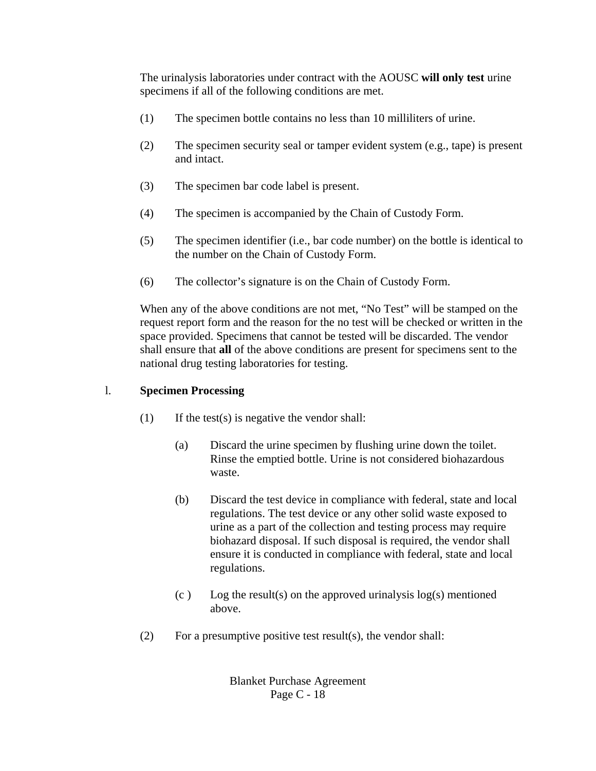The urinalysis laboratories under contract with the AOUSC **will only test** urine specimens if all of the following conditions are met.

(1) The specimen bottle contains no less than 10 milliliters of urine.

(2) The specimen security seal or tamper evident system (e.g., tape) is present and intact.

(3) The specimen bar code label is present.

(4) The specimen is accompanied by the Chain of Custody Form.

(5) The specimen identifier (i.e., bar code number) on the bottle is identical to the number on the Chain of Custody Form.

(6) The collector's signature is on the Chain of Custody Form.

When any of the above conditions are not met, "No Test" will be stamped on the request report form and the reason for the no test will be checked or written in the space provided. Specimens that cannot be tested will be discarded. The vendor shall ensure that **all** of the above conditions are present for specimens sent to the national drug testing laboratories for testing.

l. **Specimen Processing**

(1) If the test(s) is negative the vendor shall:

(a) Discard the urine specimen by flushing urine down the toilet. Rinse the emptied bottle. Urine is not considered biohazardous waste.

(b) Discard the test device in compliance with federal, state and local regulations. The test device or any other solid waste exposed to urine as a part of the collection and testing process may require biohazard disposal. If such disposal is required, the vendor shall ensure it is conducted in compliance with federal, state and local regulations.

(c ) Log the result(s) on the approved urinalysis log(s) mentioned above.

(2) For a presumptive positive test result(s), the vendor shall: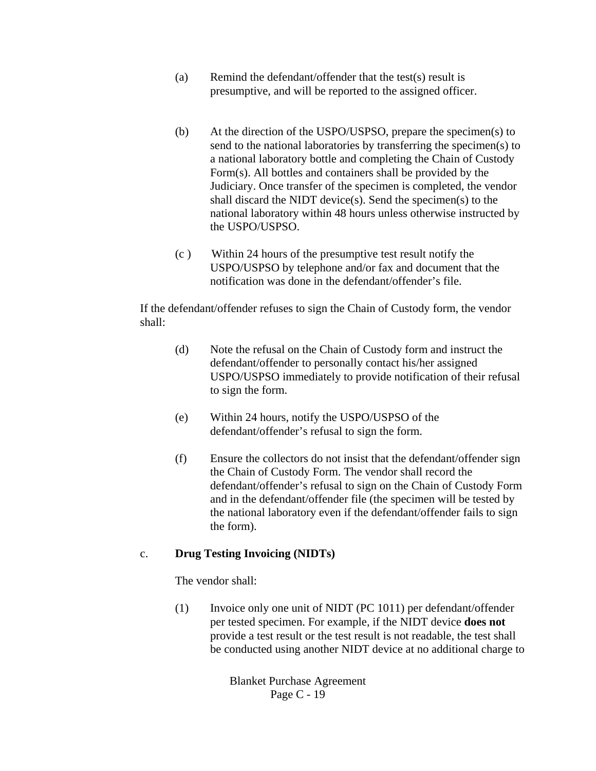(a) Remind the defendant/offender that the test(s) result is presumptive, and will be reported to the assigned officer.

(b) At the direction of the USPO/USPSO, prepare the specimen(s) to send to the national laboratories by transferring the specimen(s) to a national laboratory bottle and completing the Chain of Custody Form(s). All bottles and containers shall be provided by the Judiciary. Once transfer of the specimen is completed, the vendor shall discard the NIDT device(s). Send the specimen(s) to the national laboratory within 48 hours unless otherwise instructed by the USPO/USPSO.

(c ) Within 24 hours of the presumptive test result notify the USPO/USPSO by telephone and/or fax and document that the notification was done in the defendant/offender's file.

If the defendant/offender refuses to sign the Chain of Custody form, the vendor shall:

(d) Note the refusal on the Chain of Custody form and instruct the defendant/offender to personally contact his/her assigned USPO/USPSO immediately to provide notification of their refusal to sign the form.

(e) Within 24 hours, notify the USPO/USPSO of the defendant/offender's refusal to sign the form.

(f) Ensure the collectors do not insist that the defendant/offender sign the Chain of Custody Form. The vendor shall record the defendant/offender's refusal to sign on the Chain of Custody Form and in the defendant/offender file (the specimen will be tested by the national laboratory even if the defendant/offender fails to sign the form).

c. **Drug Testing Invoicing (NIDTs)**

The vendor shall:

(1) Invoice only one unit of NIDT (PC 1011) per defendant/offender per tested specimen. For example, if the NIDT device **does not** provide a test result or the test result is not readable, the test shall be conducted using another NIDT device at no additional charge to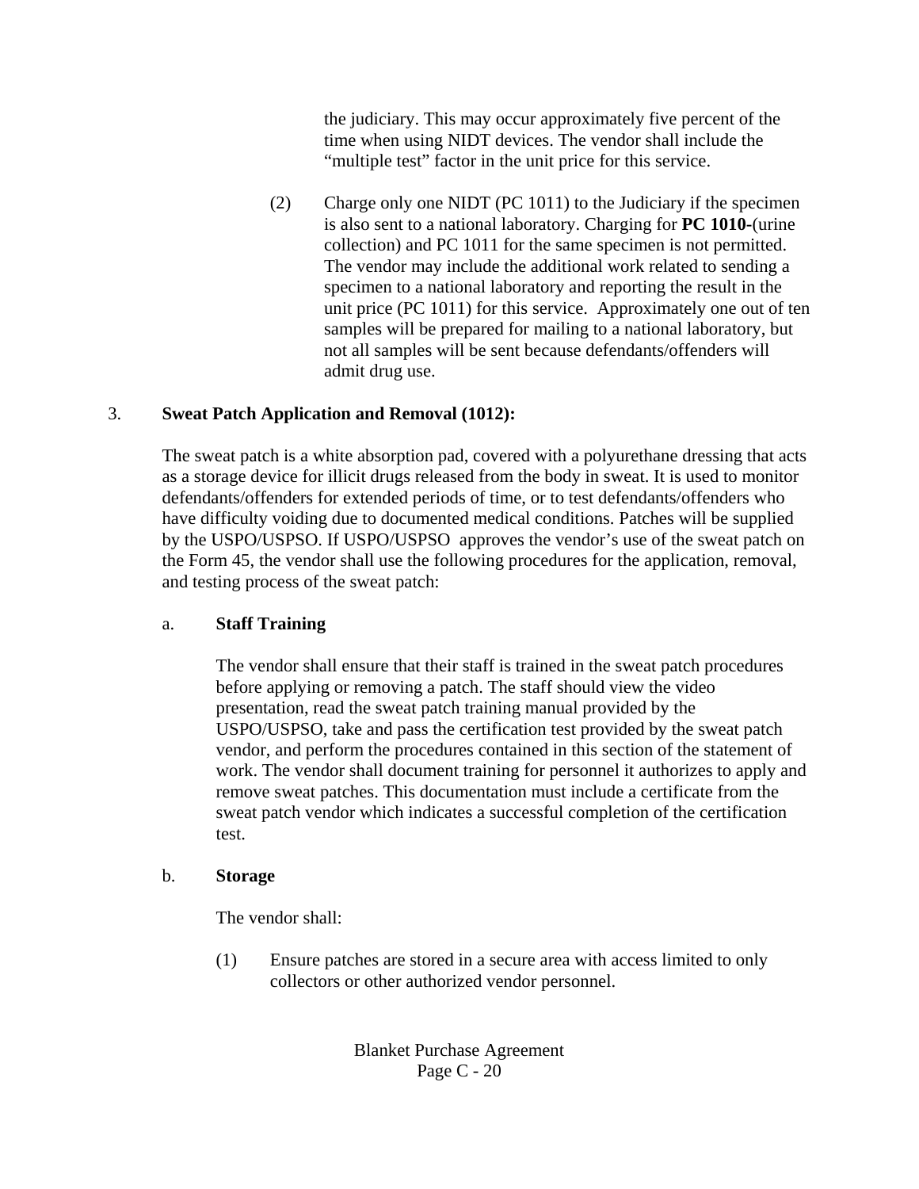the judiciary. This may occur approximately five percent of the time when using NIDT devices. The vendor shall include the "multiple test" factor in the unit price for this service.

(2) Charge only one NIDT (PC 1011) to the Judiciary if the specimen is also sent to a national laboratory. Charging for **PC 1010**-(urine collection) and PC 1011 for the same specimen is not permitted. The vendor may include the additional work related to sending a specimen to a national laboratory and reporting the result in the unit price (PC 1011) for this service. Approximately one out of ten samples will be prepared for mailing to a national laboratory, but not all samples will be sent because defendants/offenders will admit drug use.

3. **Sweat Patch Application and Removal (1012):**

The sweat patch is a white absorption pad, covered with a polyurethane dressing that acts as a storage device for illicit drugs released from the body in sweat. It is used to monitor defendants/offenders for extended periods of time, or to test defendants/offenders who have difficulty voiding due to documented medical conditions. Patches will be supplied by the USPO/USPSO. If USPO/USPSO approves the vendor's use of the sweat patch on the Form 45, the vendor shall use the following procedures for the application, removal, and testing process of the sweat patch:

a. **Staff Training**

The vendor shall ensure that their staff is trained in the sweat patch procedures before applying or removing a patch. The staff should view the video presentation, read the sweat patch training manual provided by the USPO/USPSO, take and pass the certification test provided by the sweat patch vendor, and perform the procedures contained in this section of the statement of work. The vendor shall document training for personnel it authorizes to apply and remove sweat patches. This documentation must include a certificate from the sweat patch vendor which indicates a successful completion of the certification test.

b. **Storage**

The vendor shall:

(1) Ensure patches are stored in a secure area with access limited to only collectors or other authorized vendor personnel.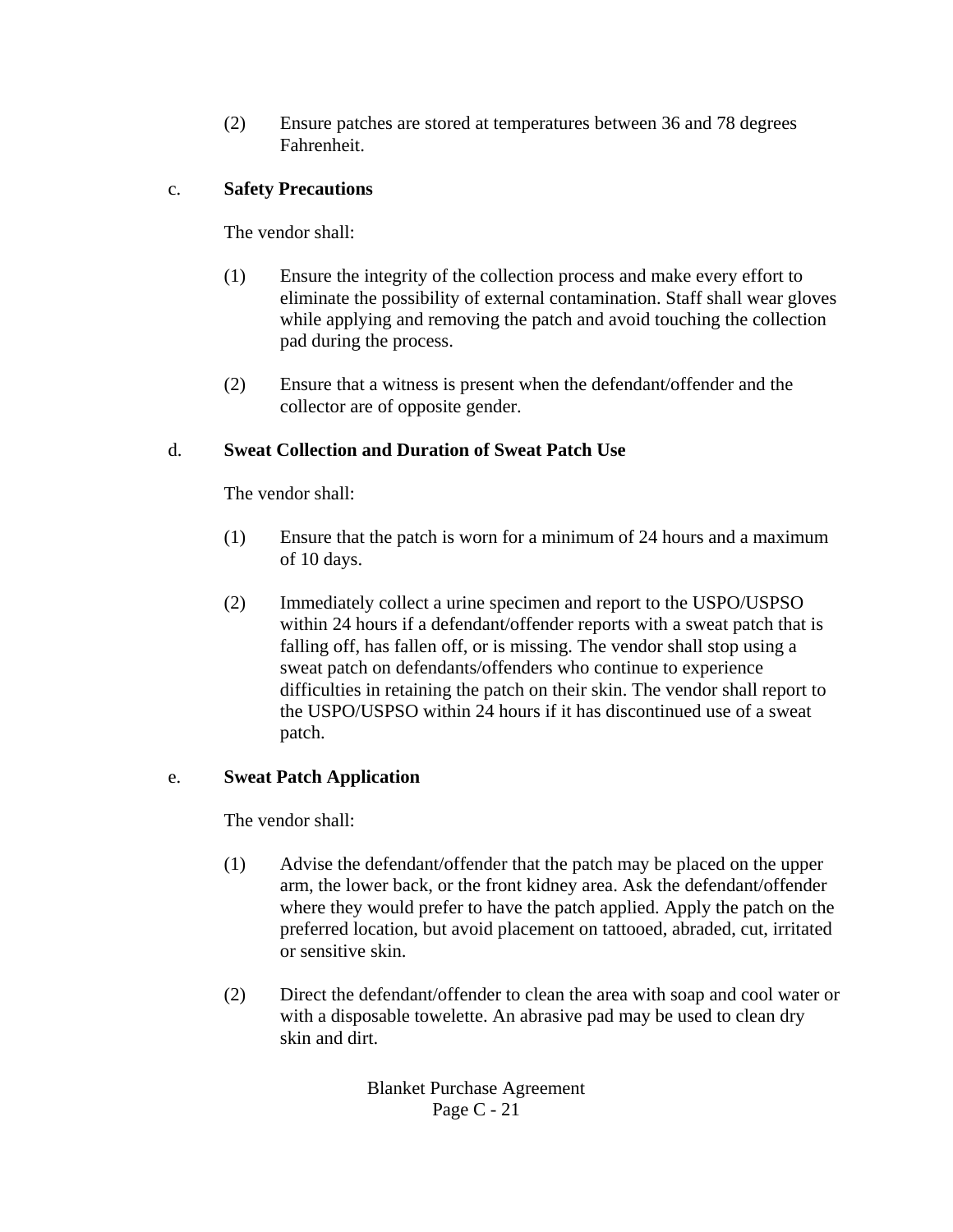(2) Ensure patches are stored at temperatures between 36 and 78 degrees Fahrenheit.

c. **Safety Precautions**

The vendor shall:

(1) Ensure the integrity of the collection process and make every effort to eliminate the possibility of external contamination. Staff shall wear gloves while applying and removing the patch and avoid touching the collection pad during the process.

(2) Ensure that a witness is present when the defendant/offender and the collector are of opposite gender.

d. **Sweat Collection and Duration of Sweat Patch Use**

The vendor shall:

(1) Ensure that the patch is worn for a minimum of 24 hours and a maximum of 10 days.

(2) Immediately collect a urine specimen and report to the USPO/USPSO within 24 hours if a defendant/offender reports with a sweat patch that is falling off, has fallen off, or is missing. The vendor shall stop using a sweat patch on defendants/offenders who continue to experience difficulties in retaining the patch on their skin. The vendor shall report to the USPO/USPSO within 24 hours if it has discontinued use of a sweat patch.

e. **Sweat Patch Application**

The vendor shall:

(1) Advise the defendant/offender that the patch may be placed on the upper arm, the lower back, or the front kidney area. Ask the defendant/offender where they would prefer to have the patch applied. Apply the patch on the preferred location, but avoid placement on tattooed, abraded, cut, irritated or sensitive skin.

(2) Direct the defendant/offender to clean the area with soap and cool water or with a disposable towelette. An abrasive pad may be used to clean dry skin and dirt.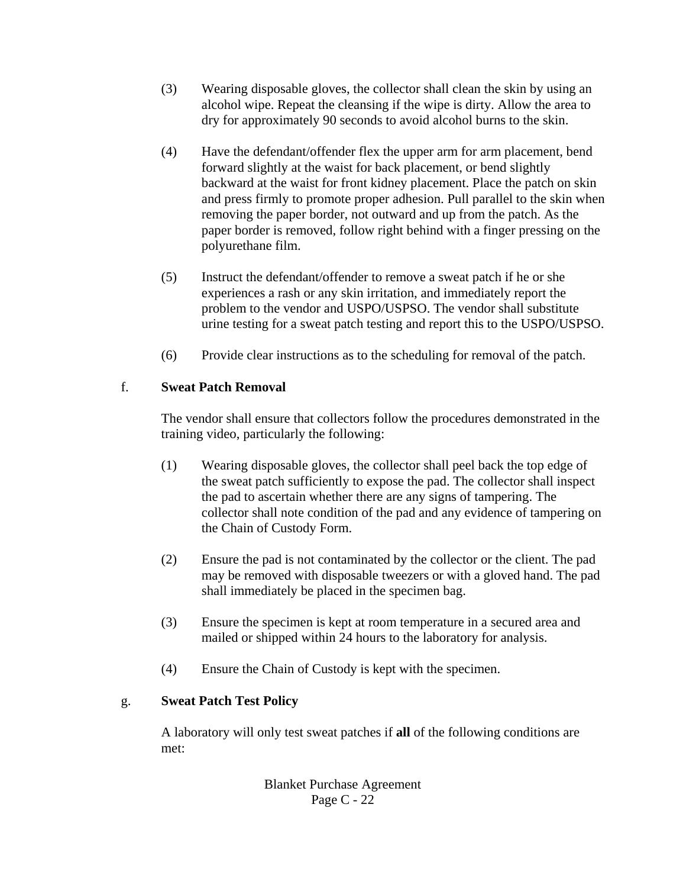(3) Wearing disposable gloves, the collector shall clean the skin by using an alcohol wipe. Repeat the cleansing if the wipe is dirty. Allow the area to dry for approximately 90 seconds to avoid alcohol burns to the skin.

(4) Have the defendant/offender flex the upper arm for arm placement, bend forward slightly at the waist for back placement, or bend slightly backward at the waist for front kidney placement. Place the patch on skin and press firmly to promote proper adhesion. Pull parallel to the skin when removing the paper border, not outward and up from the patch. As the paper border is removed, follow right behind with a finger pressing on the polyurethane film.

(5) Instruct the defendant/offender to remove a sweat patch if he or she experiences a rash or any skin irritation, and immediately report the problem to the vendor and USPO/USPSO. The vendor shall substitute urine testing for a sweat patch testing and report this to the USPO/USPSO.

(6) Provide clear instructions as to the scheduling for removal of the patch.

f. **Sweat Patch Removal**

The vendor shall ensure that collectors follow the procedures demonstrated in the training video, particularly the following:

(1) Wearing disposable gloves, the collector shall peel back the top edge of the sweat patch sufficiently to expose the pad. The collector shall inspect the pad to ascertain whether there are any signs of tampering. The collector shall note condition of the pad and any evidence of tampering on the Chain of Custody Form.

(2) Ensure the pad is not contaminated by the collector or the client. The pad may be removed with disposable tweezers or with a gloved hand. The pad shall immediately be placed in the specimen bag.

(3) Ensure the specimen is kept at room temperature in a secured area and mailed or shipped within 24 hours to the laboratory for analysis.

(4) Ensure the Chain of Custody is kept with the specimen.

g. **Sweat Patch Test Policy**

A laboratory will only test sweat patches if **all** of the following conditions are met: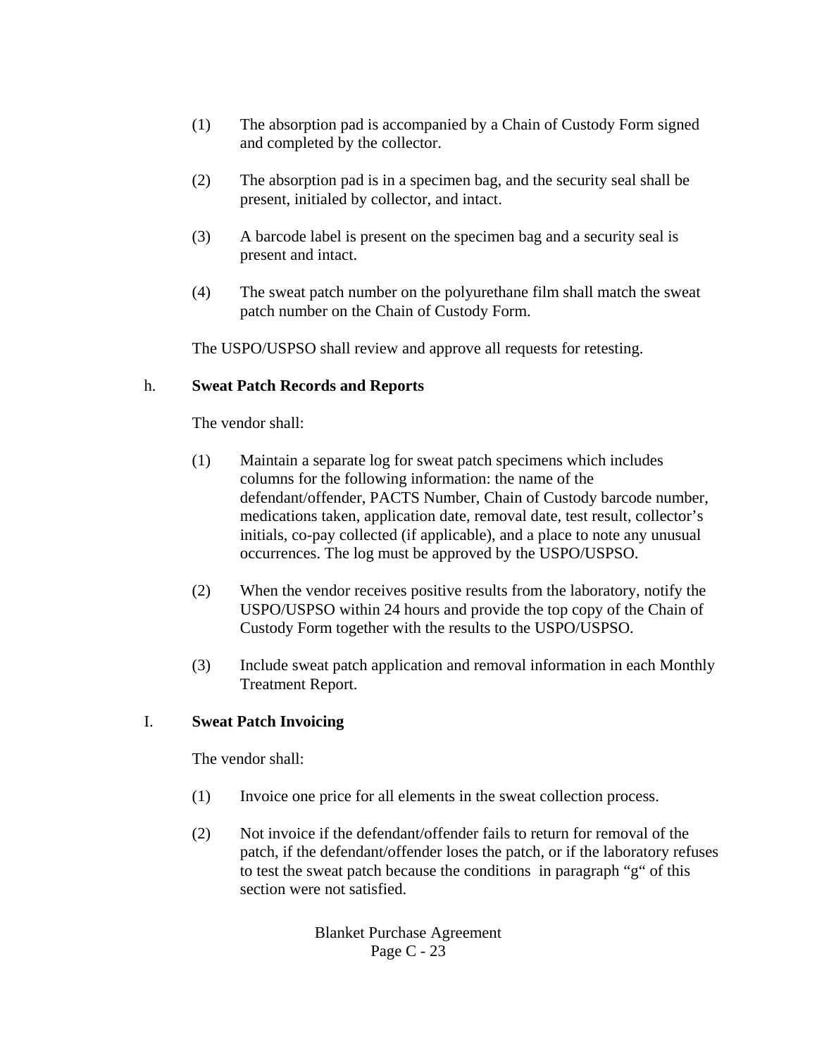(1) The absorption pad is accompanied by a Chain of Custody Form signed and completed by the collector.

(2) The absorption pad is in a specimen bag, and the security seal shall be present, initialed by collector, and intact.

(3) A barcode label is present on the specimen bag and a security seal is present and intact.

(4) The sweat patch number on the polyurethane film shall match the sweat patch number on the Chain of Custody Form.

The USPO/USPSO shall review and approve all requests for retesting.

h. **Sweat Patch Records and Reports**

The vendor shall:

(1) Maintain a separate log for sweat patch specimens which includes columns for the following information: the name of the defendant/offender, PACTS Number, Chain of Custody barcode number, medications taken, application date, removal date, test result, collector's initials, co-pay collected (if applicable), and a place to note any unusual occurrences. The log must be approved by the USPO/USPSO.

(2) When the vendor receives positive results from the laboratory, notify the USPO/USPSO within 24 hours and provide the top copy of the Chain of Custody Form together with the results to the USPO/USPSO.

(3) Include sweat patch application and removal information in each Monthly Treatment Report.

I. **Sweat Patch Invoicing**

The vendor shall:

(1) Invoice one price for all elements in the sweat collection process.

(2) Not invoice if the defendant/offender fails to return for removal of the patch, if the defendant/offender loses the patch, or if the laboratory refuses to test the sweat patch because the conditions in paragraph "g" of this section were not satisfied.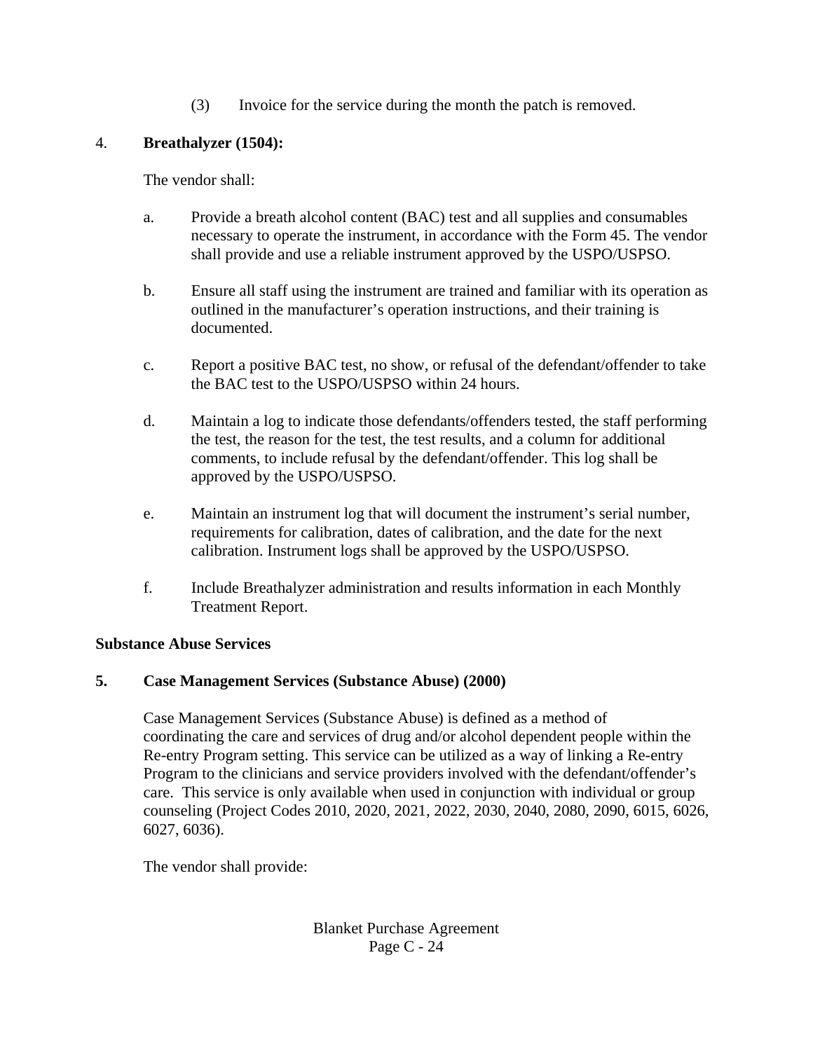(3) Invoice for the service during the month the patch is removed.

4. **Breathalyzer (1504):**

The vendor shall:

a. Provide a breath alcohol content (BAC) test and all supplies and consumables necessary to operate the instrument, in accordance with the Form 45. The vendor shall provide and use a reliable instrument approved by the USPO/USPSO.

b. Ensure all staff using the instrument are trained and familiar with its operation as outlined in the manufacturer's operation instructions, and their training is documented.

c. Report a positive BAC test, no show, or refusal of the defendant/offender to take the BAC test to the USPO/USPSO within 24 hours.

d. Maintain a log to indicate those defendants/offenders tested, the staff performing the test, the reason for the test, the test results, and a column for additional comments, to include refusal by the defendant/offender. This log shall be approved by the USPO/USPSO.

e. Maintain an instrument log that will document the instrument's serial number, requirements for calibration, dates of calibration, and the date for the next calibration. Instrument logs shall be approved by the USPO/USPSO.

f. Include Breathalyzer administration and results information in each Monthly Treatment Report.

**Substance Abuse Services**

**5. Case Management Services (Substance Abuse) (2000)**

Case Management Services (Substance Abuse) is defined as a method of coordinating the care and services of drug and/or alcohol dependent people within the Re-entry Program setting. This service can be utilized as a way of linking a Re-entry Program to the clinicians and service providers involved with the defendant/offender's care. This service is only available when used in conjunction with individual or group counseling (Project Codes 2010, 2020, 2021, 2022, 2030, 2040, 2080, 2090, 6015, 6026, 6027, 6036).

The vendor shall provide: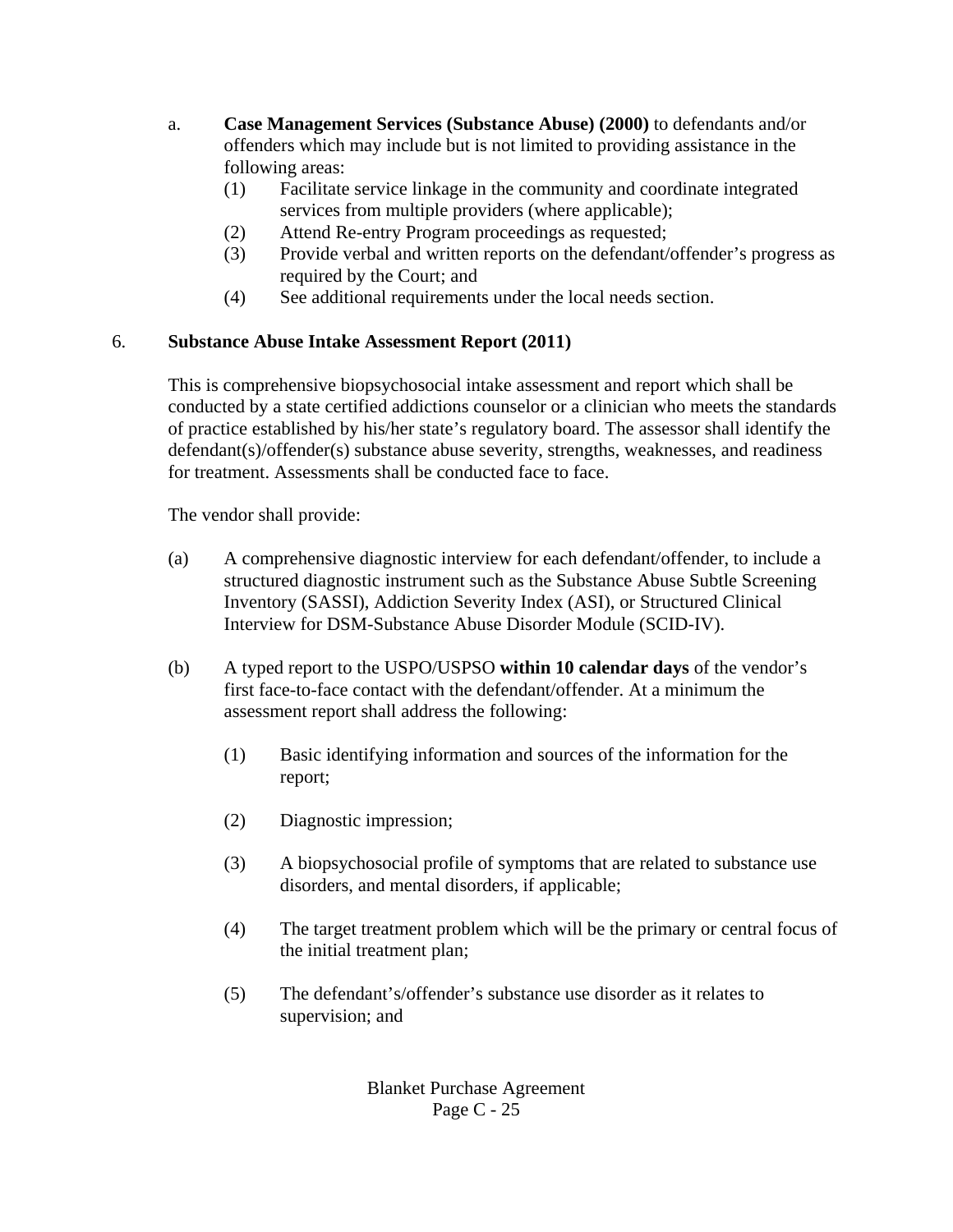a. **Case Management Services (Substance Abuse) (2000)** to defendants and/or offenders which may include but is not limited to providing assistance in the following areas:

   (1) Facilitate service linkage in the community and coordinate integrated services from multiple providers (where applicable);

   (2) Attend Re-entry Program proceedings as requested;

   (3) Provide verbal and written reports on the defendant/offender's progress as required by the Court; and

   (4) See additional requirements under the local needs section.

6. **Substance Abuse Intake Assessment Report (2011)**

This is comprehensive biopsychosocial intake assessment and report which shall be conducted by a state certified addictions counselor or a clinician who meets the standards of practice established by his/her state's regulatory board. The assessor shall identify the defendant(s)/offender(s) substance abuse severity, strengths, weaknesses, and readiness for treatment. Assessments shall be conducted face to face.

The vendor shall provide:

(a) A comprehensive diagnostic interview for each defendant/offender, to include a structured diagnostic instrument such as the Substance Abuse Subtle Screening Inventory (SASSI), Addiction Severity Index (ASI), or Structured Clinical Interview for DSM-Substance Abuse Disorder Module (SCID-IV).

(b) A typed report to the USPO/USPSO **within 10 calendar days** of the vendor's first face-to-face contact with the defendant/offender. At a minimum the assessment report shall address the following:

   (1) Basic identifying information and sources of the information for the report;

   (2) Diagnostic impression;

   (3) A biopsychosocial profile of symptoms that are related to substance use disorders, and mental disorders, if applicable;

   (4) The target treatment problem which will be the primary or central focus of the initial treatment plan;

   (5) The defendant's/offender's substance use disorder as it relates to supervision; and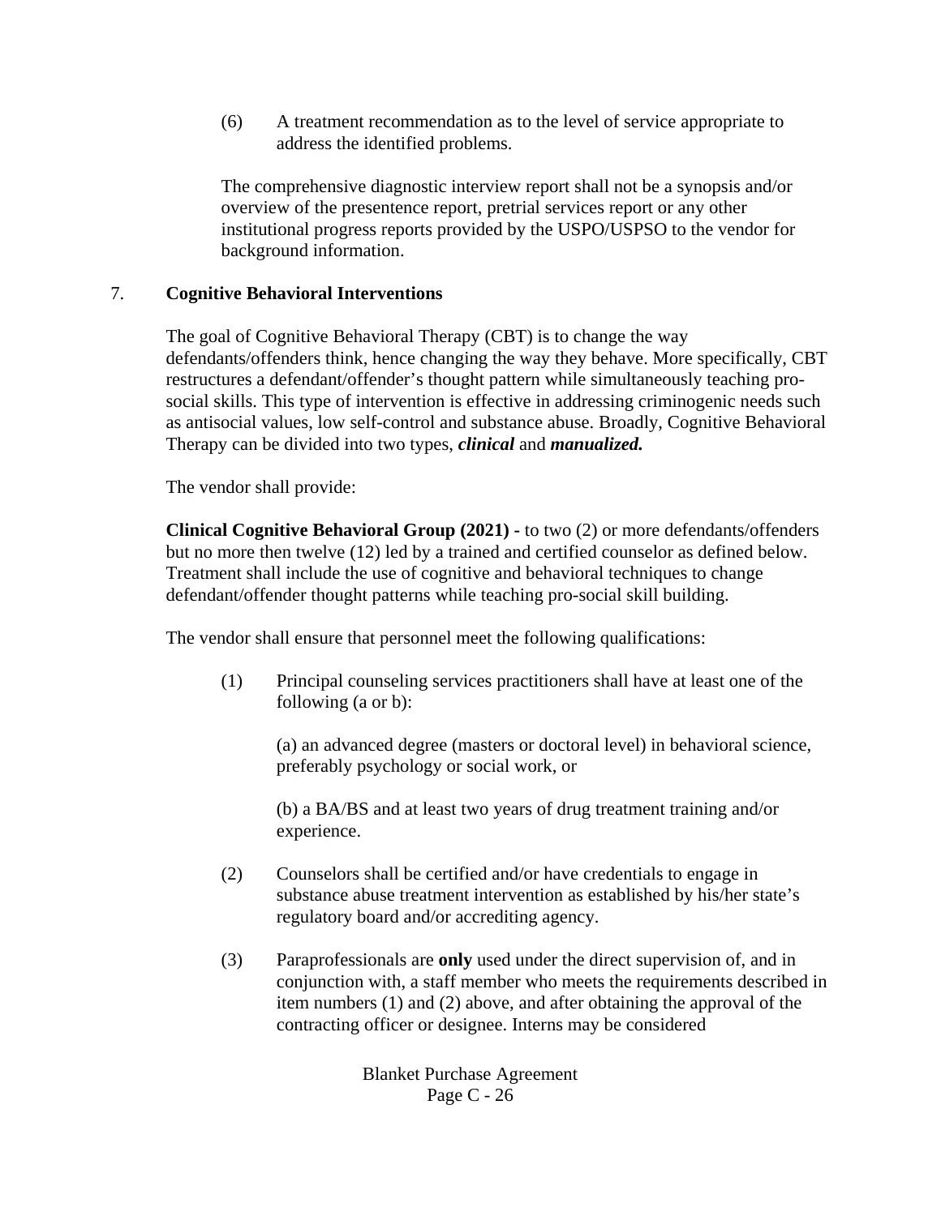(6) A treatment recommendation as to the level of service appropriate to address the identified problems.

The comprehensive diagnostic interview report shall not be a synopsis and/or overview of the presentence report, pretrial services report or any other institutional progress reports provided by the USPO/USPSO to the vendor for background information.

7. **Cognitive Behavioral Interventions**

The goal of Cognitive Behavioral Therapy (CBT) is to change the way defendants/offenders think, hence changing the way they behave. More specifically, CBT restructures a defendant/offender's thought pattern while simultaneously teaching pro-social skills. This type of intervention is effective in addressing criminogenic needs such as antisocial values, low self-control and substance abuse. Broadly, Cognitive Behavioral Therapy can be divided into two types, ***clinical*** and ***manualized.***

The vendor shall provide:

**Clinical Cognitive Behavioral Group (2021) -** to two (2) or more defendants/offenders but no more then twelve (12) led by a trained and certified counselor as defined below. Treatment shall include the use of cognitive and behavioral techniques to change defendant/offender thought patterns while teaching pro-social skill building.

The vendor shall ensure that personnel meet the following qualifications:

(1) Principal counseling services practitioners shall have at least one of the following (a or b):

(a) an advanced degree (masters or doctoral level) in behavioral science, preferably psychology or social work, or

(b) a BA/BS and at least two years of drug treatment training and/or experience.

(2) Counselors shall be certified and/or have credentials to engage in substance abuse treatment intervention as established by his/her state's regulatory board and/or accrediting agency.

(3) Paraprofessionals are **only** used under the direct supervision of, and in conjunction with, a staff member who meets the requirements described in item numbers (1) and (2) above, and after obtaining the approval of the contracting officer or designee. Interns may be considered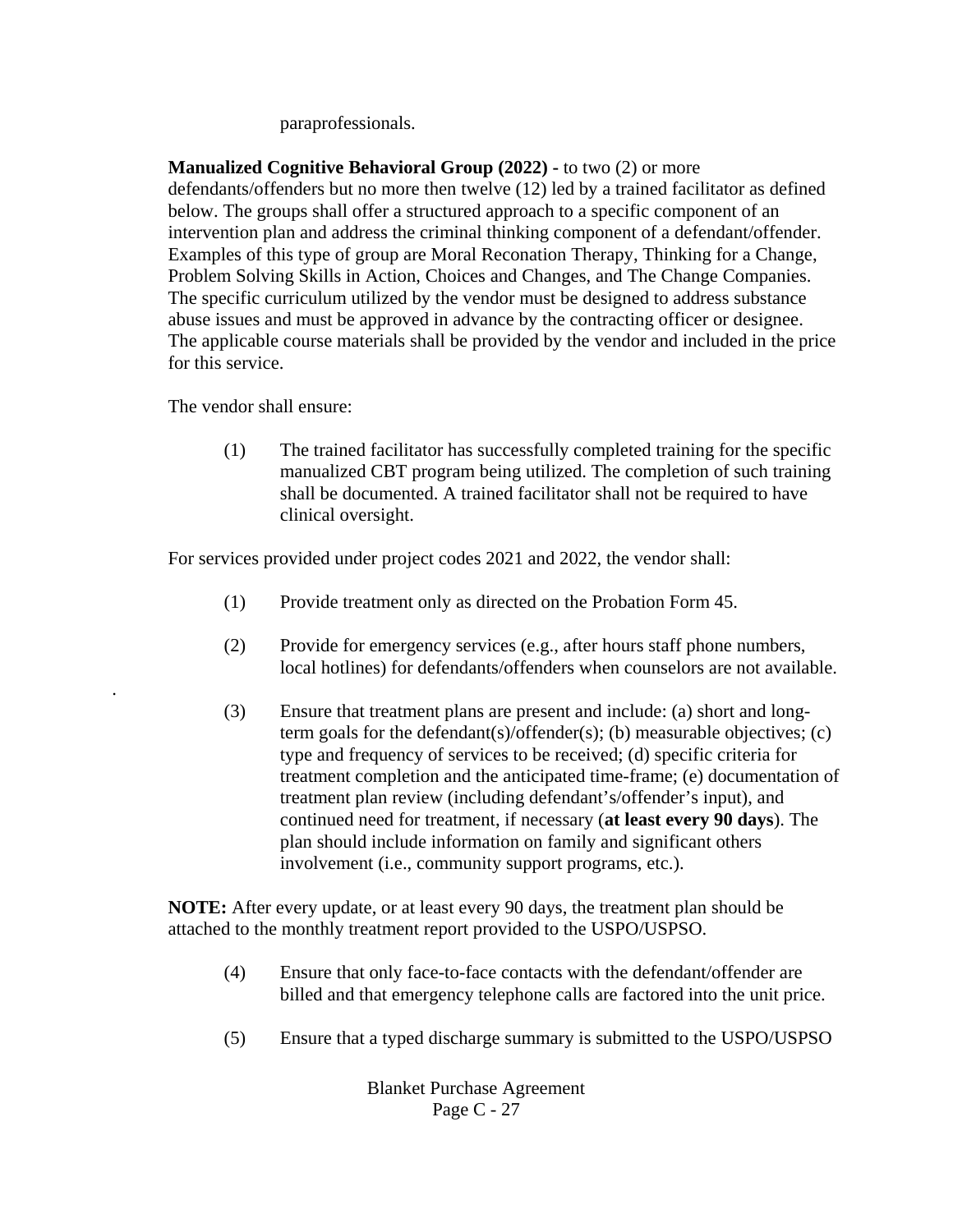paraprofessionals.

**Manualized Cognitive Behavioral Group (2022) -** to two (2) or more defendants/offenders but no more then twelve (12) led by a trained facilitator as defined below. The groups shall offer a structured approach to a specific component of an intervention plan and address the criminal thinking component of a defendant/offender. Examples of this type of group are Moral Reconation Therapy, Thinking for a Change, Problem Solving Skills in Action, Choices and Changes, and The Change Companies. The specific curriculum utilized by the vendor must be designed to address substance abuse issues and must be approved in advance by the contracting officer or designee. The applicable course materials shall be provided by the vendor and included in the price for this service.

The vendor shall ensure:

(1) The trained facilitator has successfully completed training for the specific manualized CBT program being utilized. The completion of such training shall be documented. A trained facilitator shall not be required to have clinical oversight.

For services provided under project codes 2021 and 2022, the vendor shall:

(1) Provide treatment only as directed on the Probation Form 45.

(2) Provide for emergency services (e.g., after hours staff phone numbers, local hotlines) for defendants/offenders when counselors are not available.

(3) Ensure that treatment plans are present and include: (a) short and long-term goals for the defendant(s)/offender(s); (b) measurable objectives; (c) type and frequency of services to be received; (d) specific criteria for treatment completion and the anticipated time-frame; (e) documentation of treatment plan review (including defendant's/offender's input), and continued need for treatment, if necessary (**at least every 90 days**). The plan should include information on family and significant others involvement (i.e., community support programs, etc.).

**NOTE:** After every update, or at least every 90 days, the treatment plan should be attached to the monthly treatment report provided to the USPO/USPSO.

(4) Ensure that only face-to-face contacts with the defendant/offender are billed and that emergency telephone calls are factored into the unit price.

(5) Ensure that a typed discharge summary is submitted to the USPO/USPSO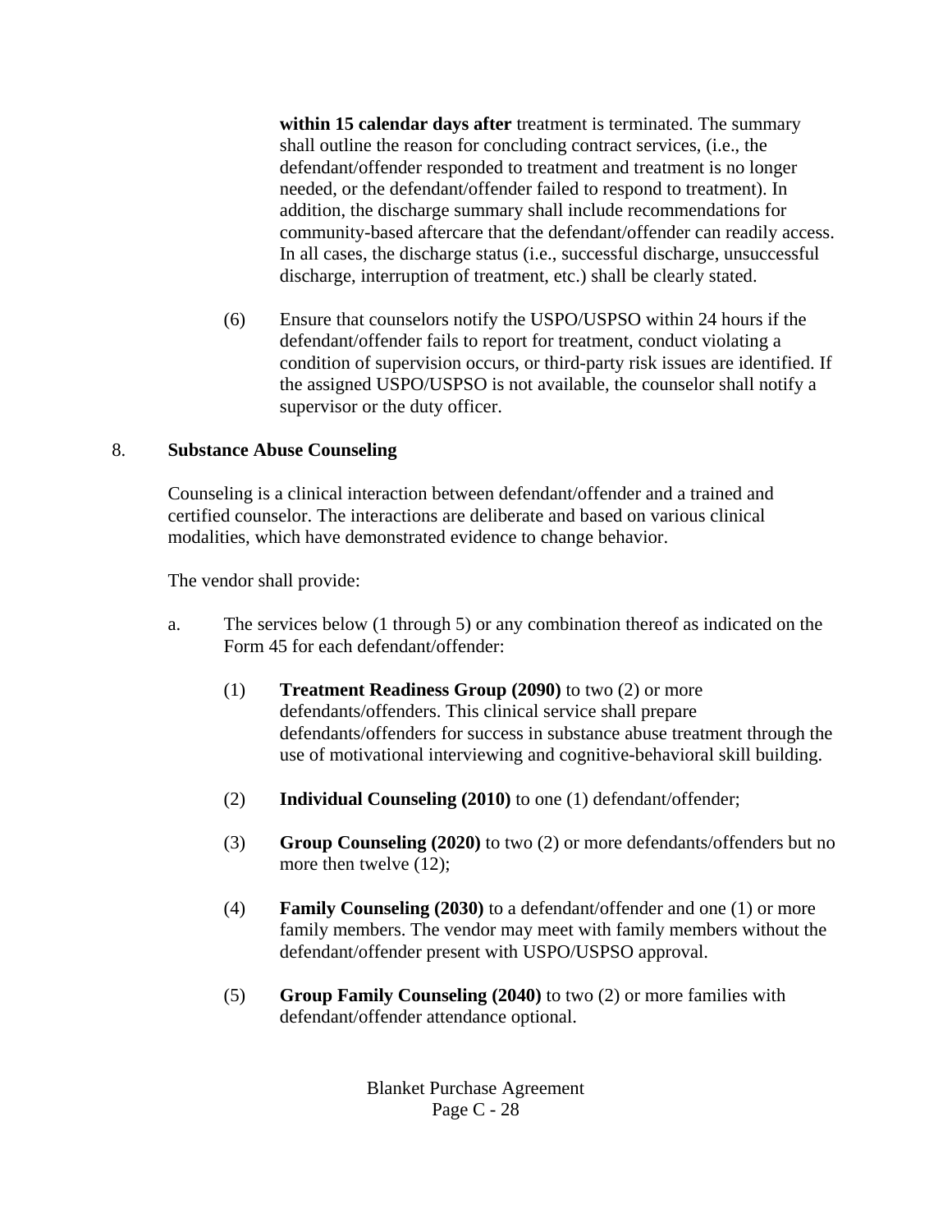**within 15 calendar days after** treatment is terminated. The summary shall outline the reason for concluding contract services, (i.e., the defendant/offender responded to treatment and treatment is no longer needed, or the defendant/offender failed to respond to treatment). In addition, the discharge summary shall include recommendations for community-based aftercare that the defendant/offender can readily access. In all cases, the discharge status (i.e., successful discharge, unsuccessful discharge, interruption of treatment, etc.) shall be clearly stated.

(6) Ensure that counselors notify the USPO/USPSO within 24 hours if the defendant/offender fails to report for treatment, conduct violating a condition of supervision occurs, or third-party risk issues are identified. If the assigned USPO/USPSO is not available, the counselor shall notify a supervisor or the duty officer.

8. **Substance Abuse Counseling**

Counseling is a clinical interaction between defendant/offender and a trained and certified counselor. The interactions are deliberate and based on various clinical modalities, which have demonstrated evidence to change behavior.

The vendor shall provide:

a. The services below (1 through 5) or any combination thereof as indicated on the Form 45 for each defendant/offender:

(1) **Treatment Readiness Group (2090)** to two (2) or more defendants/offenders. This clinical service shall prepare defendants/offenders for success in substance abuse treatment through the use of motivational interviewing and cognitive-behavioral skill building.

(2) **Individual Counseling (2010)** to one (1) defendant/offender;

(3) **Group Counseling (2020)** to two (2) or more defendants/offenders but no more then twelve (12);

(4) **Family Counseling (2030)** to a defendant/offender and one (1) or more family members. The vendor may meet with family members without the defendant/offender present with USPO/USPSO approval.

(5) **Group Family Counseling (2040)** to two (2) or more families with defendant/offender attendance optional.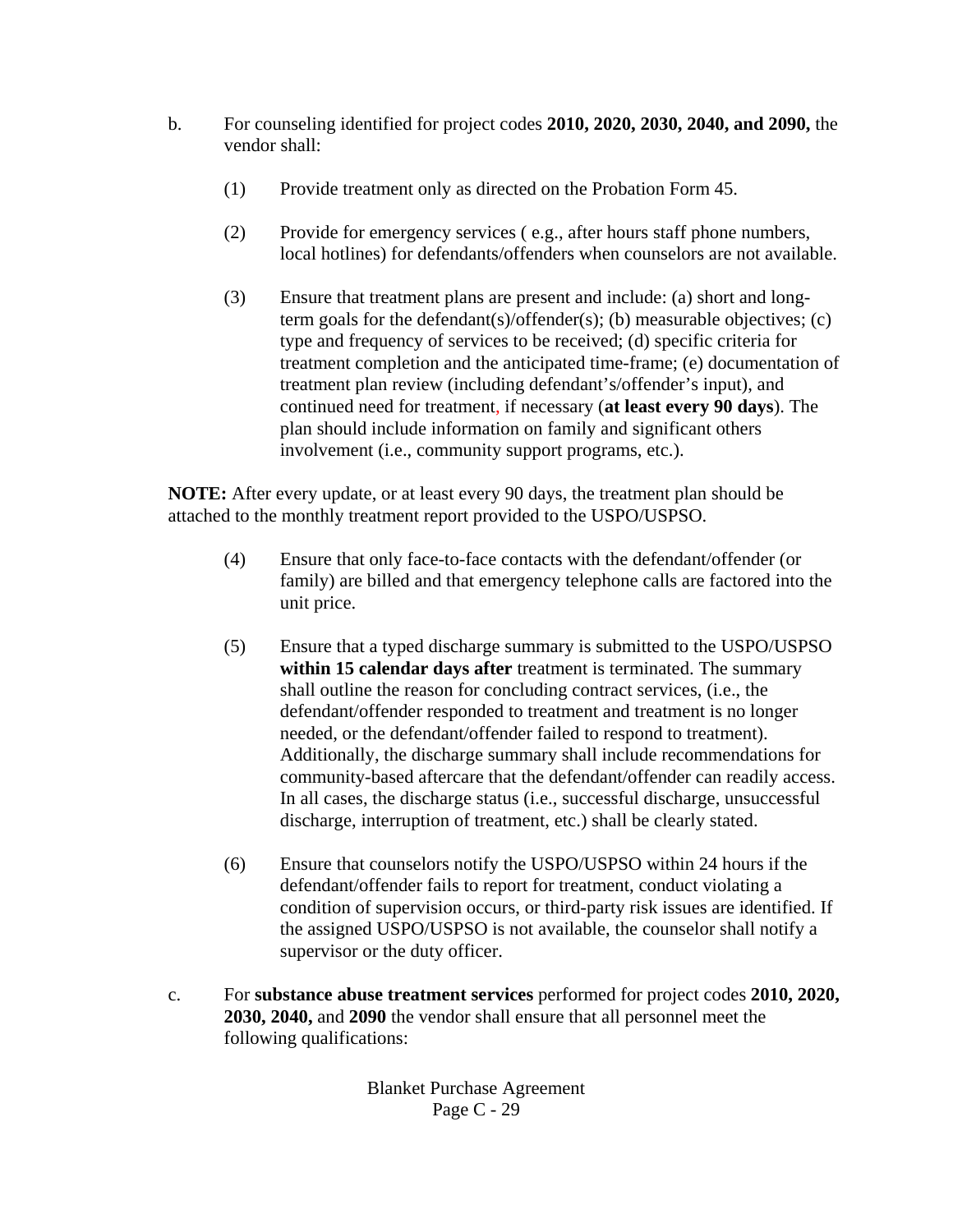b. For counseling identified for project codes **2010, 2020, 2030, 2040, and 2090,** the vendor shall:

   (1) Provide treatment only as directed on the Probation Form 45.

   (2) Provide for emergency services ( e.g., after hours staff phone numbers, local hotlines) for defendants/offenders when counselors are not available.

   (3) Ensure that treatment plans are present and include: (a) short and long-term goals for the defendant(s)/offender(s); (b) measurable objectives; (c) type and frequency of services to be received; (d) specific criteria for treatment completion and the anticipated time-frame; (e) documentation of treatment plan review (including defendant's/offender's input), and continued need for treatment, if necessary (**at least every 90 days**). The plan should include information on family and significant others involvement (i.e., community support programs, etc.).

**NOTE:** After every update, or at least every 90 days, the treatment plan should be attached to the monthly treatment report provided to the USPO/USPSO.

   (4) Ensure that only face-to-face contacts with the defendant/offender (or family) are billed and that emergency telephone calls are factored into the unit price.

   (5) Ensure that a typed discharge summary is submitted to the USPO/USPSO **within 15 calendar days after** treatment is terminated. The summary shall outline the reason for concluding contract services, (i.e., the defendant/offender responded to treatment and treatment is no longer needed, or the defendant/offender failed to respond to treatment). Additionally, the discharge summary shall include recommendations for community-based aftercare that the defendant/offender can readily access. In all cases, the discharge status (i.e., successful discharge, unsuccessful discharge, interruption of treatment, etc.) shall be clearly stated.

   (6) Ensure that counselors notify the USPO/USPSO within 24 hours if the defendant/offender fails to report for treatment, conduct violating a condition of supervision occurs, or third-party risk issues are identified. If the assigned USPO/USPSO is not available, the counselor shall notify a supervisor or the duty officer.

c. For **substance abuse treatment services** performed for project codes **2010, 2020, 2030, 2040,** and **2090** the vendor shall ensure that all personnel meet the following qualifications: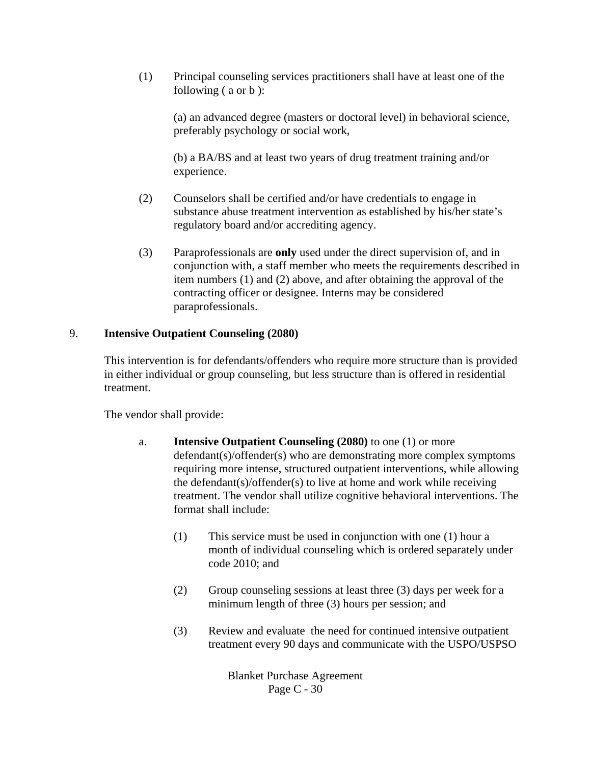(1) Principal counseling services practitioners shall have at least one of the following ( a or b ):

(a) an advanced degree (masters or doctoral level) in behavioral science, preferably psychology or social work,

(b) a BA/BS and at least two years of drug treatment training and/or experience.

(2) Counselors shall be certified and/or have credentials to engage in substance abuse treatment intervention as established by his/her state's regulatory board and/or accrediting agency.

(3) Paraprofessionals are **only** used under the direct supervision of, and in conjunction with, a staff member who meets the requirements described in item numbers (1) and (2) above, and after obtaining the approval of the contracting officer or designee. Interns may be considered paraprofessionals.

9. **Intensive Outpatient Counseling (2080)**

This intervention is for defendants/offenders who require more structure than is provided in either individual or group counseling, but less structure than is offered in residential treatment.

The vendor shall provide:

a. **Intensive Outpatient Counseling (2080)** to one (1) or more defendant(s)/offender(s) who are demonstrating more complex symptoms requiring more intense, structured outpatient interventions, while allowing the defendant(s)/offender(s) to live at home and work while receiving treatment. The vendor shall utilize cognitive behavioral interventions. The format shall include:

(1) This service must be used in conjunction with one (1) hour a month of individual counseling which is ordered separately under code 2010; and

(2) Group counseling sessions at least three (3) days per week for a minimum length of three (3) hours per session; and

(3) Review and evaluate the need for continued intensive outpatient treatment every 90 days and communicate with the USPO/USPSO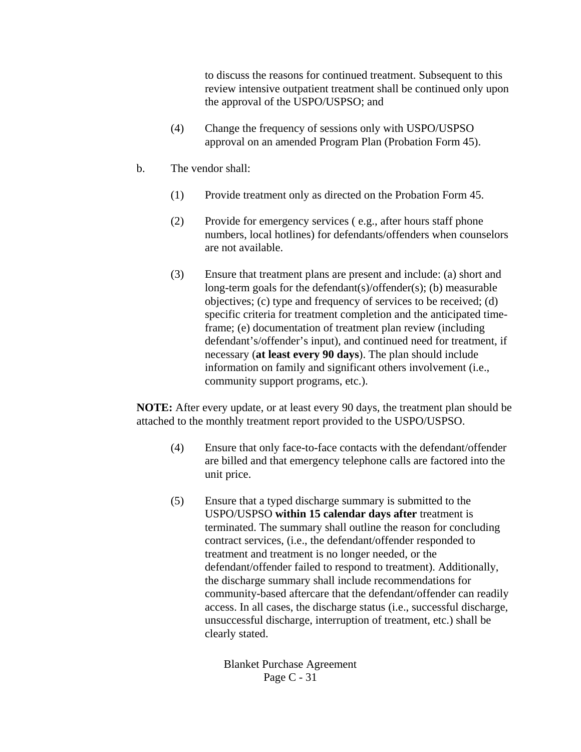to discuss the reasons for continued treatment. Subsequent to this review intensive outpatient treatment shall be continued only upon the approval of the USPO/USPSO; and

(4) Change the frequency of sessions only with USPO/USPSO approval on an amended Program Plan (Probation Form 45).

b. The vendor shall:

(1) Provide treatment only as directed on the Probation Form 45.

(2) Provide for emergency services ( e.g., after hours staff phone numbers, local hotlines) for defendants/offenders when counselors are not available.

(3) Ensure that treatment plans are present and include: (a) short and long-term goals for the defendant(s)/offender(s); (b) measurable objectives; (c) type and frequency of services to be received; (d) specific criteria for treatment completion and the anticipated time-frame; (e) documentation of treatment plan review (including defendant's/offender's input), and continued need for treatment, if necessary (**at least every 90 days**). The plan should include information on family and significant others involvement (i.e., community support programs, etc.).

**NOTE:** After every update, or at least every 90 days, the treatment plan should be attached to the monthly treatment report provided to the USPO/USPSO.

(4) Ensure that only face-to-face contacts with the defendant/offender are billed and that emergency telephone calls are factored into the unit price.

(5) Ensure that a typed discharge summary is submitted to the USPO/USPSO **within 15 calendar days after** treatment is terminated. The summary shall outline the reason for concluding contract services, (i.e., the defendant/offender responded to treatment and treatment is no longer needed, or the defendant/offender failed to respond to treatment). Additionally, the discharge summary shall include recommendations for community-based aftercare that the defendant/offender can readily access. In all cases, the discharge status (i.e., successful discharge, unsuccessful discharge, interruption of treatment, etc.) shall be clearly stated.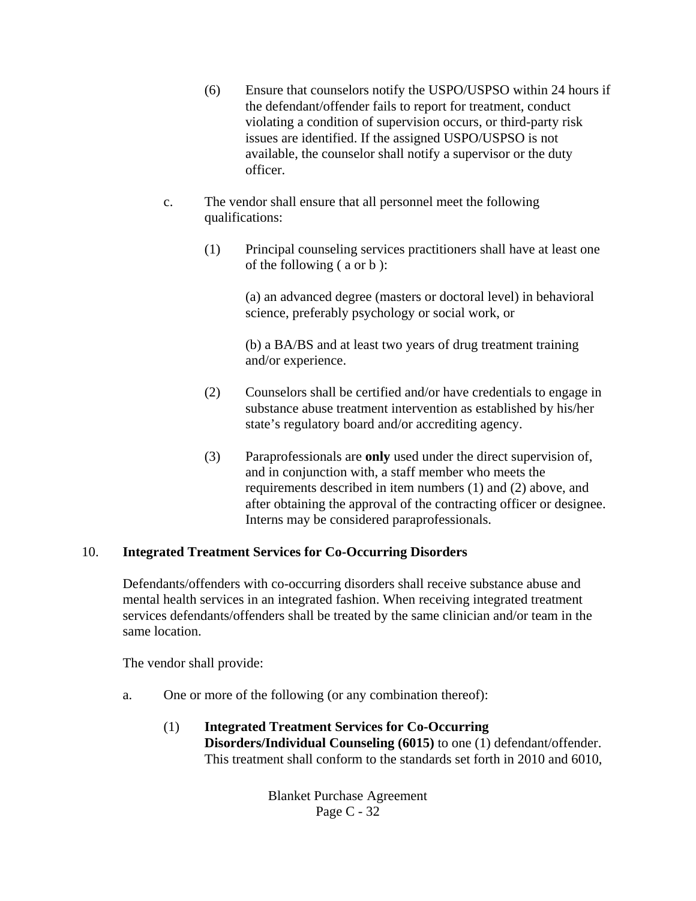(6) Ensure that counselors notify the USPO/USPSO within 24 hours if the defendant/offender fails to report for treatment, conduct violating a condition of supervision occurs, or third-party risk issues are identified. If the assigned USPO/USPSO is not available, the counselor shall notify a supervisor or the duty officer.

c. The vendor shall ensure that all personnel meet the following qualifications:

(1) Principal counseling services practitioners shall have at least one of the following ( a or b ):

(a) an advanced degree (masters or doctoral level) in behavioral science, preferably psychology or social work, or

(b) a BA/BS and at least two years of drug treatment training and/or experience.

(2) Counselors shall be certified and/or have credentials to engage in substance abuse treatment intervention as established by his/her state's regulatory board and/or accrediting agency.

(3) Paraprofessionals are **only** used under the direct supervision of, and in conjunction with, a staff member who meets the requirements described in item numbers (1) and (2) above, and after obtaining the approval of the contracting officer or designee. Interns may be considered paraprofessionals.

10. **Integrated Treatment Services for Co-Occurring Disorders**

Defendants/offenders with co-occurring disorders shall receive substance abuse and mental health services in an integrated fashion. When receiving integrated treatment services defendants/offenders shall be treated by the same clinician and/or team in the same location.

The vendor shall provide:

a. One or more of the following (or any combination thereof):

(1) **Integrated Treatment Services for Co-Occurring Disorders/Individual Counseling (6015)** to one (1) defendant/offender. This treatment shall conform to the standards set forth in 2010 and 6010,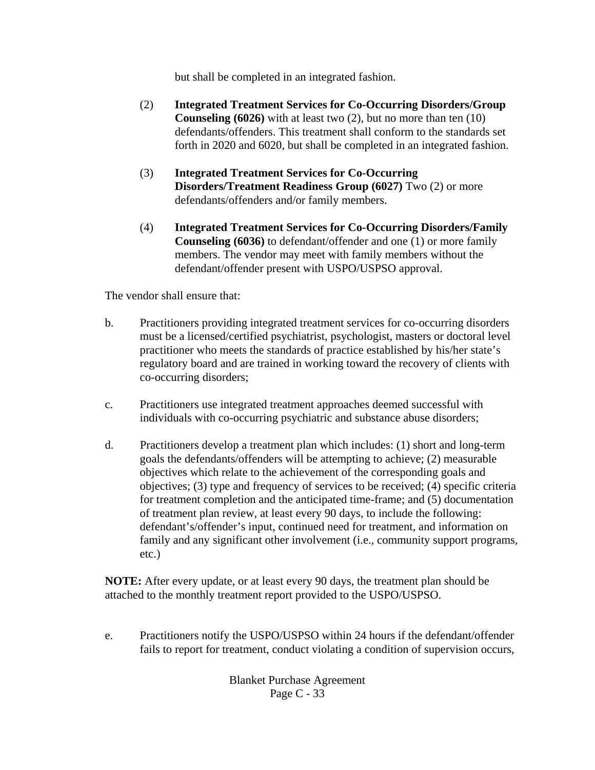but shall be completed in an integrated fashion.

(2) **Integrated Treatment Services for Co-Occurring Disorders/Group Counseling (6026)** with at least two (2), but no more than ten (10) defendants/offenders. This treatment shall conform to the standards set forth in 2020 and 6020, but shall be completed in an integrated fashion.

(3) **Integrated Treatment Services for Co-Occurring Disorders/Treatment Readiness Group (6027)** Two (2) or more defendants/offenders and/or family members.

(4) **Integrated Treatment Services for Co-Occurring Disorders/Family Counseling (6036)** to defendant/offender and one (1) or more family members. The vendor may meet with family members without the defendant/offender present with USPO/USPSO approval.

The vendor shall ensure that:

b. Practitioners providing integrated treatment services for co-occurring disorders must be a licensed/certified psychiatrist, psychologist, masters or doctoral level practitioner who meets the standards of practice established by his/her state's regulatory board and are trained in working toward the recovery of clients with co-occurring disorders;

c. Practitioners use integrated treatment approaches deemed successful with individuals with co-occurring psychiatric and substance abuse disorders;

d. Practitioners develop a treatment plan which includes: (1) short and long-term goals the defendants/offenders will be attempting to achieve; (2) measurable objectives which relate to the achievement of the corresponding goals and objectives; (3) type and frequency of services to be received; (4) specific criteria for treatment completion and the anticipated time-frame; and (5) documentation of treatment plan review, at least every 90 days, to include the following: defendant's/offender's input, continued need for treatment, and information on family and any significant other involvement (i.e., community support programs, etc.)

**NOTE:** After every update, or at least every 90 days, the treatment plan should be attached to the monthly treatment report provided to the USPO/USPSO.

e. Practitioners notify the USPO/USPSO within 24 hours if the defendant/offender fails to report for treatment, conduct violating a condition of supervision occurs,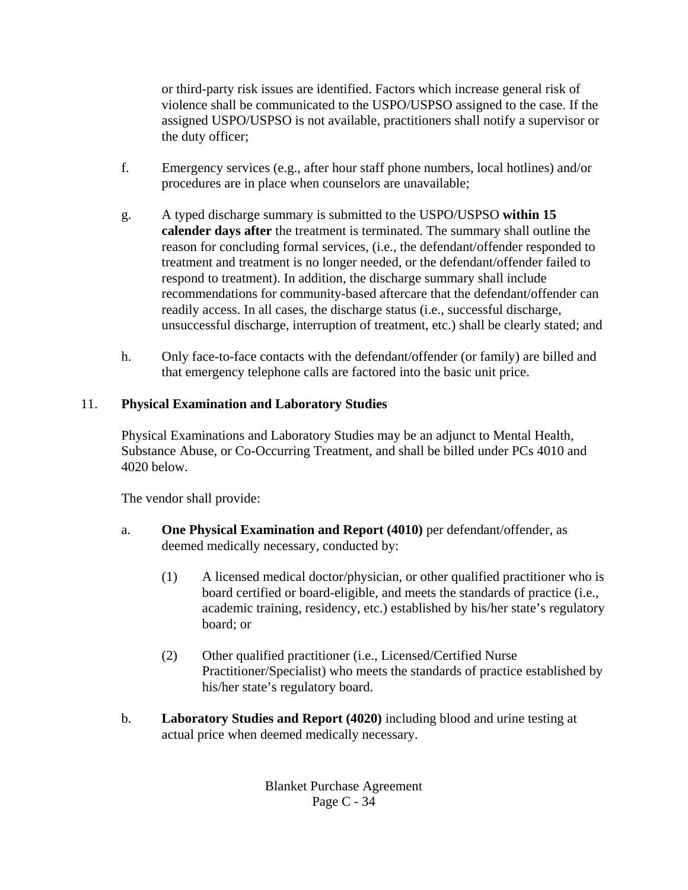or third-party risk issues are identified. Factors which increase general risk of violence shall be communicated to the USPO/USPSO assigned to the case. If the assigned USPO/USPSO is not available, practitioners shall notify a supervisor or the duty officer;

f. Emergency services (e.g., after hour staff phone numbers, local hotlines) and/or procedures are in place when counselors are unavailable;

g. A typed discharge summary is submitted to the USPO/USPSO **within 15 calender days after** the treatment is terminated. The summary shall outline the reason for concluding formal services, (i.e., the defendant/offender responded to treatment and treatment is no longer needed, or the defendant/offender failed to respond to treatment). In addition, the discharge summary shall include recommendations for community-based aftercare that the defendant/offender can readily access. In all cases, the discharge status (i.e., successful discharge, unsuccessful discharge, interruption of treatment, etc.) shall be clearly stated; and

h. Only face-to-face contacts with the defendant/offender (or family) are billed and that emergency telephone calls are factored into the basic unit price.

11. **Physical Examination and Laboratory Studies**

Physical Examinations and Laboratory Studies may be an adjunct to Mental Health, Substance Abuse, or Co-Occurring Treatment, and shall be billed under PCs 4010 and 4020 below.

The vendor shall provide:

a. **One Physical Examination and Report (4010)** per defendant/offender, as deemed medically necessary, conducted by:

   (1) A licensed medical doctor/physician, or other qualified practitioner who is board certified or board-eligible, and meets the standards of practice (i.e., academic training, residency, etc.) established by his/her state's regulatory board; or

   (2) Other qualified practitioner (i.e., Licensed/Certified Nurse Practitioner/Specialist) who meets the standards of practice established by his/her state's regulatory board.

b. **Laboratory Studies and Report (4020)** including blood and urine testing at actual price when deemed medically necessary.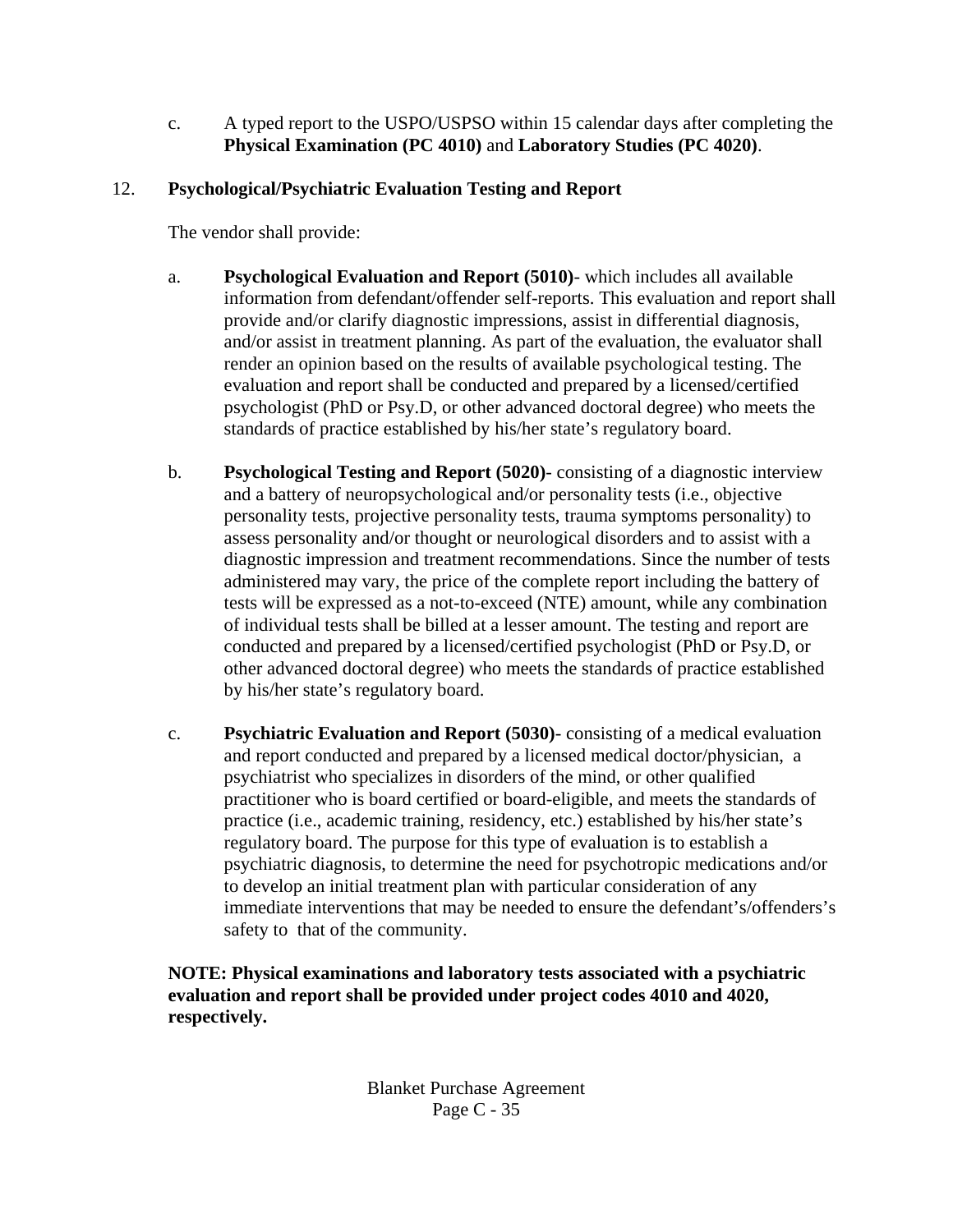c. A typed report to the USPO/USPSO within 15 calendar days after completing the **Physical Examination (PC 4010)** and **Laboratory Studies (PC 4020)**.

12. **Psychological/Psychiatric Evaluation Testing and Report**

The vendor shall provide:

a. **Psychological Evaluation and Report (5010)**- which includes all available information from defendant/offender self-reports. This evaluation and report shall provide and/or clarify diagnostic impressions, assist in differential diagnosis, and/or assist in treatment planning. As part of the evaluation, the evaluator shall render an opinion based on the results of available psychological testing. The evaluation and report shall be conducted and prepared by a licensed/certified psychologist (PhD or Psy.D, or other advanced doctoral degree) who meets the standards of practice established by his/her state's regulatory board.

b. **Psychological Testing and Report (5020)**- consisting of a diagnostic interview and a battery of neuropsychological and/or personality tests (i.e., objective personality tests, projective personality tests, trauma symptoms personality) to assess personality and/or thought or neurological disorders and to assist with a diagnostic impression and treatment recommendations. Since the number of tests administered may vary, the price of the complete report including the battery of tests will be expressed as a not-to-exceed (NTE) amount, while any combination of individual tests shall be billed at a lesser amount. The testing and report are conducted and prepared by a licensed/certified psychologist (PhD or Psy.D, or other advanced doctoral degree) who meets the standards of practice established by his/her state's regulatory board.

c. **Psychiatric Evaluation and Report (5030)**- consisting of a medical evaluation and report conducted and prepared by a licensed medical doctor/physician, a psychiatrist who specializes in disorders of the mind, or other qualified practitioner who is board certified or board-eligible, and meets the standards of practice (i.e., academic training, residency, etc.) established by his/her state's regulatory board. The purpose for this type of evaluation is to establish a psychiatric diagnosis, to determine the need for psychotropic medications and/or to develop an initial treatment plan with particular consideration of any immediate interventions that may be needed to ensure the defendant's/offenders's safety to that of the community.

**NOTE: Physical examinations and laboratory tests associated with a psychiatric evaluation and report shall be provided under project codes 4010 and 4020, respectively.**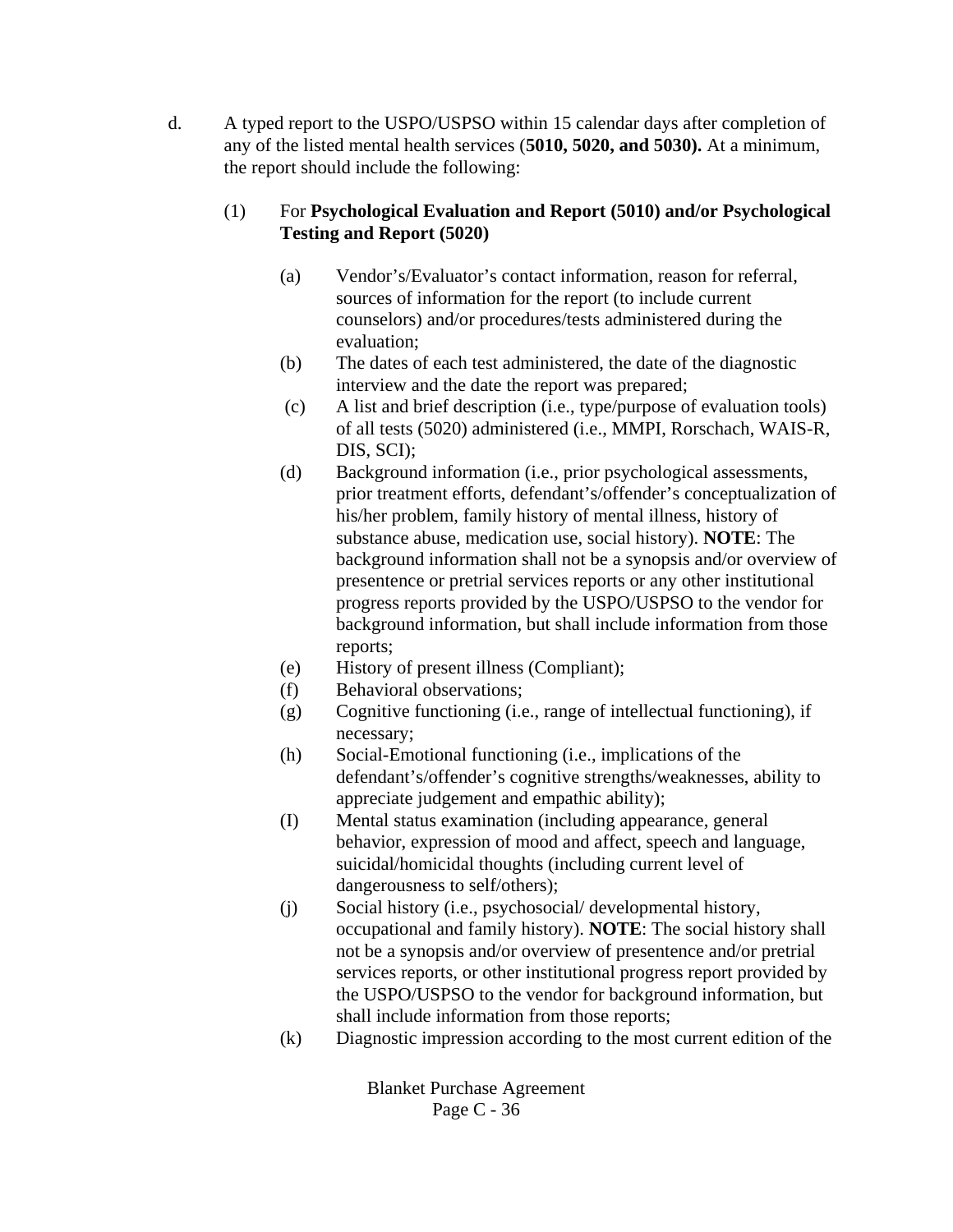d. A typed report to the USPO/USPSO within 15 calendar days after completion of any of the listed mental health services (**5010, 5020, and 5030).** At a minimum, the report should include the following:

(1) For **Psychological Evaluation and Report (5010) and/or Psychological Testing and Report (5020)**

(a) Vendor's/Evaluator's contact information, reason for referral, sources of information for the report (to include current counselors) and/or procedures/tests administered during the evaluation;

(b) The dates of each test administered, the date of the diagnostic interview and the date the report was prepared;

(c) A list and brief description (i.e., type/purpose of evaluation tools) of all tests (5020) administered (i.e., MMPI, Rorschach, WAIS-R, DIS, SCI);

(d) Background information (i.e., prior psychological assessments, prior treatment efforts, defendant's/offender's conceptualization of his/her problem, family history of mental illness, history of substance abuse, medication use, social history). **NOTE**: The background information shall not be a synopsis and/or overview of presentence or pretrial services reports or any other institutional progress reports provided by the USPO/USPSO to the vendor for background information, but shall include information from those reports;

(e) History of present illness (Compliant);

(f) Behavioral observations;

(g) Cognitive functioning (i.e., range of intellectual functioning), if necessary;

(h) Social-Emotional functioning (i.e., implications of the defendant's/offender's cognitive strengths/weaknesses, ability to appreciate judgement and empathic ability);

(I) Mental status examination (including appearance, general behavior, expression of mood and affect, speech and language, suicidal/homicidal thoughts (including current level of dangerousness to self/others);

(j) Social history (i.e., psychosocial/ developmental history, occupational and family history). **NOTE**: The social history shall not be a synopsis and/or overview of presentence and/or pretrial services reports, or other institutional progress report provided by the USPO/USPSO to the vendor for background information, but shall include information from those reports;

(k) Diagnostic impression according to the most current edition of the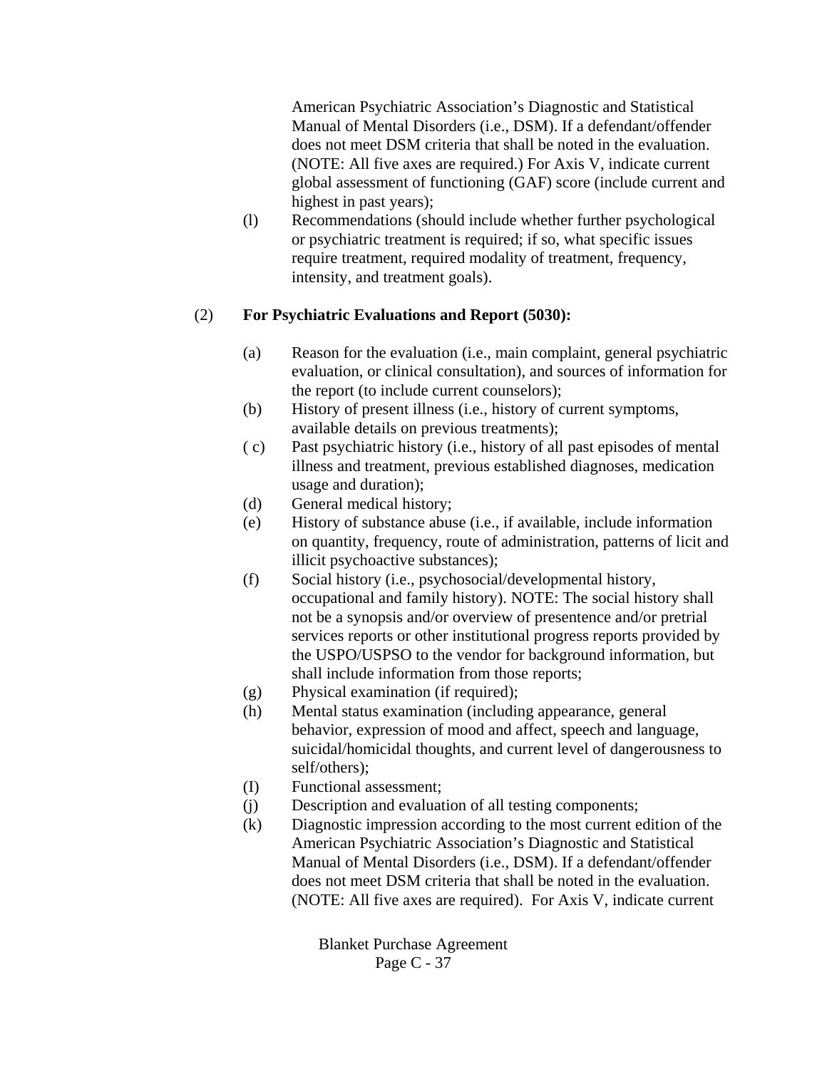American Psychiatric Association's Diagnostic and Statistical Manual of Mental Disorders (i.e., DSM). If a defendant/offender does not meet DSM criteria that shall be noted in the evaluation. (NOTE: All five axes are required.) For Axis V, indicate current global assessment of functioning (GAF) score (include current and highest in past years);

(l) Recommendations (should include whether further psychological or psychiatric treatment is required; if so, what specific issues require treatment, required modality of treatment, frequency, intensity, and treatment goals).

(2) **For Psychiatric Evaluations and Report (5030):**

(a) Reason for the evaluation (i.e., main complaint, general psychiatric evaluation, or clinical consultation), and sources of information for the report (to include current counselors);

(b) History of present illness (i.e., history of current symptoms, available details on previous treatments);

( c) Past psychiatric history (i.e., history of all past episodes of mental illness and treatment, previous established diagnoses, medication usage and duration);

(d) General medical history;

(e) History of substance abuse (i.e., if available, include information on quantity, frequency, route of administration, patterns of licit and illicit psychoactive substances);

(f) Social history (i.e., psychosocial/developmental history, occupational and family history). NOTE: The social history shall not be a synopsis and/or overview of presentence and/or pretrial services reports or other institutional progress reports provided by the USPO/USPSO to the vendor for background information, but shall include information from those reports;

(g) Physical examination (if required);

(h) Mental status examination (including appearance, general behavior, expression of mood and affect, speech and language, suicidal/homicidal thoughts, and current level of dangerousness to self/others);

(I) Functional assessment;

(j) Description and evaluation of all testing components;

(k) Diagnostic impression according to the most current edition of the American Psychiatric Association's Diagnostic and Statistical Manual of Mental Disorders (i.e., DSM). If a defendant/offender does not meet DSM criteria that shall be noted in the evaluation. (NOTE: All five axes are required). For Axis V, indicate current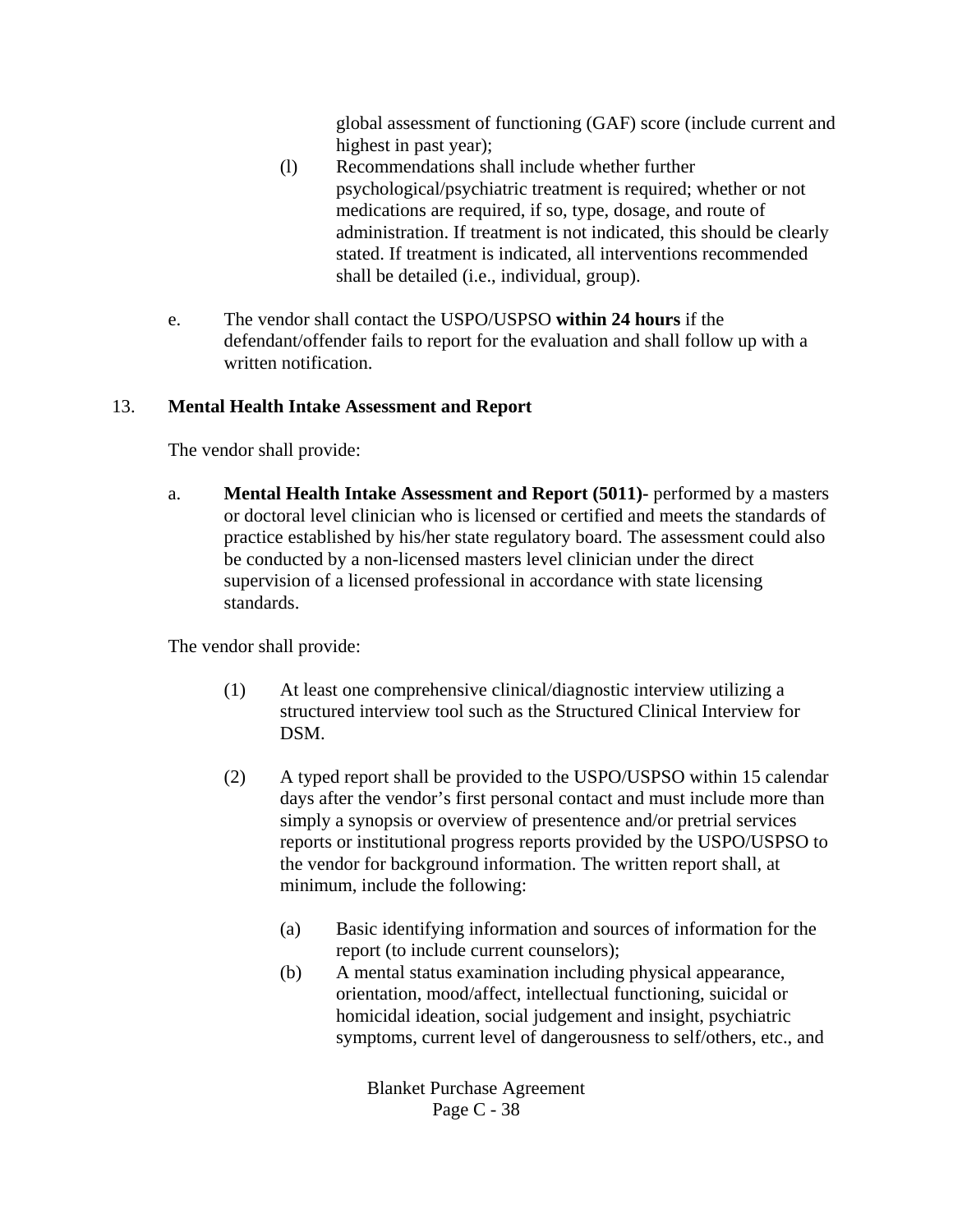global assessment of functioning (GAF) score (include current and highest in past year);

(l) Recommendations shall include whether further psychological/psychiatric treatment is required; whether or not medications are required, if so, type, dosage, and route of administration. If treatment is not indicated, this should be clearly stated. If treatment is indicated, all interventions recommended shall be detailed (i.e., individual, group).

e. The vendor shall contact the USPO/USPSO **within 24 hours** if the defendant/offender fails to report for the evaluation and shall follow up with a written notification.

13. **Mental Health Intake Assessment and Report**

The vendor shall provide:

a. **Mental Health Intake Assessment and Report (5011)-** performed by a masters or doctoral level clinician who is licensed or certified and meets the standards of practice established by his/her state regulatory board. The assessment could also be conducted by a non-licensed masters level clinician under the direct supervision of a licensed professional in accordance with state licensing standards.

The vendor shall provide:

(1) At least one comprehensive clinical/diagnostic interview utilizing a structured interview tool such as the Structured Clinical Interview for DSM.

(2) A typed report shall be provided to the USPO/USPSO within 15 calendar days after the vendor's first personal contact and must include more than simply a synopsis or overview of presentence and/or pretrial services reports or institutional progress reports provided by the USPO/USPSO to the vendor for background information. The written report shall, at minimum, include the following:

(a) Basic identifying information and sources of information for the report (to include current counselors);

(b) A mental status examination including physical appearance, orientation, mood/affect, intellectual functioning, suicidal or homicidal ideation, social judgement and insight, psychiatric symptoms, current level of dangerousness to self/others, etc., and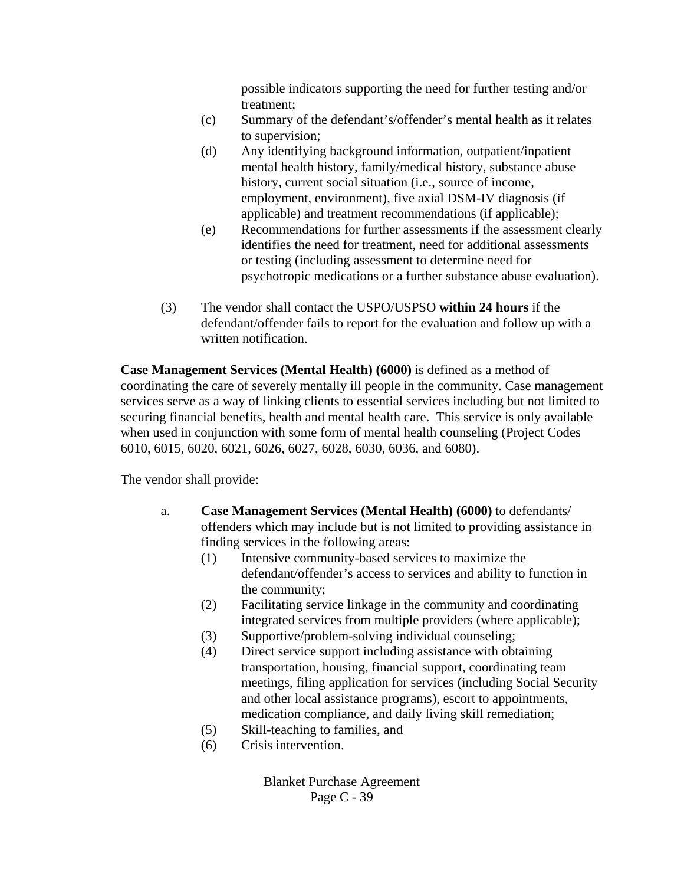possible indicators supporting the need for further testing and/or treatment;

(c) Summary of the defendant's/offender's mental health as it relates to supervision;

(d) Any identifying background information, outpatient/inpatient mental health history, family/medical history, substance abuse history, current social situation (i.e., source of income, employment, environment), five axial DSM-IV diagnosis (if applicable) and treatment recommendations (if applicable);

(e) Recommendations for further assessments if the assessment clearly identifies the need for treatment, need for additional assessments or testing (including assessment to determine need for psychotropic medications or a further substance abuse evaluation).

(3) The vendor shall contact the USPO/USPSO **within 24 hours** if the defendant/offender fails to report for the evaluation and follow up with a written notification.

**Case Management Services (Mental Health) (6000)** is defined as a method of coordinating the care of severely mentally ill people in the community. Case management services serve as a way of linking clients to essential services including but not limited to securing financial benefits, health and mental health care. This service is only available when used in conjunction with some form of mental health counseling (Project Codes 6010, 6015, 6020, 6021, 6026, 6027, 6028, 6030, 6036, and 6080).

The vendor shall provide:

a. **Case Management Services (Mental Health) (6000)** to defendants/ offenders which may include but is not limited to providing assistance in finding services in the following areas:

(1) Intensive community-based services to maximize the defendant/offender's access to services and ability to function in the community;

(2) Facilitating service linkage in the community and coordinating integrated services from multiple providers (where applicable);

(3) Supportive/problem-solving individual counseling;

(4) Direct service support including assistance with obtaining transportation, housing, financial support, coordinating team meetings, filing application for services (including Social Security and other local assistance programs), escort to appointments, medication compliance, and daily living skill remediation;

(5) Skill-teaching to families, and

(6) Crisis intervention.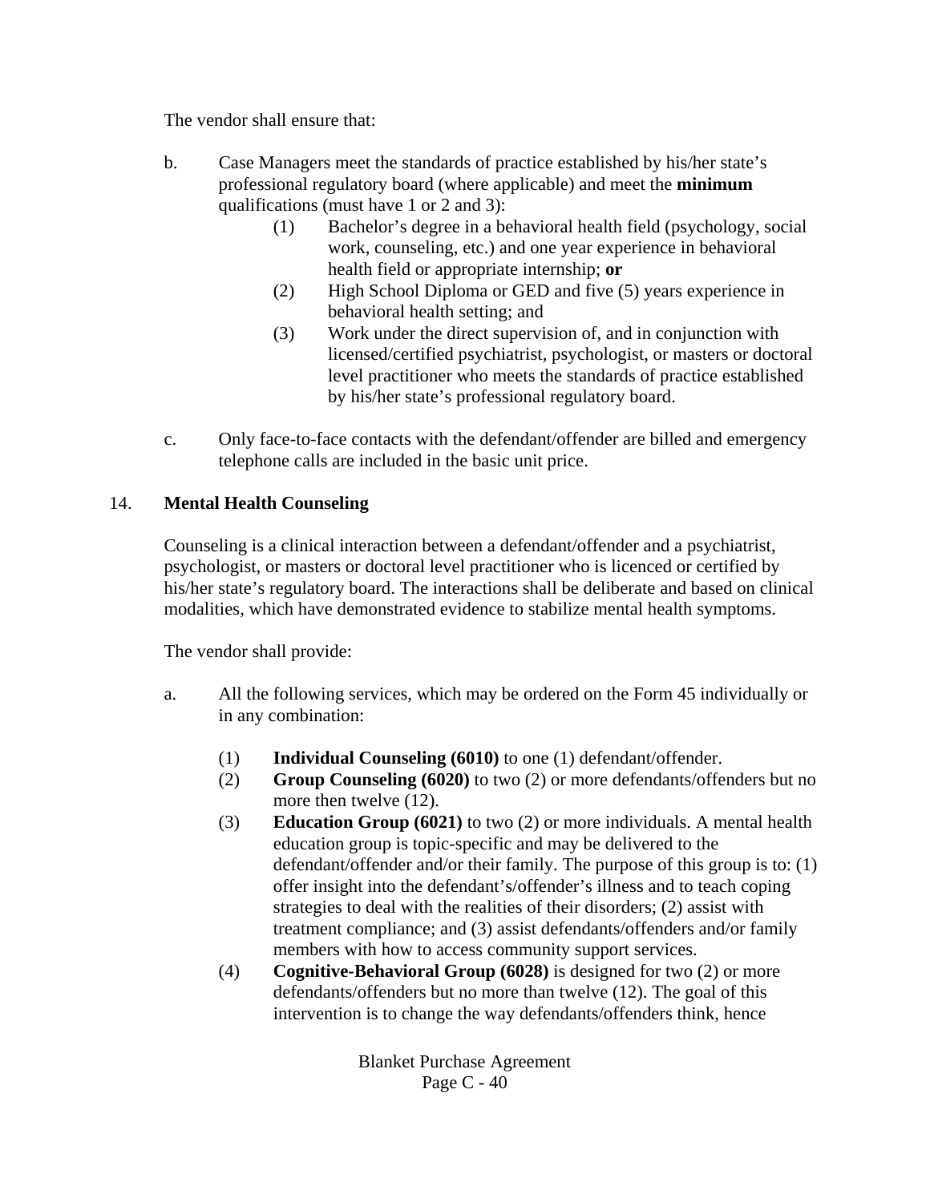The vendor shall ensure that:

b. Case Managers meet the standards of practice established by his/her state's professional regulatory board (where applicable) and meet the **minimum** qualifications (must have 1 or 2 and 3):

   (1) Bachelor's degree in a behavioral health field (psychology, social work, counseling, etc.) and one year experience in behavioral health field or appropriate internship; **or**

   (2) High School Diploma or GED and five (5) years experience in behavioral health setting; and

   (3) Work under the direct supervision of, and in conjunction with licensed/certified psychiatrist, psychologist, or masters or doctoral level practitioner who meets the standards of practice established by his/her state's professional regulatory board.

c. Only face-to-face contacts with the defendant/offender are billed and emergency telephone calls are included in the basic unit price.

14. **Mental Health Counseling**

Counseling is a clinical interaction between a defendant/offender and a psychiatrist, psychologist, or masters or doctoral level practitioner who is licenced or certified by his/her state's regulatory board. The interactions shall be deliberate and based on clinical modalities, which have demonstrated evidence to stabilize mental health symptoms.

The vendor shall provide:

a. All the following services, which may be ordered on the Form 45 individually or in any combination:

   (1) **Individual Counseling (6010)** to one (1) defendant/offender.

   (2) **Group Counseling (6020)** to two (2) or more defendants/offenders but no more then twelve (12).

   (3) **Education Group (6021)** to two (2) or more individuals. A mental health education group is topic-specific and may be delivered to the defendant/offender and/or their family. The purpose of this group is to: (1) offer insight into the defendant's/offender's illness and to teach coping strategies to deal with the realities of their disorders; (2) assist with treatment compliance; and (3) assist defendants/offenders and/or family members with how to access community support services.

   (4) **Cognitive-Behavioral Group (6028)** is designed for two (2) or more defendants/offenders but no more than twelve (12). The goal of this intervention is to change the way defendants/offenders think, hence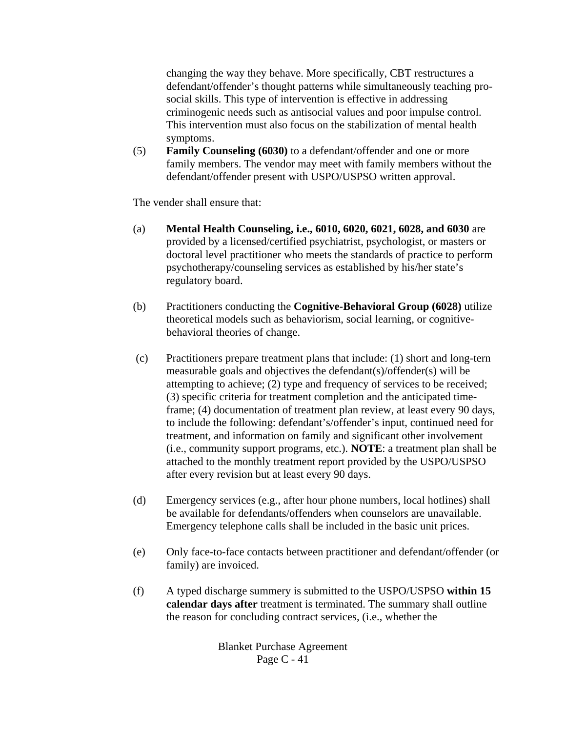changing the way they behave. More specifically, CBT restructures a defendant/offender's thought patterns while simultaneously teaching pro-social skills. This type of intervention is effective in addressing criminogenic needs such as antisocial values and poor impulse control. This intervention must also focus on the stabilization of mental health symptoms.

(5) **Family Counseling (6030)** to a defendant/offender and one or more family members. The vendor may meet with family members without the defendant/offender present with USPO/USPSO written approval.

The vender shall ensure that:

(a) **Mental Health Counseling, i.e., 6010, 6020, 6021, 6028, and 6030** are provided by a licensed/certified psychiatrist, psychologist, or masters or doctoral level practitioner who meets the standards of practice to perform psychotherapy/counseling services as established by his/her state's regulatory board.

(b) Practitioners conducting the **Cognitive-Behavioral Group (6028)** utilize theoretical models such as behaviorism, social learning, or cognitive-behavioral theories of change.

(c) Practitioners prepare treatment plans that include: (1) short and long-tern measurable goals and objectives the defendant(s)/offender(s) will be attempting to achieve; (2) type and frequency of services to be received; (3) specific criteria for treatment completion and the anticipated time-frame; (4) documentation of treatment plan review, at least every 90 days, to include the following: defendant's/offender's input, continued need for treatment, and information on family and significant other involvement (i.e., community support programs, etc.). **NOTE**: a treatment plan shall be attached to the monthly treatment report provided by the USPO/USPSO after every revision but at least every 90 days.

(d) Emergency services (e.g., after hour phone numbers, local hotlines) shall be available for defendants/offenders when counselors are unavailable. Emergency telephone calls shall be included in the basic unit prices.

(e) Only face-to-face contacts between practitioner and defendant/offender (or family) are invoiced.

(f) A typed discharge summery is submitted to the USPO/USPSO **within 15 calendar days after** treatment is terminated. The summary shall outline the reason for concluding contract services, (i.e., whether the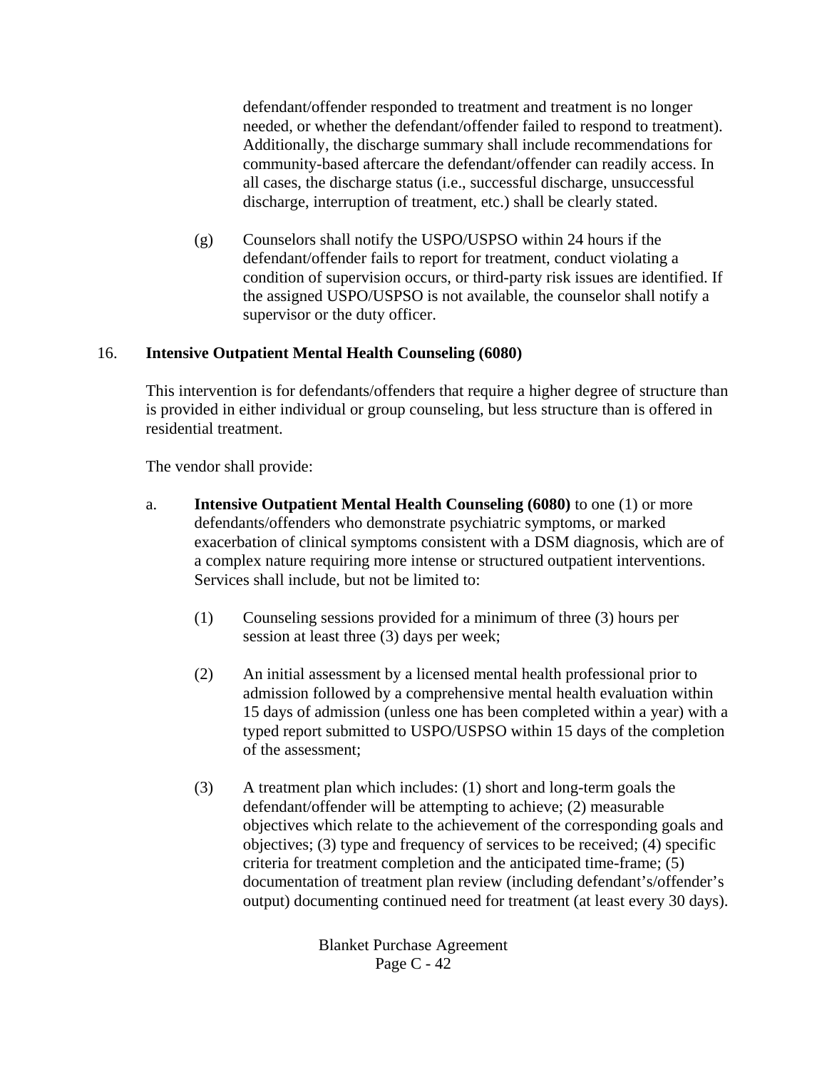defendant/offender responded to treatment and treatment is no longer needed, or whether the defendant/offender failed to respond to treatment). Additionally, the discharge summary shall include recommendations for community-based aftercare the defendant/offender can readily access. In all cases, the discharge status (i.e., successful discharge, unsuccessful discharge, interruption of treatment, etc.) shall be clearly stated.

(g) Counselors shall notify the USPO/USPSO within 24 hours if the defendant/offender fails to report for treatment, conduct violating a condition of supervision occurs, or third-party risk issues are identified. If the assigned USPO/USPSO is not available, the counselor shall notify a supervisor or the duty officer.

16. **Intensive Outpatient Mental Health Counseling (6080)**

This intervention is for defendants/offenders that require a higher degree of structure than is provided in either individual or group counseling, but less structure than is offered in residential treatment.

The vendor shall provide:

a. **Intensive Outpatient Mental Health Counseling (6080)** to one (1) or more defendants/offenders who demonstrate psychiatric symptoms, or marked exacerbation of clinical symptoms consistent with a DSM diagnosis, which are of a complex nature requiring more intense or structured outpatient interventions. Services shall include, but not be limited to:

(1) Counseling sessions provided for a minimum of three (3) hours per session at least three (3) days per week;

(2) An initial assessment by a licensed mental health professional prior to admission followed by a comprehensive mental health evaluation within 15 days of admission (unless one has been completed within a year) with a typed report submitted to USPO/USPSO within 15 days of the completion of the assessment;

(3) A treatment plan which includes: (1) short and long-term goals the defendant/offender will be attempting to achieve; (2) measurable objectives which relate to the achievement of the corresponding goals and objectives; (3) type and frequency of services to be received; (4) specific criteria for treatment completion and the anticipated time-frame; (5) documentation of treatment plan review (including defendant's/offender's output) documenting continued need for treatment (at least every 30 days).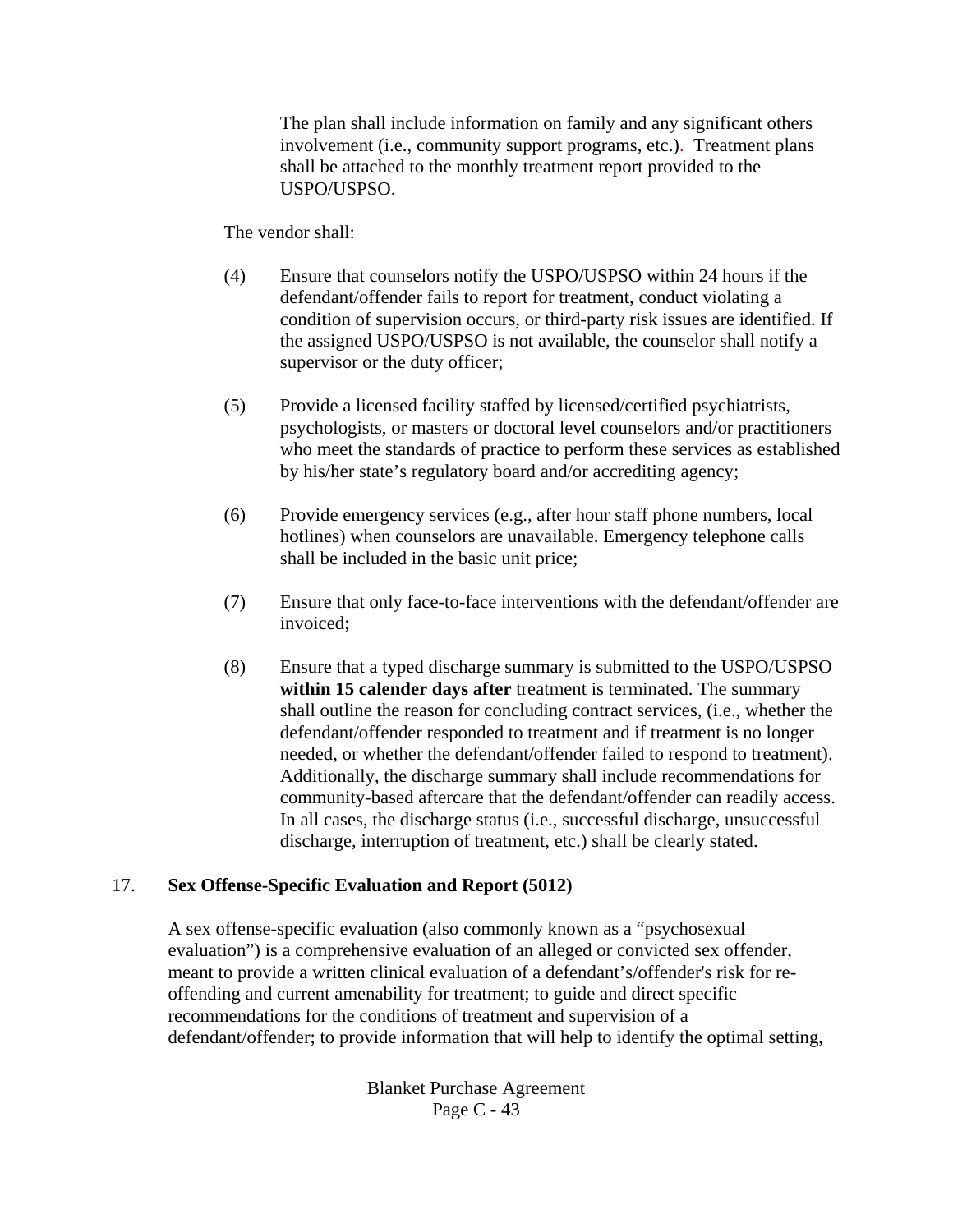The plan shall include information on family and any significant others involvement (i.e., community support programs, etc.). Treatment plans shall be attached to the monthly treatment report provided to the USPO/USPSO.

The vendor shall:

(4) Ensure that counselors notify the USPO/USPSO within 24 hours if the defendant/offender fails to report for treatment, conduct violating a condition of supervision occurs, or third-party risk issues are identified. If the assigned USPO/USPSO is not available, the counselor shall notify a supervisor or the duty officer;

(5) Provide a licensed facility staffed by licensed/certified psychiatrists, psychologists, or masters or doctoral level counselors and/or practitioners who meet the standards of practice to perform these services as established by his/her state's regulatory board and/or accrediting agency;

(6) Provide emergency services (e.g., after hour staff phone numbers, local hotlines) when counselors are unavailable. Emergency telephone calls shall be included in the basic unit price;

(7) Ensure that only face-to-face interventions with the defendant/offender are invoiced;

(8) Ensure that a typed discharge summary is submitted to the USPO/USPSO **within 15 calender days after** treatment is terminated. The summary shall outline the reason for concluding contract services, (i.e., whether the defendant/offender responded to treatment and if treatment is no longer needed, or whether the defendant/offender failed to respond to treatment). Additionally, the discharge summary shall include recommendations for community-based aftercare that the defendant/offender can readily access. In all cases, the discharge status (i.e., successful discharge, unsuccessful discharge, interruption of treatment, etc.) shall be clearly stated.

## 17. Sex Offense-Specific Evaluation and Report (5012)

A sex offense-specific evaluation (also commonly known as a "psychosexual evaluation") is a comprehensive evaluation of an alleged or convicted sex offender, meant to provide a written clinical evaluation of a defendant's/offender's risk for re-offending and current amenability for treatment; to guide and direct specific recommendations for the conditions of treatment and supervision of a defendant/offender; to provide information that will help to identify the optimal setting,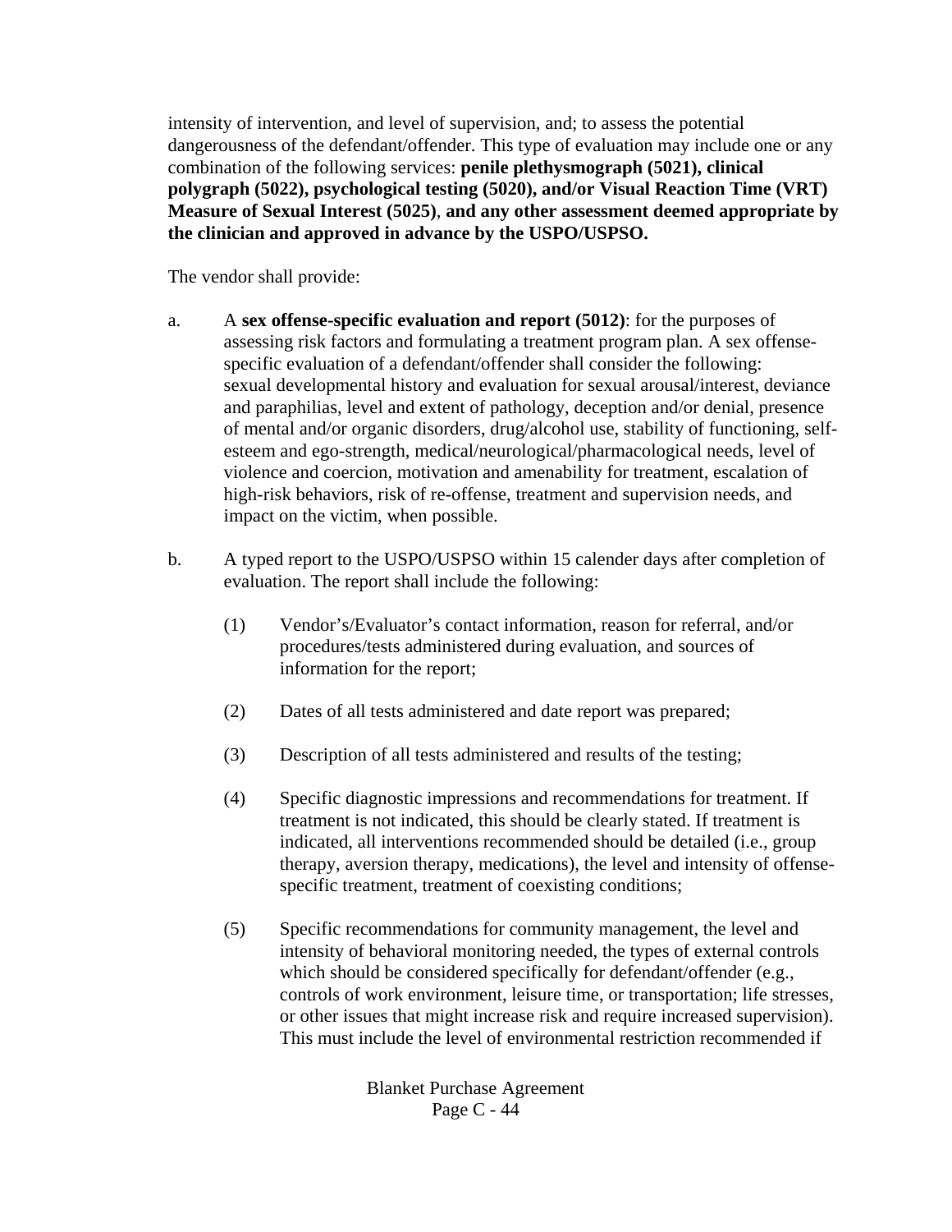intensity of intervention, and level of supervision, and; to assess the potential dangerousness of the defendant/offender. This type of evaluation may include one or any combination of the following services: **penile plethysmograph (5021), clinical polygraph (5022), psychological testing (5020), and/or Visual Reaction Time (VRT) Measure of Sexual Interest (5025)**, **and any other assessment deemed appropriate by the clinician and approved in advance by the USPO/USPSO.**

The vendor shall provide:

a. A **sex offense-specific evaluation and report (5012)**: for the purposes of assessing risk factors and formulating a treatment program plan. A sex offense-specific evaluation of a defendant/offender shall consider the following: sexual developmental history and evaluation for sexual arousal/interest, deviance and paraphilias, level and extent of pathology, deception and/or denial, presence of mental and/or organic disorders, drug/alcohol use, stability of functioning, self-esteem and ego-strength, medical/neurological/pharmacological needs, level of violence and coercion, motivation and amenability for treatment, escalation of high-risk behaviors, risk of re-offense, treatment and supervision needs, and impact on the victim, when possible.

b. A typed report to the USPO/USPSO within 15 calender days after completion of evaluation. The report shall include the following:

   (1) Vendor's/Evaluator's contact information, reason for referral, and/or procedures/tests administered during evaluation, and sources of information for the report;

   (2) Dates of all tests administered and date report was prepared;

   (3) Description of all tests administered and results of the testing;

   (4) Specific diagnostic impressions and recommendations for treatment. If treatment is not indicated, this should be clearly stated. If treatment is indicated, all interventions recommended should be detailed (i.e., group therapy, aversion therapy, medications), the level and intensity of offense-specific treatment, treatment of coexisting conditions;

   (5) Specific recommendations for community management, the level and intensity of behavioral monitoring needed, the types of external controls which should be considered specifically for defendant/offender (e.g., controls of work environment, leisure time, or transportation; life stresses, or other issues that might increase risk and require increased supervision). This must include the level of environmental restriction recommended if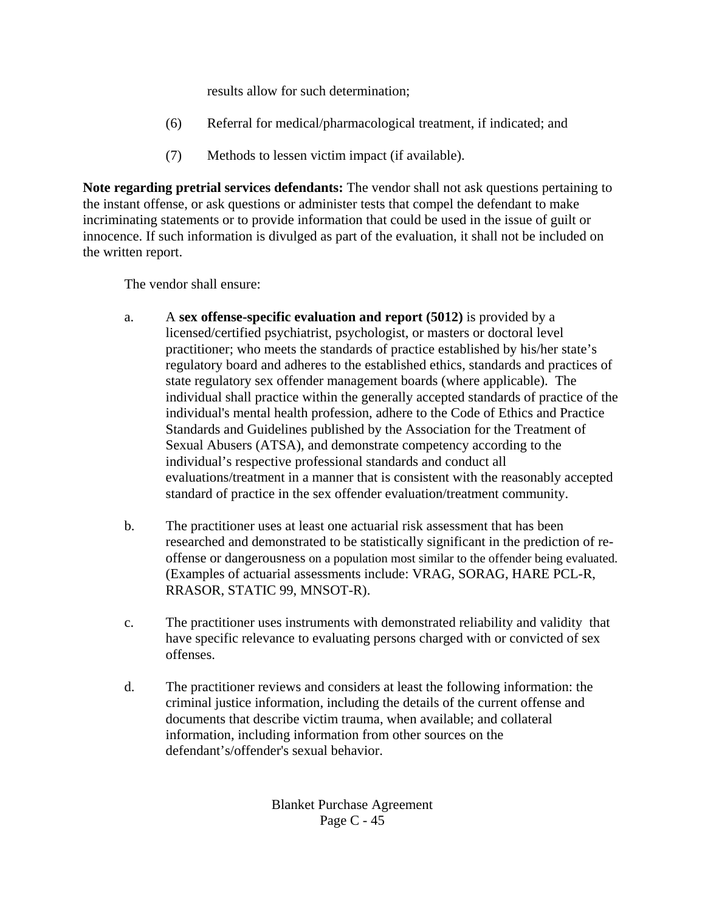results allow for such determination;

(6) Referral for medical/pharmacological treatment, if indicated; and

(7) Methods to lessen victim impact (if available).

**Note regarding pretrial services defendants:** The vendor shall not ask questions pertaining to the instant offense, or ask questions or administer tests that compel the defendant to make incriminating statements or to provide information that could be used in the issue of guilt or innocence. If such information is divulged as part of the evaluation, it shall not be included on the written report.

The vendor shall ensure:

a. A **sex offense-specific evaluation and report (5012)** is provided by a licensed/certified psychiatrist, psychologist, or masters or doctoral level practitioner; who meets the standards of practice established by his/her state's regulatory board and adheres to the established ethics, standards and practices of state regulatory sex offender management boards (where applicable). The individual shall practice within the generally accepted standards of practice of the individual's mental health profession, adhere to the Code of Ethics and Practice Standards and Guidelines published by the Association for the Treatment of Sexual Abusers (ATSA), and demonstrate competency according to the individual's respective professional standards and conduct all evaluations/treatment in a manner that is consistent with the reasonably accepted standard of practice in the sex offender evaluation/treatment community.

b. The practitioner uses at least one actuarial risk assessment that has been researched and demonstrated to be statistically significant in the prediction of re-offense or dangerousness on a population most similar to the offender being evaluated. (Examples of actuarial assessments include: VRAG, SORAG, HARE PCL-R, RRASOR, STATIC 99, MNSOT-R).

c. The practitioner uses instruments with demonstrated reliability and validity that have specific relevance to evaluating persons charged with or convicted of sex offenses.

d. The practitioner reviews and considers at least the following information: the criminal justice information, including the details of the current offense and documents that describe victim trauma, when available; and collateral information, including information from other sources on the defendant's/offender's sexual behavior.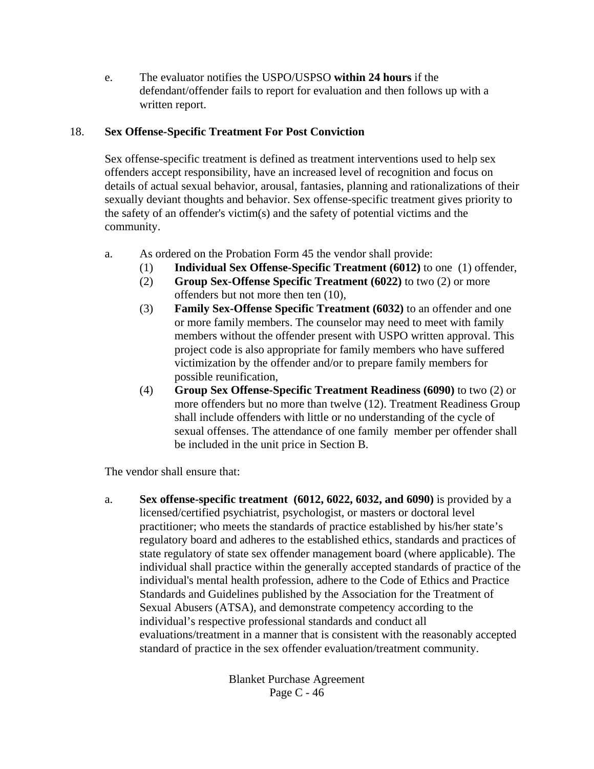e. The evaluator notifies the USPO/USPSO **within 24 hours** if the defendant/offender fails to report for evaluation and then follows up with a written report.

18. **Sex Offense-Specific Treatment For Post Conviction**

Sex offense-specific treatment is defined as treatment interventions used to help sex offenders accept responsibility, have an increased level of recognition and focus on details of actual sexual behavior, arousal, fantasies, planning and rationalizations of their sexually deviant thoughts and behavior. Sex offense-specific treatment gives priority to the safety of an offender's victim(s) and the safety of potential victims and the community.

a. As ordered on the Probation Form 45 the vendor shall provide:
   (1) **Individual Sex Offense-Specific Treatment (6012)** to one (1) offender,
   (2) **Group Sex-Offense Specific Treatment (6022)** to two (2) or more offenders but not more then ten (10),
   (3) **Family Sex-Offense Specific Treatment (6032)** to an offender and one or more family members. The counselor may need to meet with family members without the offender present with USPO written approval. This project code is also appropriate for family members who have suffered victimization by the offender and/or to prepare family members for possible reunification,
   (4) **Group Sex Offense-Specific Treatment Readiness (6090)** to two (2) or more offenders but no more than twelve (12). Treatment Readiness Group shall include offenders with little or no understanding of the cycle of sexual offenses. The attendance of one family member per offender shall be included in the unit price in Section B.

The vendor shall ensure that:

a. **Sex offense-specific treatment (6012, 6022, 6032, and 6090)** is provided by a licensed/certified psychiatrist, psychologist, or masters or doctoral level practitioner; who meets the standards of practice established by his/her state's regulatory board and adheres to the established ethics, standards and practices of state regulatory of state sex offender management board (where applicable). The individual shall practice within the generally accepted standards of practice of the individual's mental health profession, adhere to the Code of Ethics and Practice Standards and Guidelines published by the Association for the Treatment of Sexual Abusers (ATSA), and demonstrate competency according to the individual's respective professional standards and conduct all evaluations/treatment in a manner that is consistent with the reasonably accepted standard of practice in the sex offender evaluation/treatment community.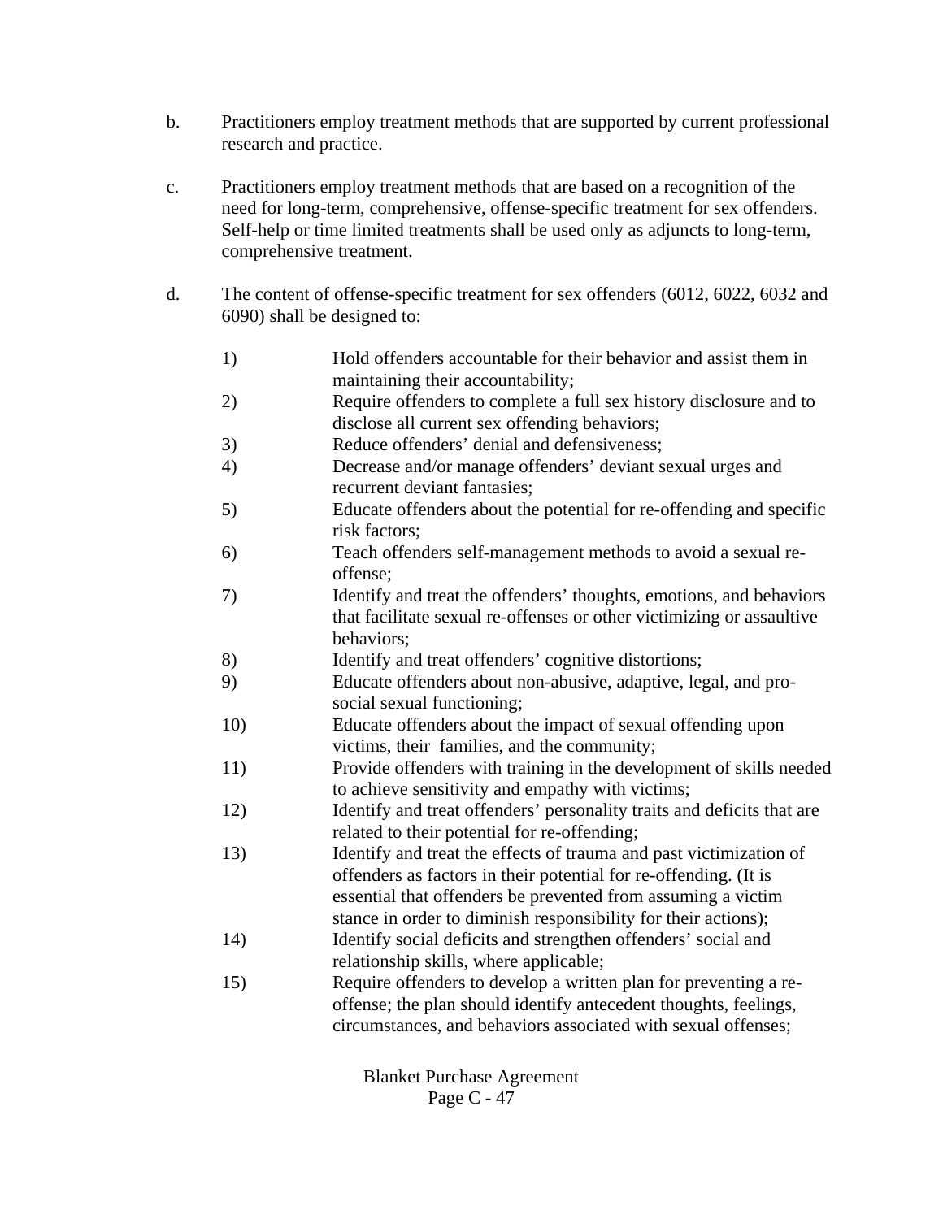b. Practitioners employ treatment methods that are supported by current professional research and practice.

c. Practitioners employ treatment methods that are based on a recognition of the need for long-term, comprehensive, offense-specific treatment for sex offenders. Self-help or time limited treatments shall be used only as adjuncts to long-term, comprehensive treatment.

d. The content of offense-specific treatment for sex offenders (6012, 6022, 6032 and 6090) shall be designed to:

   1) Hold offenders accountable for their behavior and assist them in maintaining their accountability;
   2) Require offenders to complete a full sex history disclosure and to disclose all current sex offending behaviors;
   3) Reduce offenders' denial and defensiveness;
   4) Decrease and/or manage offenders' deviant sexual urges and recurrent deviant fantasies;
   5) Educate offenders about the potential for re-offending and specific risk factors;
   6) Teach offenders self-management methods to avoid a sexual re-offense;
   7) Identify and treat the offenders' thoughts, emotions, and behaviors that facilitate sexual re-offenses or other victimizing or assaultive behaviors;
   8) Identify and treat offenders' cognitive distortions;
   9) Educate offenders about non-abusive, adaptive, legal, and pro-social sexual functioning;
   10) Educate offenders about the impact of sexual offending upon victims, their families, and the community;
   11) Provide offenders with training in the development of skills needed to achieve sensitivity and empathy with victims;
   12) Identify and treat offenders' personality traits and deficits that are related to their potential for re-offending;
   13) Identify and treat the effects of trauma and past victimization of offenders as factors in their potential for re-offending. (It is essential that offenders be prevented from assuming a victim stance in order to diminish responsibility for their actions);
   14) Identify social deficits and strengthen offenders' social and relationship skills, where applicable;
   15) Require offenders to develop a written plan for preventing a re-offense; the plan should identify antecedent thoughts, feelings, circumstances, and behaviors associated with sexual offenses;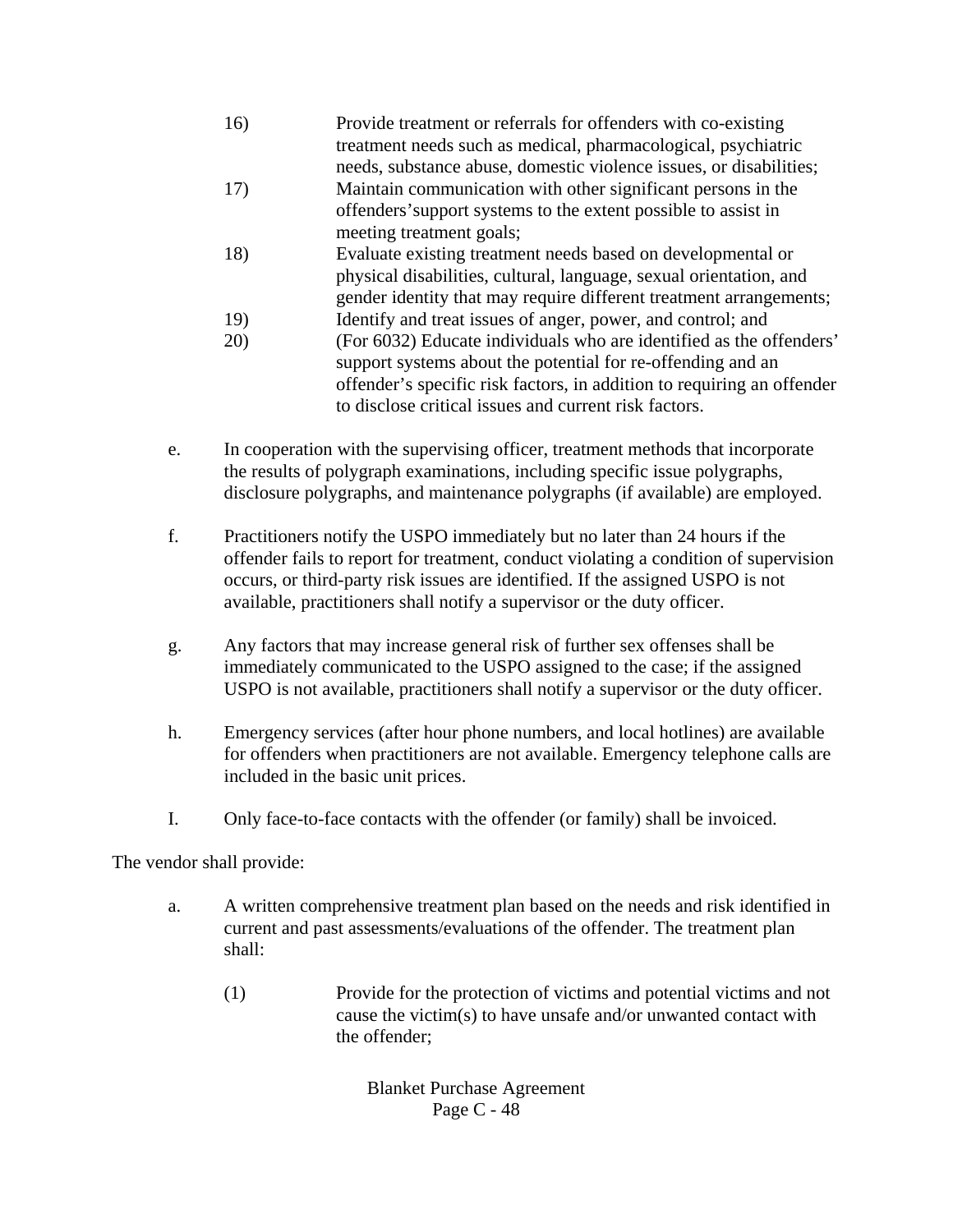16) Provide treatment or referrals for offenders with co-existing treatment needs such as medical, pharmacological, psychiatric needs, substance abuse, domestic violence issues, or disabilities;

17) Maintain communication with other significant persons in the offenders'support systems to the extent possible to assist in meeting treatment goals;

18) Evaluate existing treatment needs based on developmental or physical disabilities, cultural, language, sexual orientation, and gender identity that may require different treatment arrangements;

19) Identify and treat issues of anger, power, and control; and

20) (For 6032) Educate individuals who are identified as the offenders' support systems about the potential for re-offending and an offender's specific risk factors, in addition to requiring an offender to disclose critical issues and current risk factors.

e. In cooperation with the supervising officer, treatment methods that incorporate the results of polygraph examinations, including specific issue polygraphs, disclosure polygraphs, and maintenance polygraphs (if available) are employed.

f. Practitioners notify the USPO immediately but no later than 24 hours if the offender fails to report for treatment, conduct violating a condition of supervision occurs, or third-party risk issues are identified. If the assigned USPO is not available, practitioners shall notify a supervisor or the duty officer.

g. Any factors that may increase general risk of further sex offenses shall be immediately communicated to the USPO assigned to the case; if the assigned USPO is not available, practitioners shall notify a supervisor or the duty officer.

h. Emergency services (after hour phone numbers, and local hotlines) are available for offenders when practitioners are not available. Emergency telephone calls are included in the basic unit prices.

I. Only face-to-face contacts with the offender (or family) shall be invoiced.

The vendor shall provide:

a. A written comprehensive treatment plan based on the needs and risk identified in current and past assessments/evaluations of the offender. The treatment plan shall:

(1) Provide for the protection of victims and potential victims and not cause the victim(s) to have unsafe and/or unwanted contact with the offender;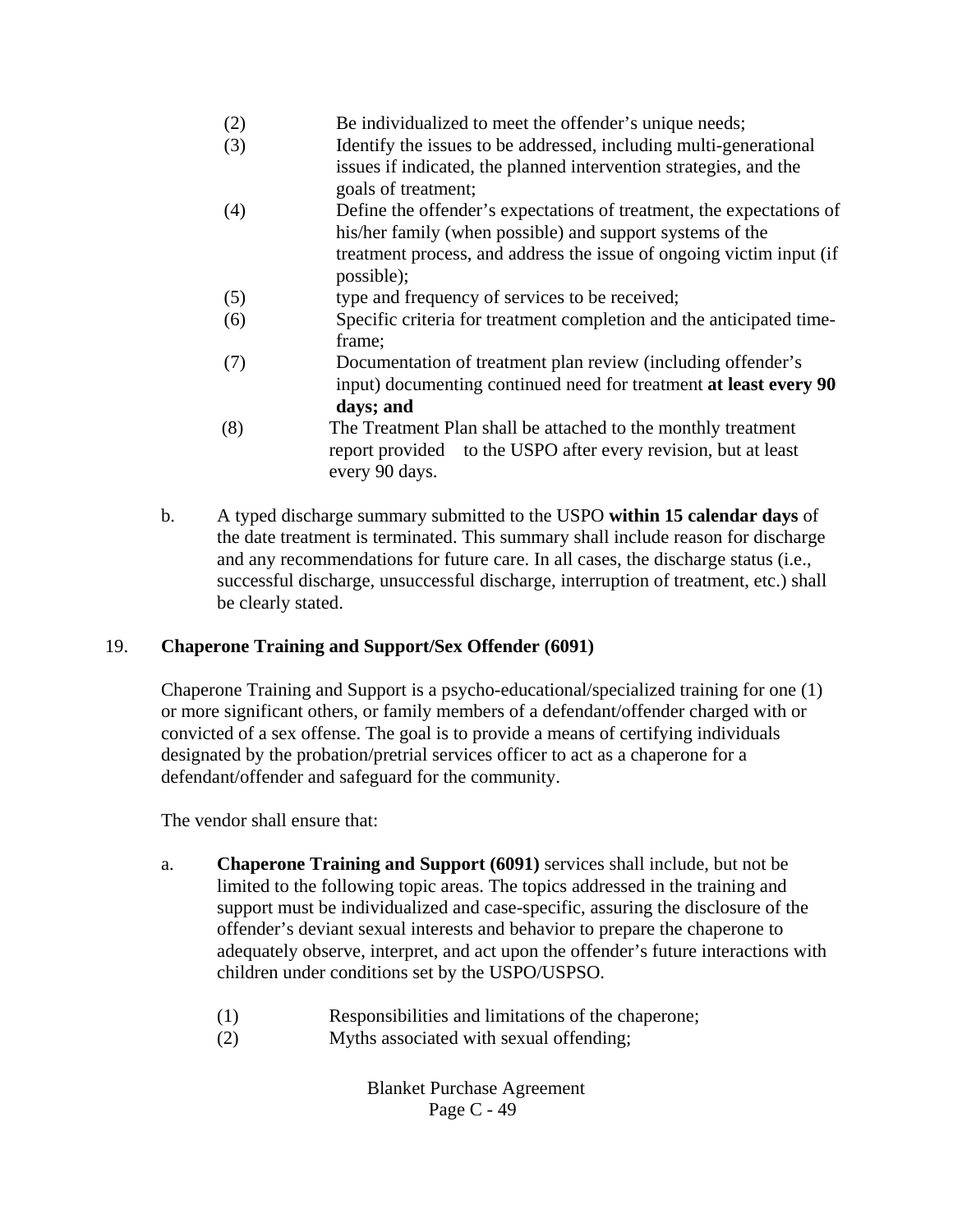(2) Be individualized to meet the offender's unique needs;

(3) Identify the issues to be addressed, including multi-generational issues if indicated, the planned intervention strategies, and the goals of treatment;

(4) Define the offender's expectations of treatment, the expectations of his/her family (when possible) and support systems of the treatment process, and address the issue of ongoing victim input (if possible);

(5) type and frequency of services to be received;

(6) Specific criteria for treatment completion and the anticipated time-frame;

(7) Documentation of treatment plan review (including offender's input) documenting continued need for treatment **at least every 90 days; and**

(8) The Treatment Plan shall be attached to the monthly treatment report provided to the USPO after every revision, but at least every 90 days.

b. A typed discharge summary submitted to the USPO **within 15 calendar days** of the date treatment is terminated. This summary shall include reason for discharge and any recommendations for future care. In all cases, the discharge status (i.e., successful discharge, unsuccessful discharge, interruption of treatment, etc.) shall be clearly stated.

## 19. Chaperone Training and Support/Sex Offender (6091)

Chaperone Training and Support is a psycho-educational/specialized training for one (1) or more significant others, or family members of a defendant/offender charged with or convicted of a sex offense. The goal is to provide a means of certifying individuals designated by the probation/pretrial services officer to act as a chaperone for a defendant/offender and safeguard for the community.

The vendor shall ensure that:

a. **Chaperone Training and Support (6091)** services shall include, but not be limited to the following topic areas. The topics addressed in the training and support must be individualized and case-specific, assuring the disclosure of the offender's deviant sexual interests and behavior to prepare the chaperone to adequately observe, interpret, and act upon the offender's future interactions with children under conditions set by the USPO/USPSO.

(1) Responsibilities and limitations of the chaperone;

(2) Myths associated with sexual offending;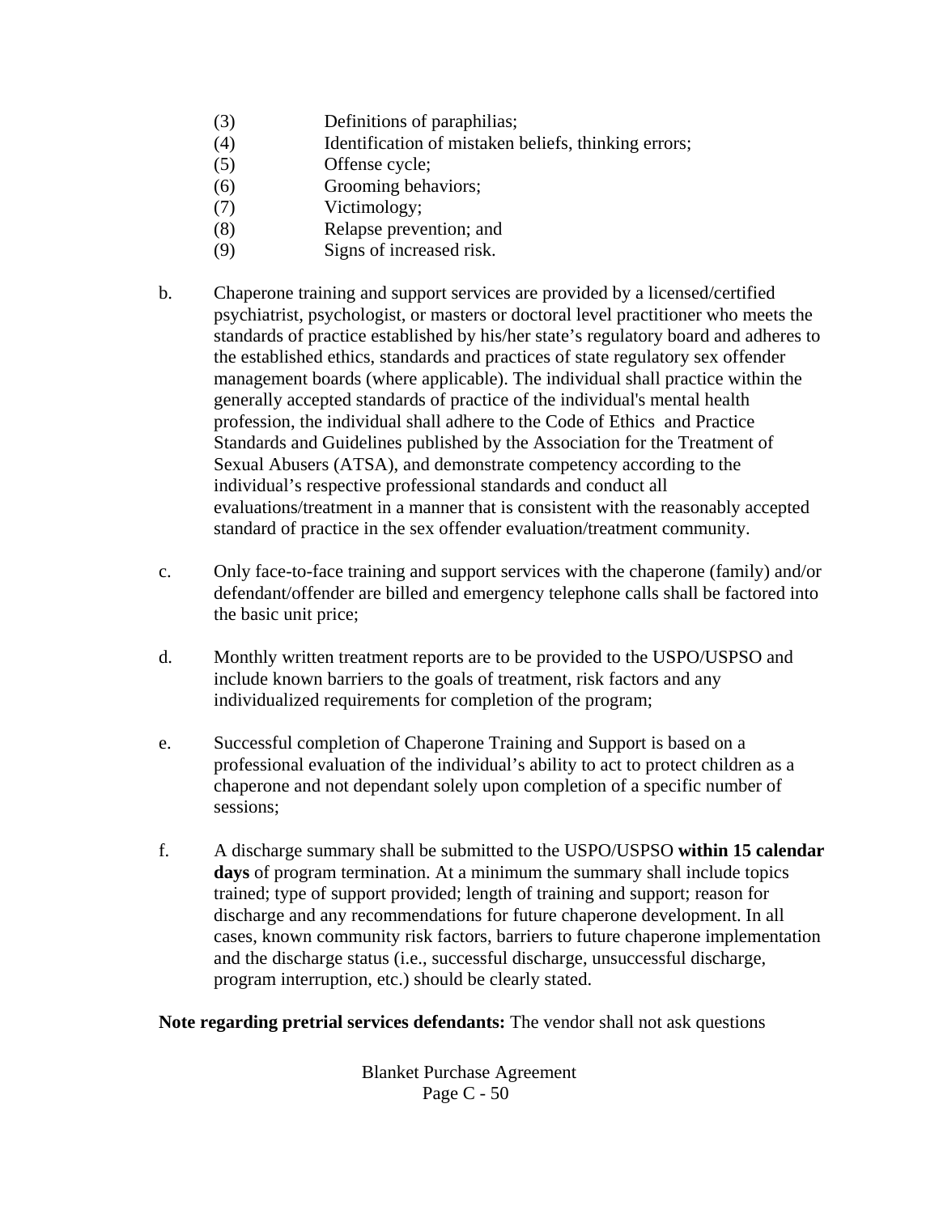(3) Definitions of paraphilias;
    (4) Identification of mistaken beliefs, thinking errors;
    (5) Offense cycle;
    (6) Grooming behaviors;
    (7) Victimology;
    (8) Relapse prevention; and
    (9) Signs of increased risk.

b. Chaperone training and support services are provided by a licensed/certified psychiatrist, psychologist, or masters or doctoral level practitioner who meets the standards of practice established by his/her state's regulatory board and adheres to the established ethics, standards and practices of state regulatory sex offender management boards (where applicable). The individual shall practice within the generally accepted standards of practice of the individual's mental health profession, the individual shall adhere to the Code of Ethics and Practice Standards and Guidelines published by the Association for the Treatment of Sexual Abusers (ATSA), and demonstrate competency according to the individual's respective professional standards and conduct all evaluations/treatment in a manner that is consistent with the reasonably accepted standard of practice in the sex offender evaluation/treatment community.

c. Only face-to-face training and support services with the chaperone (family) and/or defendant/offender are billed and emergency telephone calls shall be factored into the basic unit price;

d. Monthly written treatment reports are to be provided to the USPO/USPSO and include known barriers to the goals of treatment, risk factors and any individualized requirements for completion of the program;

e. Successful completion of Chaperone Training and Support is based on a professional evaluation of the individual's ability to act to protect children as a chaperone and not dependant solely upon completion of a specific number of sessions;

f. A discharge summary shall be submitted to the USPO/USPSO **within 15 calendar days** of program termination. At a minimum the summary shall include topics trained; type of support provided; length of training and support; reason for discharge and any recommendations for future chaperone development. In all cases, known community risk factors, barriers to future chaperone implementation and the discharge status (i.e., successful discharge, unsuccessful discharge, program interruption, etc.) should be clearly stated.

**Note regarding pretrial services defendants:** The vendor shall not ask questions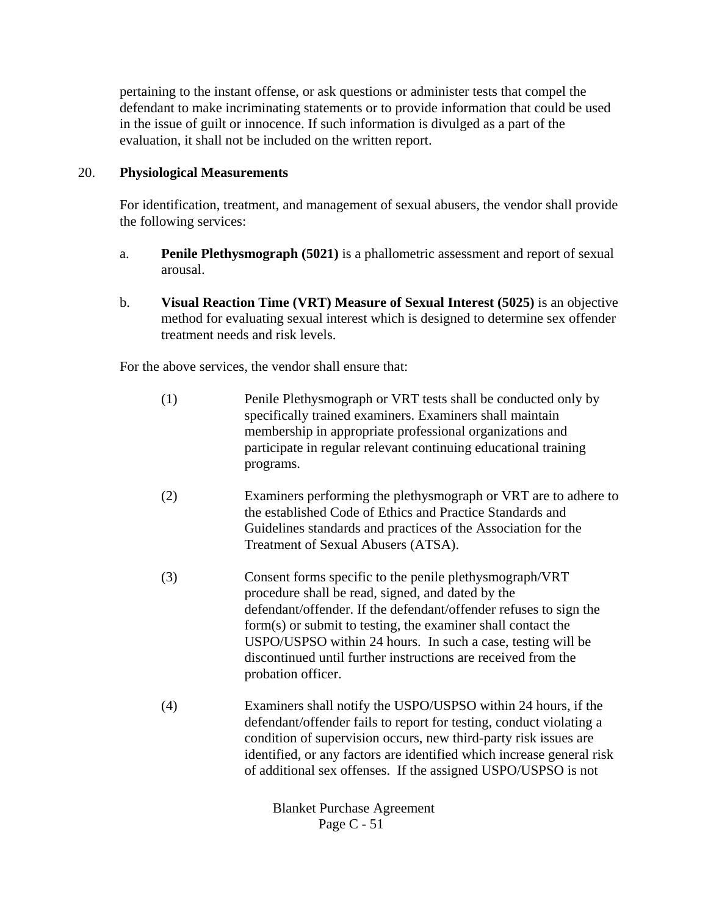pertaining to the instant offense, or ask questions or administer tests that compel the defendant to make incriminating statements or to provide information that could be used in the issue of guilt or innocence. If such information is divulged as a part of the evaluation, it shall not be included on the written report.

20. **Physiological Measurements**

For identification, treatment, and management of sexual abusers, the vendor shall provide the following services:

a. **Penile Plethysmograph (5021)** is a phallometric assessment and report of sexual arousal.

b. **Visual Reaction Time (VRT) Measure of Sexual Interest (5025)** is an objective method for evaluating sexual interest which is designed to determine sex offender treatment needs and risk levels.

For the above services, the vendor shall ensure that:

(1) Penile Plethysmograph or VRT tests shall be conducted only by specifically trained examiners. Examiners shall maintain membership in appropriate professional organizations and participate in regular relevant continuing educational training programs.

(2) Examiners performing the plethysmograph or VRT are to adhere to the established Code of Ethics and Practice Standards and Guidelines standards and practices of the Association for the Treatment of Sexual Abusers (ATSA).

(3) Consent forms specific to the penile plethysmograph/VRT procedure shall be read, signed, and dated by the defendant/offender. If the defendant/offender refuses to sign the form(s) or submit to testing, the examiner shall contact the USPO/USPSO within 24 hours. In such a case, testing will be discontinued until further instructions are received from the probation officer.

(4) Examiners shall notify the USPO/USPSO within 24 hours, if the defendant/offender fails to report for testing, conduct violating a condition of supervision occurs, new third-party risk issues are identified, or any factors are identified which increase general risk of additional sex offenses. If the assigned USPO/USPSO is not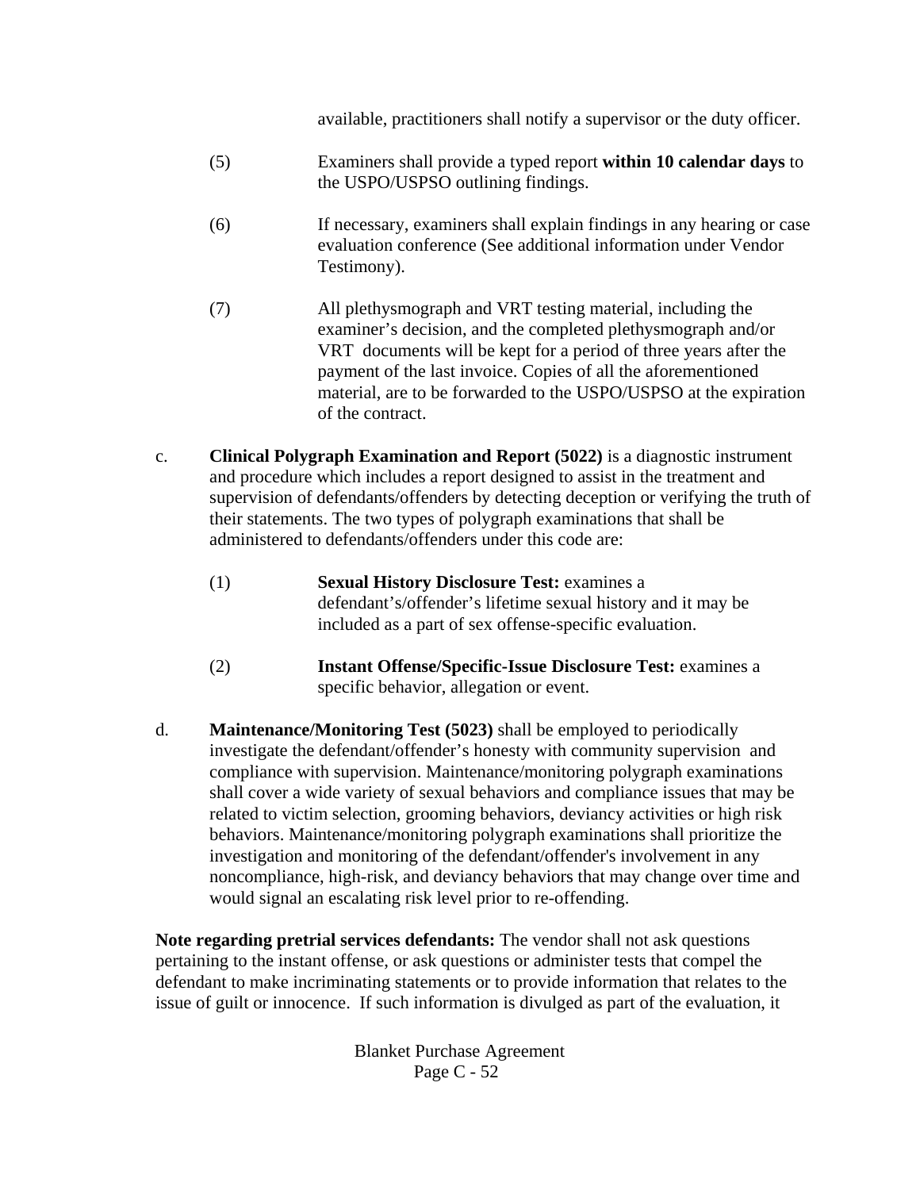available, practitioners shall notify a supervisor or the duty officer.

(5) Examiners shall provide a typed report **within 10 calendar days** to the USPO/USPSO outlining findings.

(6) If necessary, examiners shall explain findings in any hearing or case evaluation conference (See additional information under Vendor Testimony).

(7) All plethysmograph and VRT testing material, including the examiner's decision, and the completed plethysmograph and/or VRT documents will be kept for a period of three years after the payment of the last invoice. Copies of all the aforementioned material, are to be forwarded to the USPO/USPSO at the expiration of the contract.

c. **Clinical Polygraph Examination and Report (5022)** is a diagnostic instrument and procedure which includes a report designed to assist in the treatment and supervision of defendants/offenders by detecting deception or verifying the truth of their statements. The two types of polygraph examinations that shall be administered to defendants/offenders under this code are:

(1) **Sexual History Disclosure Test:** examines a defendant's/offender's lifetime sexual history and it may be included as a part of sex offense-specific evaluation.

(2) **Instant Offense/Specific-Issue Disclosure Test:** examines a specific behavior, allegation or event.

d. **Maintenance/Monitoring Test (5023)** shall be employed to periodically investigate the defendant/offender's honesty with community supervision and compliance with supervision. Maintenance/monitoring polygraph examinations shall cover a wide variety of sexual behaviors and compliance issues that may be related to victim selection, grooming behaviors, deviancy activities or high risk behaviors. Maintenance/monitoring polygraph examinations shall prioritize the investigation and monitoring of the defendant/offender's involvement in any noncompliance, high-risk, and deviancy behaviors that may change over time and would signal an escalating risk level prior to re-offending.

**Note regarding pretrial services defendants:** The vendor shall not ask questions pertaining to the instant offense, or ask questions or administer tests that compel the defendant to make incriminating statements or to provide information that relates to the issue of guilt or innocence. If such information is divulged as part of the evaluation, it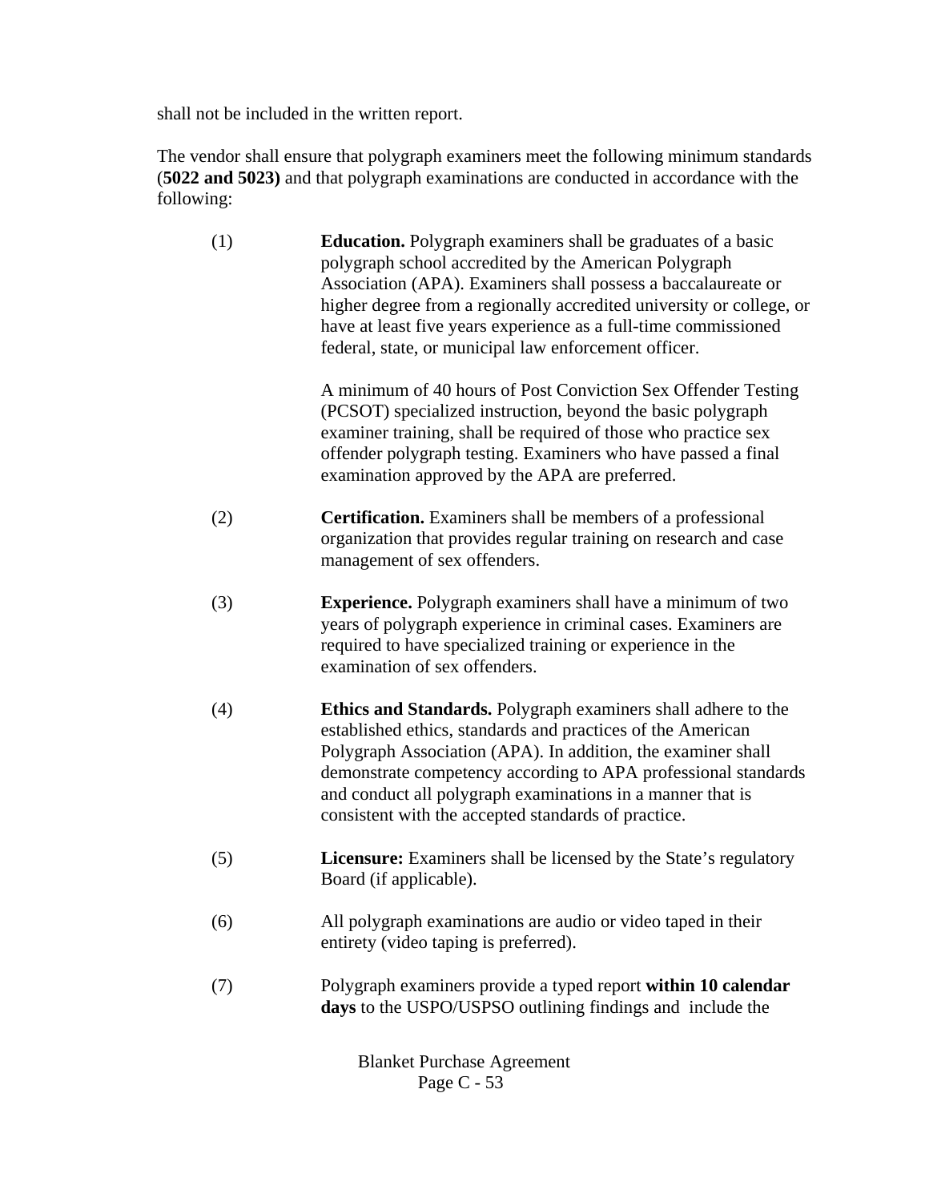shall not be included in the written report.

The vendor shall ensure that polygraph examiners meet the following minimum standards (**5022 and 5023)** and that polygraph examinations are conducted in accordance with the following:

(1) **Education.** Polygraph examiners shall be graduates of a basic polygraph school accredited by the American Polygraph Association (APA). Examiners shall possess a baccalaureate or higher degree from a regionally accredited university or college, or have at least five years experience as a full-time commissioned federal, state, or municipal law enforcement officer.

A minimum of 40 hours of Post Conviction Sex Offender Testing (PCSOT) specialized instruction, beyond the basic polygraph examiner training, shall be required of those who practice sex offender polygraph testing. Examiners who have passed a final examination approved by the APA are preferred.

(2) **Certification.** Examiners shall be members of a professional organization that provides regular training on research and case management of sex offenders.

(3) **Experience.** Polygraph examiners shall have a minimum of two years of polygraph experience in criminal cases. Examiners are required to have specialized training or experience in the examination of sex offenders.

(4) **Ethics and Standards.** Polygraph examiners shall adhere to the established ethics, standards and practices of the American Polygraph Association (APA). In addition, the examiner shall demonstrate competency according to APA professional standards and conduct all polygraph examinations in a manner that is consistent with the accepted standards of practice.

(5) **Licensure:** Examiners shall be licensed by the State's regulatory Board (if applicable).

(6) All polygraph examinations are audio or video taped in their entirety (video taping is preferred).

(7) Polygraph examiners provide a typed report **within 10 calendar days** to the USPO/USPSO outlining findings and include the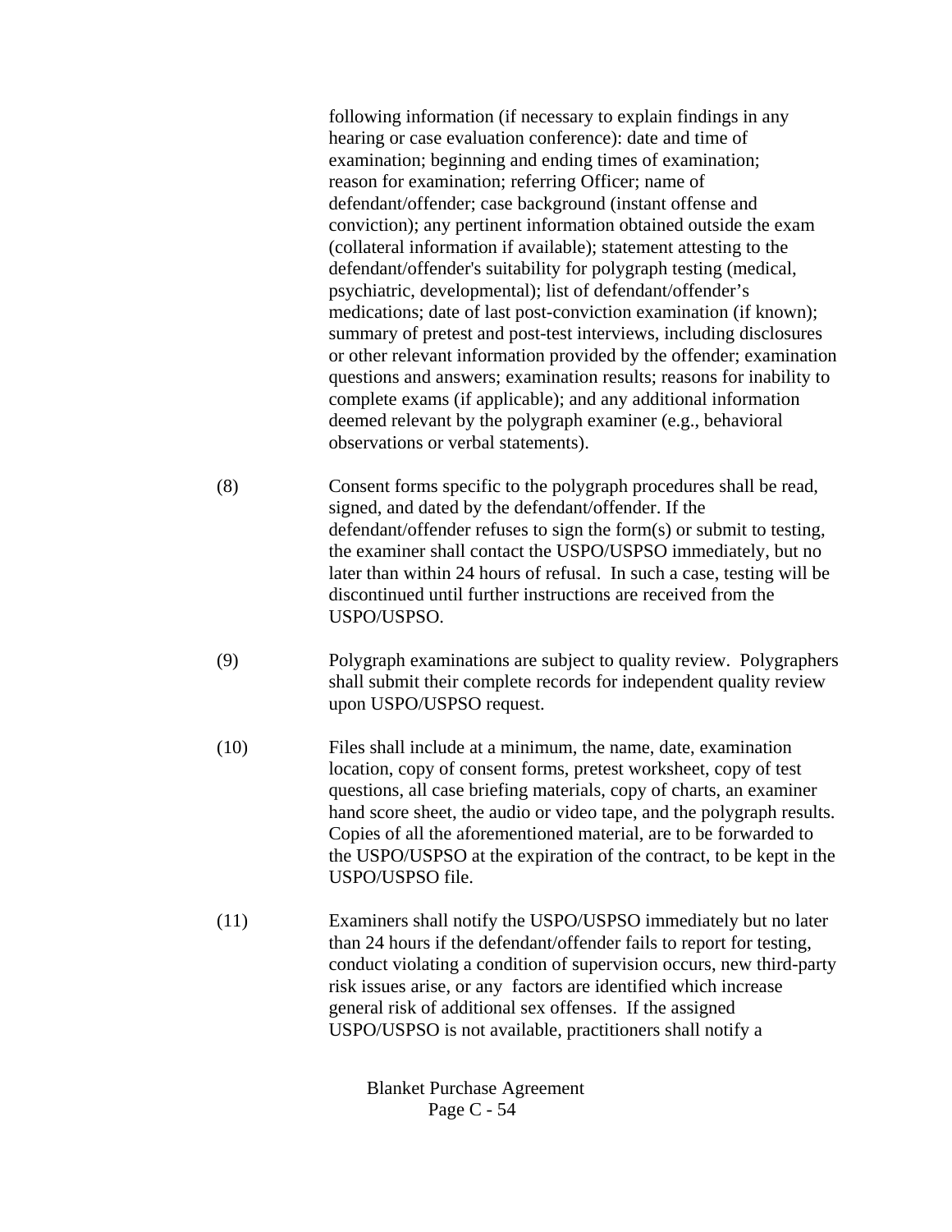following information (if necessary to explain findings in any hearing or case evaluation conference): date and time of examination; beginning and ending times of examination; reason for examination; referring Officer; name of defendant/offender; case background (instant offense and conviction); any pertinent information obtained outside the exam (collateral information if available); statement attesting to the defendant/offender's suitability for polygraph testing (medical, psychiatric, developmental); list of defendant/offender's medications; date of last post-conviction examination (if known); summary of pretest and post-test interviews, including disclosures or other relevant information provided by the offender; examination questions and answers; examination results; reasons for inability to complete exams (if applicable); and any additional information deemed relevant by the polygraph examiner (e.g., behavioral observations or verbal statements).

(8) Consent forms specific to the polygraph procedures shall be read, signed, and dated by the defendant/offender. If the defendant/offender refuses to sign the form(s) or submit to testing, the examiner shall contact the USPO/USPSO immediately, but no later than within 24 hours of refusal. In such a case, testing will be discontinued until further instructions are received from the USPO/USPSO.

(9) Polygraph examinations are subject to quality review. Polygraphers shall submit their complete records for independent quality review upon USPO/USPSO request.

(10) Files shall include at a minimum, the name, date, examination location, copy of consent forms, pretest worksheet, copy of test questions, all case briefing materials, copy of charts, an examiner hand score sheet, the audio or video tape, and the polygraph results. Copies of all the aforementioned material, are to be forwarded to the USPO/USPSO at the expiration of the contract, to be kept in the USPO/USPSO file.

(11) Examiners shall notify the USPO/USPSO immediately but no later than 24 hours if the defendant/offender fails to report for testing, conduct violating a condition of supervision occurs, new third-party risk issues arise, or any factors are identified which increase general risk of additional sex offenses. If the assigned USPO/USPSO is not available, practitioners shall notify a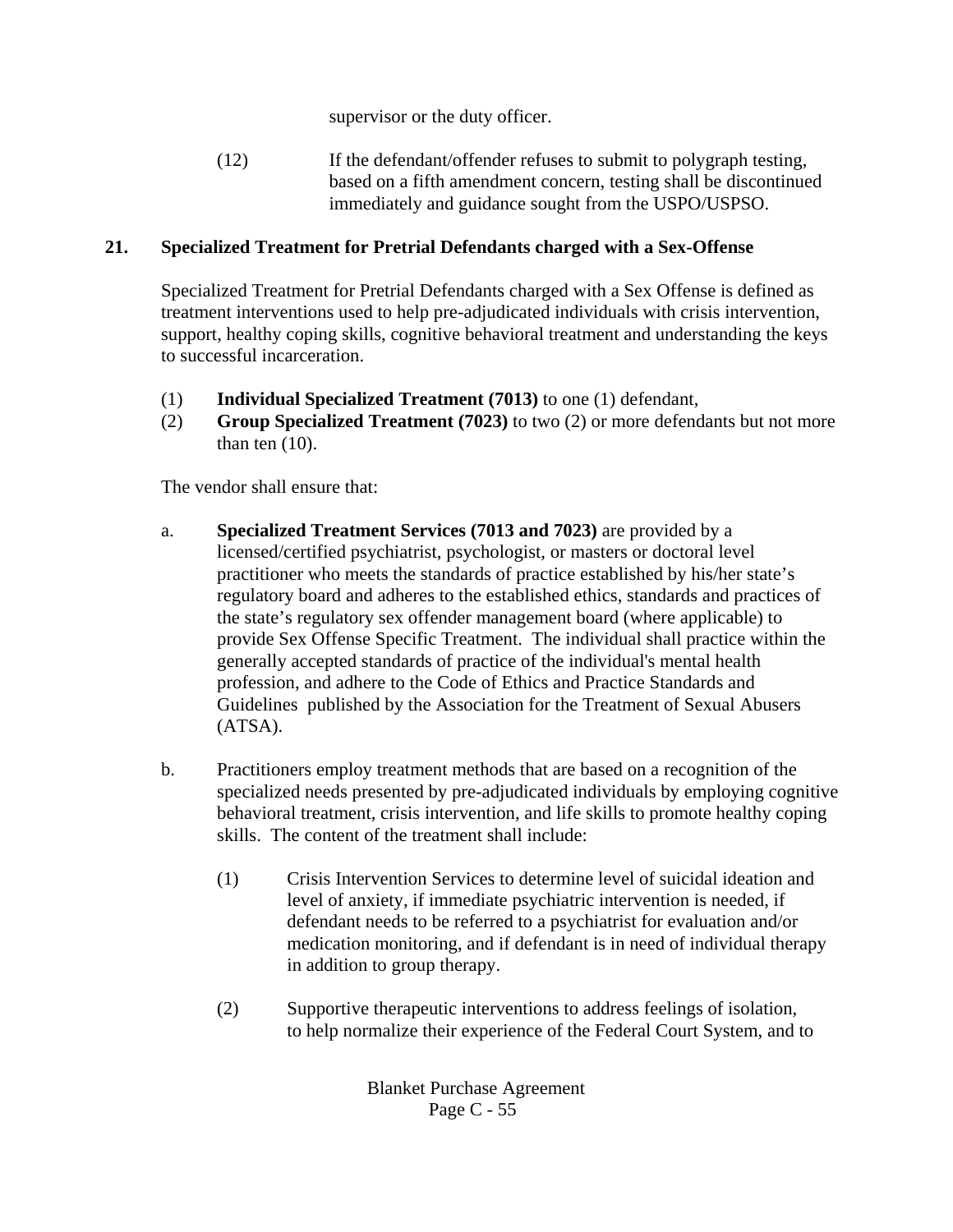supervisor or the duty officer.

(12) If the defendant/offender refuses to submit to polygraph testing, based on a fifth amendment concern, testing shall be discontinued immediately and guidance sought from the USPO/USPSO.

## 21. Specialized Treatment for Pretrial Defendants charged with a Sex-Offense

Specialized Treatment for Pretrial Defendants charged with a Sex Offense is defined as treatment interventions used to help pre-adjudicated individuals with crisis intervention, support, healthy coping skills, cognitive behavioral treatment and understanding the keys to successful incarceration.

(1) **Individual Specialized Treatment (7013)** to one (1) defendant,
(2) **Group Specialized Treatment (7023)** to two (2) or more defendants but not more than ten (10).

The vendor shall ensure that:

a. **Specialized Treatment Services (7013 and 7023)** are provided by a licensed/certified psychiatrist, psychologist, or masters or doctoral level practitioner who meets the standards of practice established by his/her state's regulatory board and adheres to the established ethics, standards and practices of the state's regulatory sex offender management board (where applicable) to provide Sex Offense Specific Treatment. The individual shall practice within the generally accepted standards of practice of the individual's mental health profession, and adhere to the Code of Ethics and Practice Standards and Guidelines published by the Association for the Treatment of Sexual Abusers (ATSA).

b. Practitioners employ treatment methods that are based on a recognition of the specialized needs presented by pre-adjudicated individuals by employing cognitive behavioral treatment, crisis intervention, and life skills to promote healthy coping skills. The content of the treatment shall include:

(1) Crisis Intervention Services to determine level of suicidal ideation and level of anxiety, if immediate psychiatric intervention is needed, if defendant needs to be referred to a psychiatrist for evaluation and/or medication monitoring, and if defendant is in need of individual therapy in addition to group therapy.

(2) Supportive therapeutic interventions to address feelings of isolation, to help normalize their experience of the Federal Court System, and to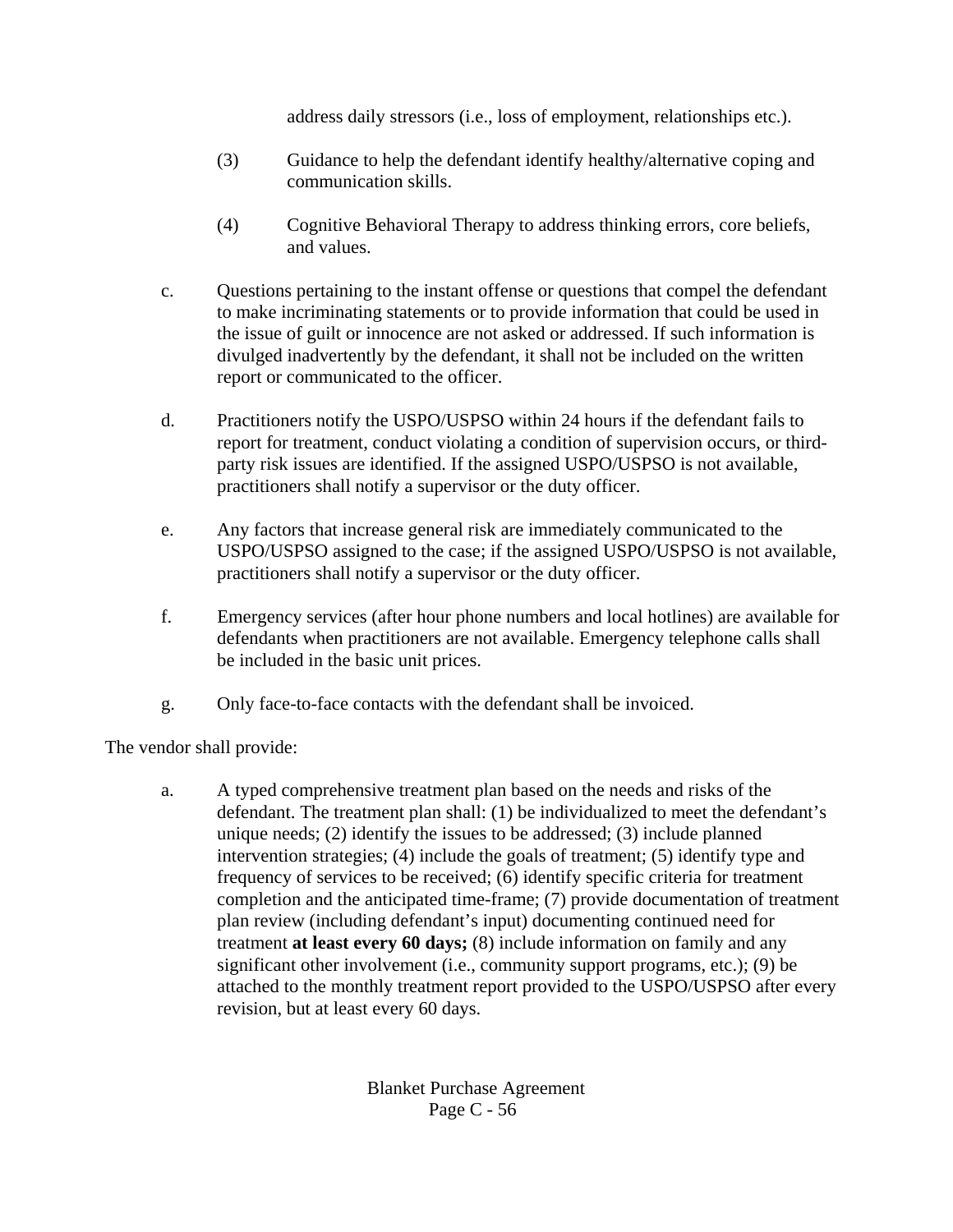address daily stressors (i.e., loss of employment, relationships etc.).

(3) Guidance to help the defendant identify healthy/alternative coping and communication skills.

(4) Cognitive Behavioral Therapy to address thinking errors, core beliefs, and values.

c. Questions pertaining to the instant offense or questions that compel the defendant to make incriminating statements or to provide information that could be used in the issue of guilt or innocence are not asked or addressed. If such information is divulged inadvertently by the defendant, it shall not be included on the written report or communicated to the officer.

d. Practitioners notify the USPO/USPSO within 24 hours if the defendant fails to report for treatment, conduct violating a condition of supervision occurs, or third-party risk issues are identified. If the assigned USPO/USPSO is not available, practitioners shall notify a supervisor or the duty officer.

e. Any factors that increase general risk are immediately communicated to the USPO/USPSO assigned to the case; if the assigned USPO/USPSO is not available, practitioners shall notify a supervisor or the duty officer.

f. Emergency services (after hour phone numbers and local hotlines) are available for defendants when practitioners are not available. Emergency telephone calls shall be included in the basic unit prices.

g. Only face-to-face contacts with the defendant shall be invoiced.

The vendor shall provide:

a. A typed comprehensive treatment plan based on the needs and risks of the defendant. The treatment plan shall: (1) be individualized to meet the defendant's unique needs; (2) identify the issues to be addressed; (3) include planned intervention strategies; (4) include the goals of treatment; (5) identify type and frequency of services to be received; (6) identify specific criteria for treatment completion and the anticipated time-frame; (7) provide documentation of treatment plan review (including defendant's input) documenting continued need for treatment **at least every 60 days;** (8) include information on family and any significant other involvement (i.e., community support programs, etc.); (9) be attached to the monthly treatment report provided to the USPO/USPSO after every revision, but at least every 60 days.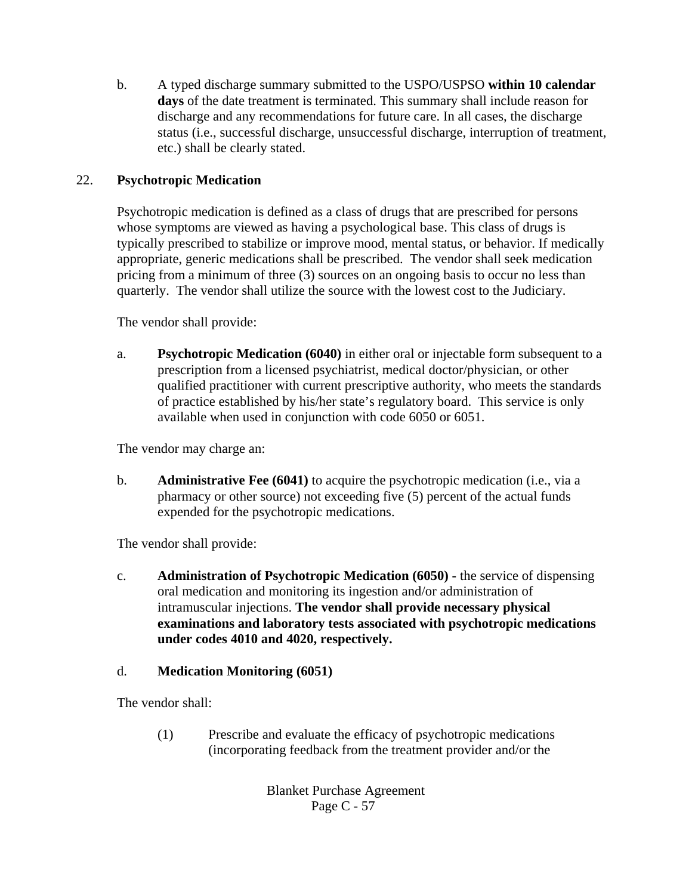b. A typed discharge summary submitted to the USPO/USPSO **within 10 calendar days** of the date treatment is terminated. This summary shall include reason for discharge and any recommendations for future care. In all cases, the discharge status (i.e., successful discharge, unsuccessful discharge, interruption of treatment, etc.) shall be clearly stated.

## 22. **Psychotropic Medication**

Psychotropic medication is defined as a class of drugs that are prescribed for persons whose symptoms are viewed as having a psychological base. This class of drugs is typically prescribed to stabilize or improve mood, mental status, or behavior. If medically appropriate, generic medications shall be prescribed. The vendor shall seek medication pricing from a minimum of three (3) sources on an ongoing basis to occur no less than quarterly. The vendor shall utilize the source with the lowest cost to the Judiciary.

The vendor shall provide:

a. **Psychotropic Medication (6040)** in either oral or injectable form subsequent to a prescription from a licensed psychiatrist, medical doctor/physician, or other qualified practitioner with current prescriptive authority, who meets the standards of practice established by his/her state's regulatory board. This service is only available when used in conjunction with code 6050 or 6051.

The vendor may charge an:

b. **Administrative Fee (6041)** to acquire the psychotropic medication (i.e., via a pharmacy or other source) not exceeding five (5) percent of the actual funds expended for the psychotropic medications.

The vendor shall provide:

c. **Administration of Psychotropic Medication (6050) -** the service of dispensing oral medication and monitoring its ingestion and/or administration of intramuscular injections. **The vendor shall provide necessary physical examinations and laboratory tests associated with psychotropic medications under codes 4010 and 4020, respectively.**

d. **Medication Monitoring (6051)**

The vendor shall:

(1) Prescribe and evaluate the efficacy of psychotropic medications (incorporating feedback from the treatment provider and/or the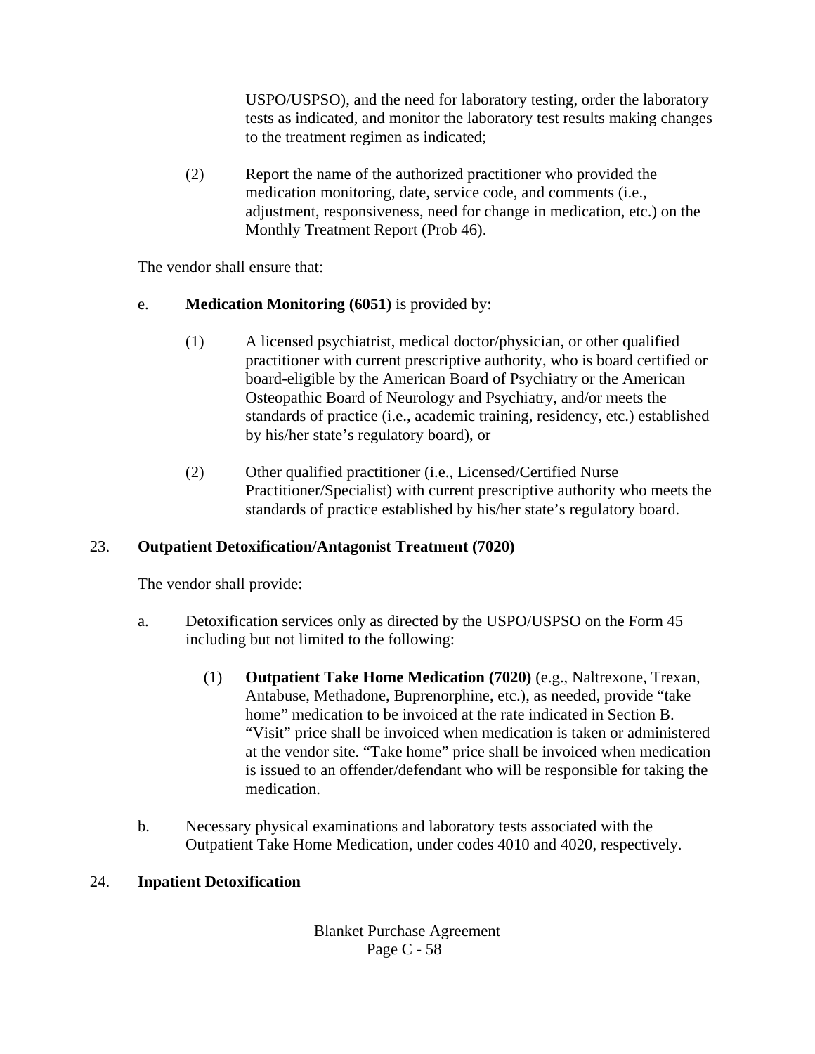USPO/USPSO), and the need for laboratory testing, order the laboratory tests as indicated, and monitor the laboratory test results making changes to the treatment regimen as indicated;

(2) Report the name of the authorized practitioner who provided the medication monitoring, date, service code, and comments (i.e., adjustment, responsiveness, need for change in medication, etc.) on the Monthly Treatment Report (Prob 46).

The vendor shall ensure that:

e. **Medication Monitoring (6051)** is provided by:

(1) A licensed psychiatrist, medical doctor/physician, or other qualified practitioner with current prescriptive authority, who is board certified or board-eligible by the American Board of Psychiatry or the American Osteopathic Board of Neurology and Psychiatry, and/or meets the standards of practice (i.e., academic training, residency, etc.) established by his/her state's regulatory board), or

(2) Other qualified practitioner (i.e., Licensed/Certified Nurse Practitioner/Specialist) with current prescriptive authority who meets the standards of practice established by his/her state's regulatory board.

23. **Outpatient Detoxification/Antagonist Treatment (7020)**

The vendor shall provide:

a. Detoxification services only as directed by the USPO/USPSO on the Form 45 including but not limited to the following:

(1) **Outpatient Take Home Medication (7020)** (e.g., Naltrexone, Trexan, Antabuse, Methadone, Buprenorphine, etc.), as needed, provide "take home" medication to be invoiced at the rate indicated in Section B. "Visit" price shall be invoiced when medication is taken or administered at the vendor site. "Take home" price shall be invoiced when medication is issued to an offender/defendant who will be responsible for taking the medication.

b. Necessary physical examinations and laboratory tests associated with the Outpatient Take Home Medication, under codes 4010 and 4020, respectively.

24. **Inpatient Detoxification**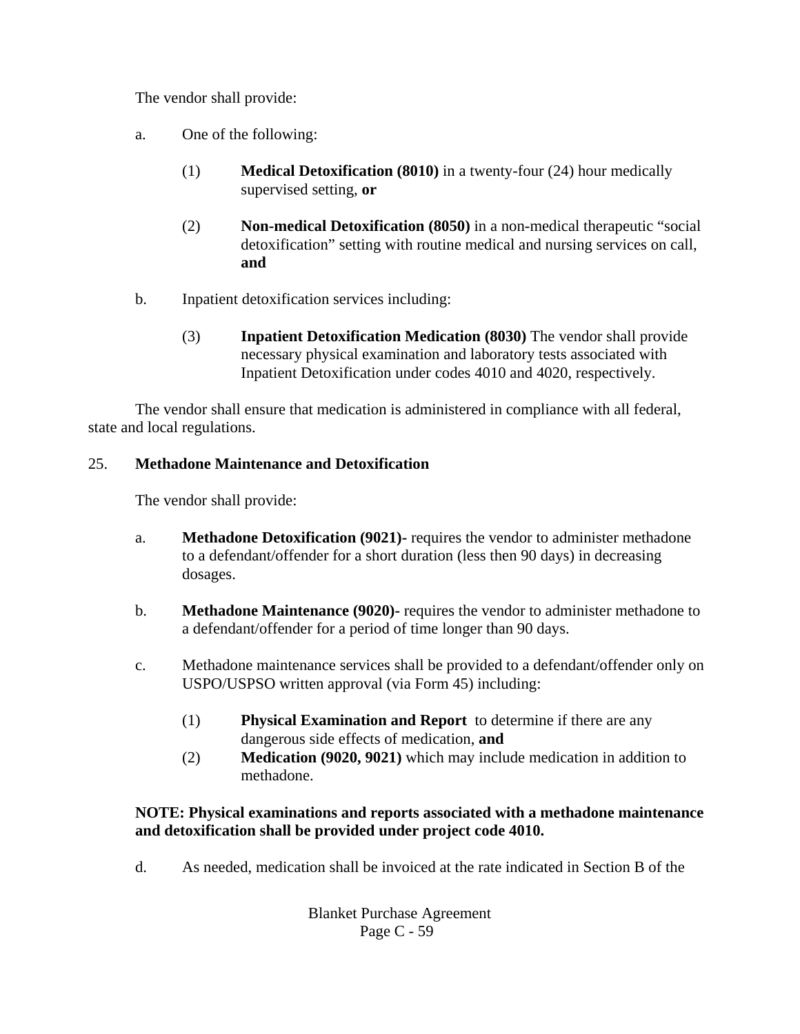The vendor shall provide:

a. One of the following:

   (1) **Medical Detoxification (8010)** in a twenty-four (24) hour medically supervised setting, **or**

   (2) **Non-medical Detoxification (8050)** in a non-medical therapeutic "social detoxification" setting with routine medical and nursing services on call, **and**

b. Inpatient detoxification services including:

   (3) **Inpatient Detoxification Medication (8030)** The vendor shall provide necessary physical examination and laboratory tests associated with Inpatient Detoxification under codes 4010 and 4020, respectively.

The vendor shall ensure that medication is administered in compliance with all federal, state and local regulations.

25. **Methadone Maintenance and Detoxification**

The vendor shall provide:

a. **Methadone Detoxification (9021)-** requires the vendor to administer methadone to a defendant/offender for a short duration (less then 90 days) in decreasing dosages.

b. **Methadone Maintenance (9020)-** requires the vendor to administer methadone to a defendant/offender for a period of time longer than 90 days.

c. Methadone maintenance services shall be provided to a defendant/offender only on USPO/USPSO written approval (via Form 45) including:

   (1) **Physical Examination and Report** to determine if there are any dangerous side effects of medication, **and**
   (2) **Medication (9020, 9021)** which may include medication in addition to methadone.

**NOTE: Physical examinations and reports associated with a methadone maintenance and detoxification shall be provided under project code 4010.**

d. As needed, medication shall be invoiced at the rate indicated in Section B of the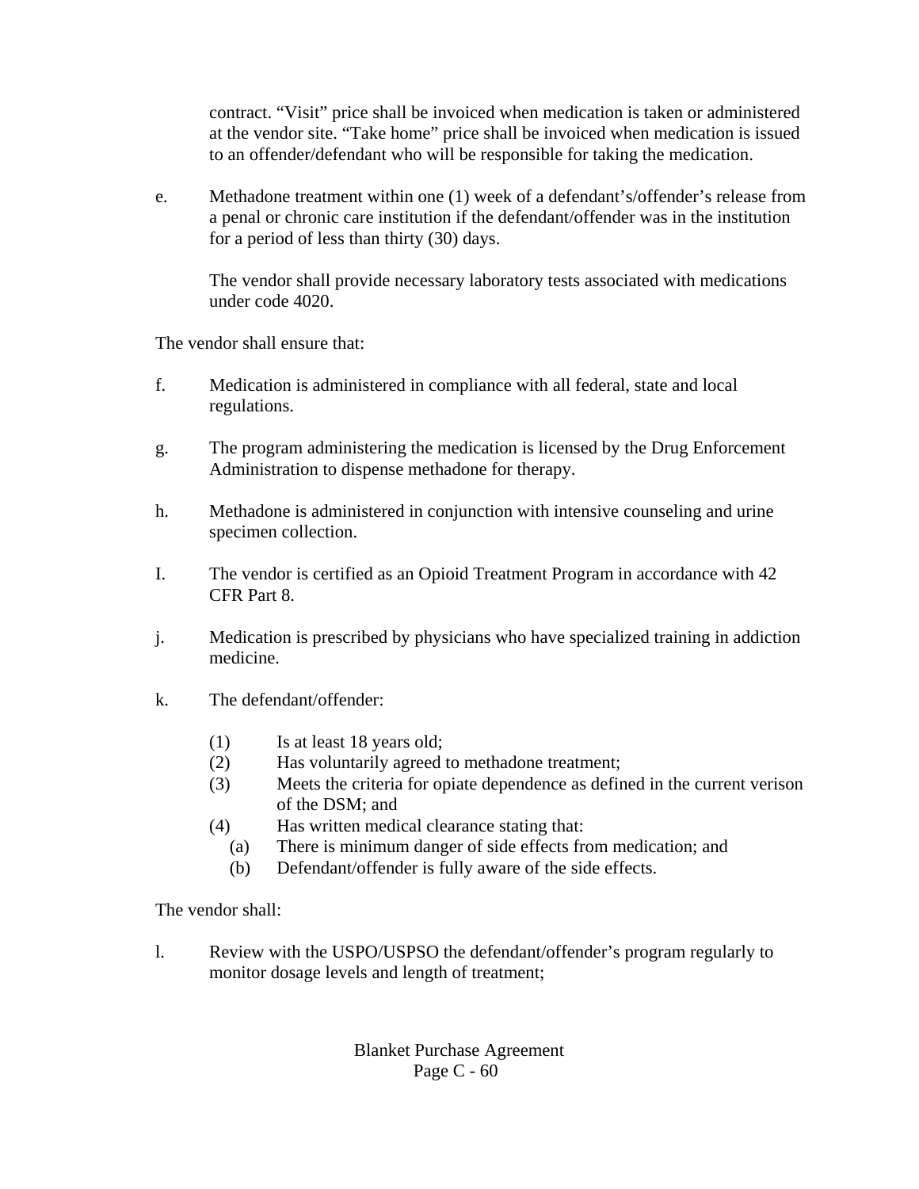contract. "Visit" price shall be invoiced when medication is taken or administered at the vendor site. "Take home" price shall be invoiced when medication is issued to an offender/defendant who will be responsible for taking the medication.

e. Methadone treatment within one (1) week of a defendant's/offender's release from a penal or chronic care institution if the defendant/offender was in the institution for a period of less than thirty (30) days.

   The vendor shall provide necessary laboratory tests associated with medications under code 4020.

The vendor shall ensure that:

f. Medication is administered in compliance with all federal, state and local regulations.

g. The program administering the medication is licensed by the Drug Enforcement Administration to dispense methadone for therapy.

h. Methadone is administered in conjunction with intensive counseling and urine specimen collection.

I. The vendor is certified as an Opioid Treatment Program in accordance with 42 CFR Part 8.

j. Medication is prescribed by physicians who have specialized training in addiction medicine.

k. The defendant/offender:

   (1) Is at least 18 years old;
   (2) Has voluntarily agreed to methadone treatment;
   (3) Meets the criteria for opiate dependence as defined in the current verison of the DSM; and
   (4) Has written medical clearance stating that:
      (a) There is minimum danger of side effects from medication; and
      (b) Defendant/offender is fully aware of the side effects.

The vendor shall:

l. Review with the USPO/USPSO the defendant/offender's program regularly to monitor dosage levels and length of treatment;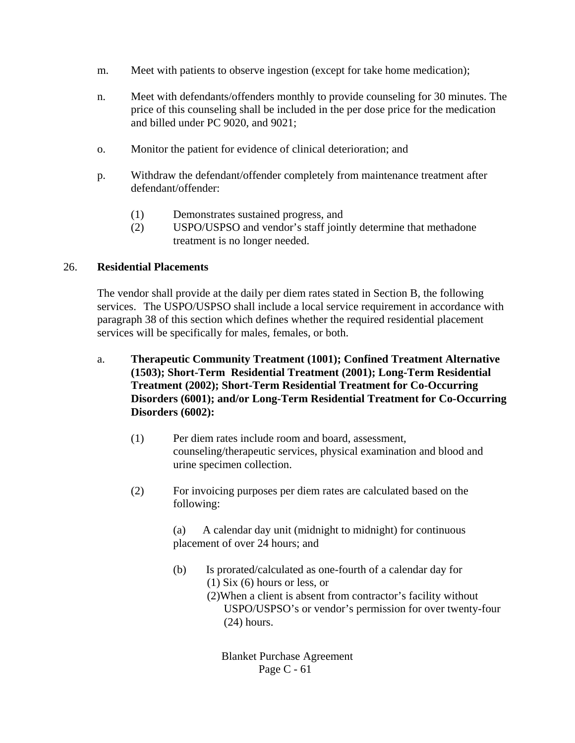m. Meet with patients to observe ingestion (except for take home medication);

n. Meet with defendants/offenders monthly to provide counseling for 30 minutes. The price of this counseling shall be included in the per dose price for the medication and billed under PC 9020, and 9021;

o. Monitor the patient for evidence of clinical deterioration; and

p. Withdraw the defendant/offender completely from maintenance treatment after defendant/offender:

   (1) Demonstrates sustained progress, and
   (2) USPO/USPSO and vendor's staff jointly determine that methadone treatment is no longer needed.

26. **Residential Placements**

The vendor shall provide at the daily per diem rates stated in Section B, the following services. The USPO/USPSO shall include a local service requirement in accordance with paragraph 38 of this section which defines whether the required residential placement services will be specifically for males, females, or both.

a. **Therapeutic Community Treatment (1001); Confined Treatment Alternative (1503); Short-Term Residential Treatment (2001); Long-Term Residential Treatment (2002); Short-Term Residential Treatment for Co-Occurring Disorders (6001); and/or Long-Term Residential Treatment for Co-Occurring Disorders (6002):**

   (1) Per diem rates include room and board, assessment, counseling/therapeutic services, physical examination and blood and urine specimen collection.

   (2) For invoicing purposes per diem rates are calculated based on the following:

      (a) A calendar day unit (midnight to midnight) for continuous placement of over 24 hours; and

      (b) Is prorated/calculated as one-fourth of a calendar day for
         (1) Six (6) hours or less, or
         (2) When a client is absent from contractor's facility without USPO/USPSO's or vendor's permission for over twenty-four (24) hours.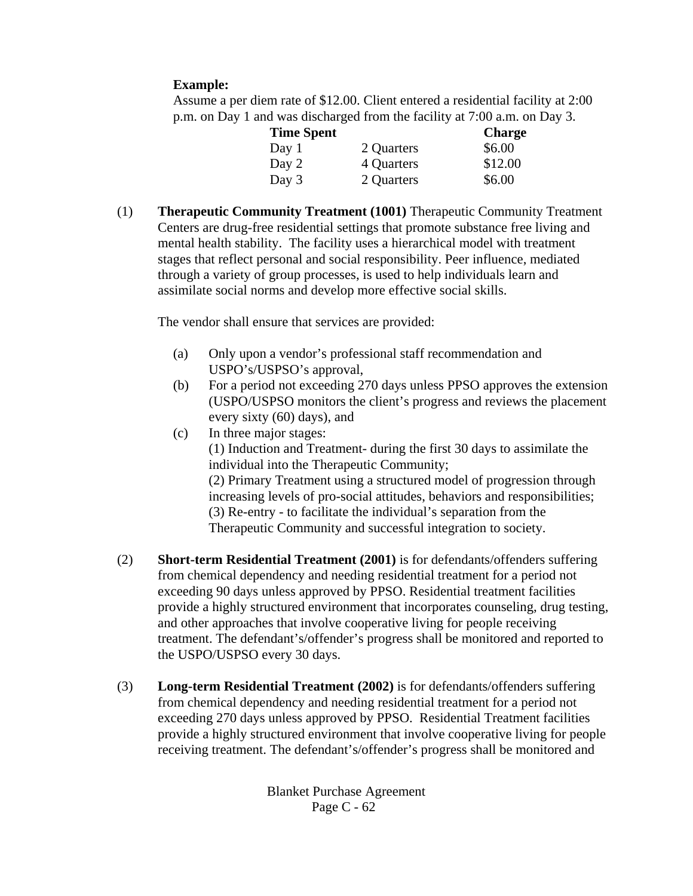**Example:**

Assume a per diem rate of $12.00. Client entered a residential facility at 2:00 p.m. on Day 1 and was discharged from the facility at 7:00 a.m. on Day 3.

| Time Spent | | Charge |
|---|---|---|
| Day 1 | 2 Quarters | $6.00 |
| Day 2 | 4 Quarters | $12.00 |
| Day 3 | 2 Quarters | $6.00 |

(1) **Therapeutic Community Treatment (1001)** Therapeutic Community Treatment Centers are drug-free residential settings that promote substance free living and mental health stability. The facility uses a hierarchical model with treatment stages that reflect personal and social responsibility. Peer influence, mediated through a variety of group processes, is used to help individuals learn and assimilate social norms and develop more effective social skills.

The vendor shall ensure that services are provided:

(a) Only upon a vendor's professional staff recommendation and USPO's/USPSO's approval,

(b) For a period not exceeding 270 days unless PPSO approves the extension (USPO/USPSO monitors the client's progress and reviews the placement every sixty (60) days), and

(c) In three major stages:
(1) Induction and Treatment- during the first 30 days to assimilate the individual into the Therapeutic Community;
(2) Primary Treatment using a structured model of progression through increasing levels of pro-social attitudes, behaviors and responsibilities;
(3) Re-entry - to facilitate the individual's separation from the Therapeutic Community and successful integration to society.

(2) **Short-term Residential Treatment (2001)** is for defendants/offenders suffering from chemical dependency and needing residential treatment for a period not exceeding 90 days unless approved by PPSO. Residential treatment facilities provide a highly structured environment that incorporates counseling, drug testing, and other approaches that involve cooperative living for people receiving treatment. The defendant's/offender's progress shall be monitored and reported to the USPO/USPSO every 30 days.

(3) **Long-term Residential Treatment (2002)** is for defendants/offenders suffering from chemical dependency and needing residential treatment for a period not exceeding 270 days unless approved by PPSO. Residential Treatment facilities provide a highly structured environment that involve cooperative living for people receiving treatment. The defendant's/offender's progress shall be monitored and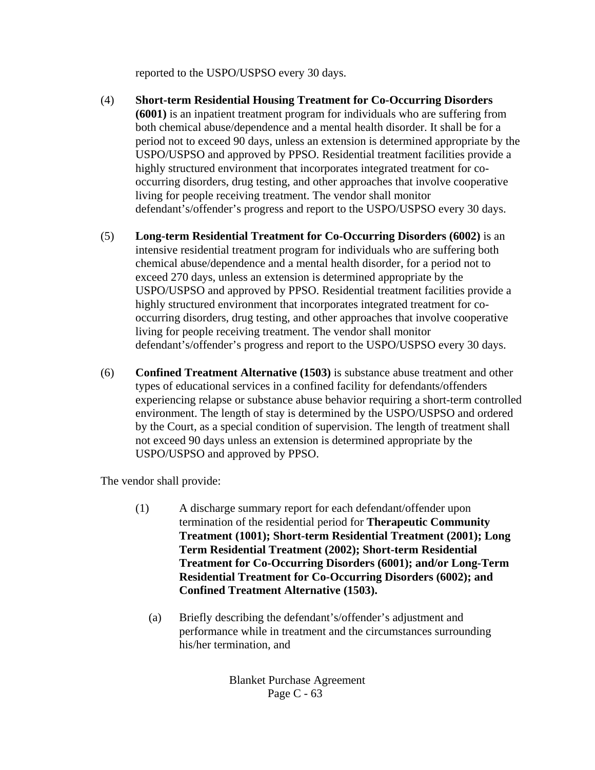reported to the USPO/USPSO every 30 days.

(4) **Short-term Residential Housing Treatment for Co-Occurring Disorders (6001)** is an inpatient treatment program for individuals who are suffering from both chemical abuse/dependence and a mental health disorder. It shall be for a period not to exceed 90 days, unless an extension is determined appropriate by the USPO/USPSO and approved by PPSO. Residential treatment facilities provide a highly structured environment that incorporates integrated treatment for co-occurring disorders, drug testing, and other approaches that involve cooperative living for people receiving treatment. The vendor shall monitor defendant's/offender's progress and report to the USPO/USPSO every 30 days.

(5) **Long-term Residential Treatment for Co-Occurring Disorders (6002)** is an intensive residential treatment program for individuals who are suffering both chemical abuse/dependence and a mental health disorder, for a period not to exceed 270 days, unless an extension is determined appropriate by the USPO/USPSO and approved by PPSO. Residential treatment facilities provide a highly structured environment that incorporates integrated treatment for co-occurring disorders, drug testing, and other approaches that involve cooperative living for people receiving treatment. The vendor shall monitor defendant's/offender's progress and report to the USPO/USPSO every 30 days.

(6) **Confined Treatment Alternative (1503)** is substance abuse treatment and other types of educational services in a confined facility for defendants/offenders experiencing relapse or substance abuse behavior requiring a short-term controlled environment. The length of stay is determined by the USPO/USPSO and ordered by the Court, as a special condition of supervision. The length of treatment shall not exceed 90 days unless an extension is determined appropriate by the USPO/USPSO and approved by PPSO.

The vendor shall provide:

(1) A discharge summary report for each defendant/offender upon termination of the residential period for **Therapeutic Community Treatment (1001); Short-term Residential Treatment (2001); Long Term Residential Treatment (2002); Short-term Residential Treatment for Co-Occurring Disorders (6001); and/or Long-Term Residential Treatment for Co-Occurring Disorders (6002); and Confined Treatment Alternative (1503).**

(a) Briefly describing the defendant's/offender's adjustment and performance while in treatment and the circumstances surrounding his/her termination, and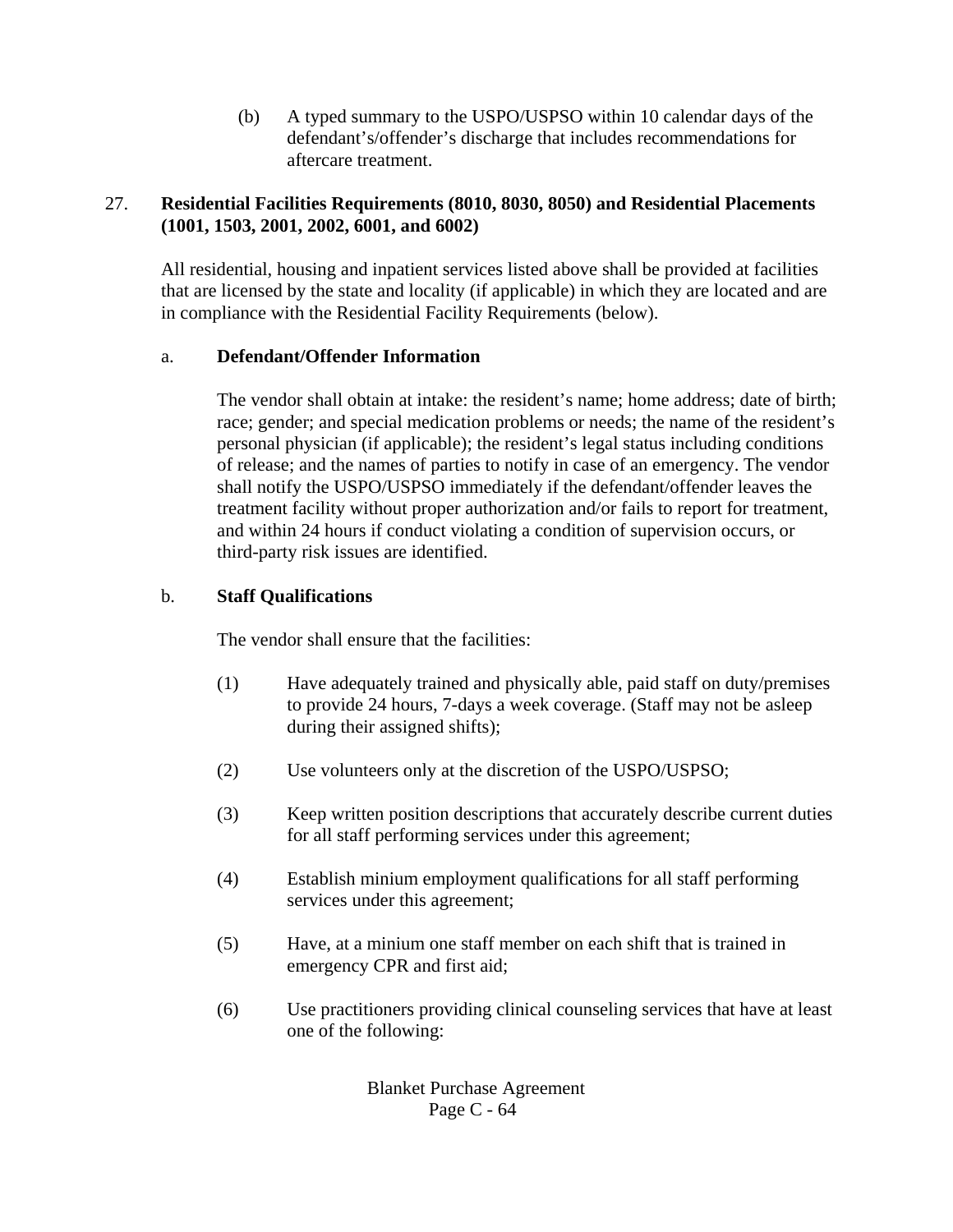(b) A typed summary to the USPO/USPSO within 10 calendar days of the defendant's/offender's discharge that includes recommendations for aftercare treatment.

27. **Residential Facilities Requirements (8010, 8030, 8050) and Residential Placements (1001, 1503, 2001, 2002, 6001, and 6002)**

All residential, housing and inpatient services listed above shall be provided at facilities that are licensed by the state and locality (if applicable) in which they are located and are in compliance with the Residential Facility Requirements (below).

a. **Defendant/Offender Information**

The vendor shall obtain at intake: the resident's name; home address; date of birth; race; gender; and special medication problems or needs; the name of the resident's personal physician (if applicable); the resident's legal status including conditions of release; and the names of parties to notify in case of an emergency. The vendor shall notify the USPO/USPSO immediately if the defendant/offender leaves the treatment facility without proper authorization and/or fails to report for treatment, and within 24 hours if conduct violating a condition of supervision occurs, or third-party risk issues are identified.

b. **Staff Qualifications**

The vendor shall ensure that the facilities:

(1) Have adequately trained and physically able, paid staff on duty/premises to provide 24 hours, 7-days a week coverage. (Staff may not be asleep during their assigned shifts);

(2) Use volunteers only at the discretion of the USPO/USPSO;

(3) Keep written position descriptions that accurately describe current duties for all staff performing services under this agreement;

(4) Establish minium employment qualifications for all staff performing services under this agreement;

(5) Have, at a minium one staff member on each shift that is trained in emergency CPR and first aid;

(6) Use practitioners providing clinical counseling services that have at least one of the following: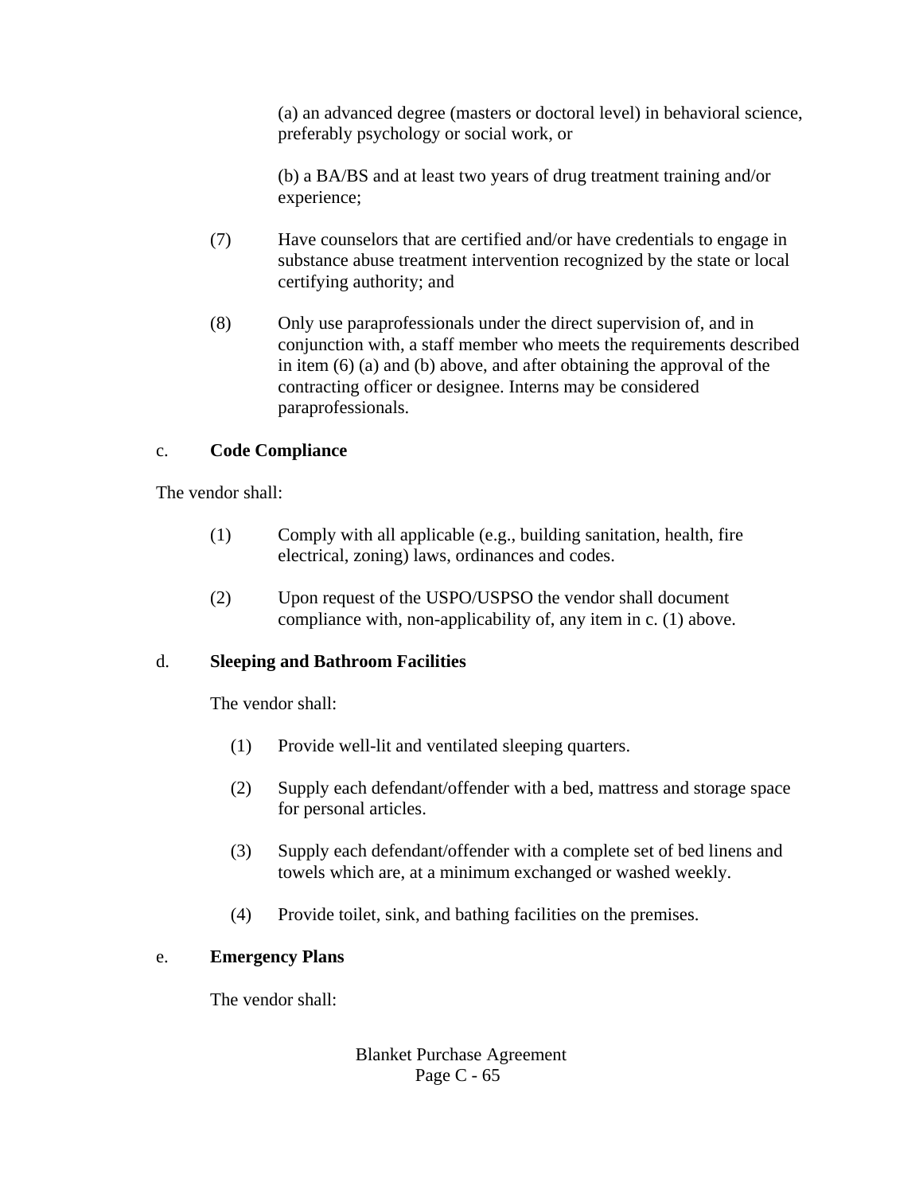(a) an advanced degree (masters or doctoral level) in behavioral science, preferably psychology or social work, or

(b) a BA/BS and at least two years of drug treatment training and/or experience;

(7) Have counselors that are certified and/or have credentials to engage in substance abuse treatment intervention recognized by the state or local certifying authority; and

(8) Only use paraprofessionals under the direct supervision of, and in conjunction with, a staff member who meets the requirements described in item (6) (a) and (b) above, and after obtaining the approval of the contracting officer or designee. Interns may be considered paraprofessionals.

c. **Code Compliance**

The vendor shall:

(1) Comply with all applicable (e.g., building sanitation, health, fire electrical, zoning) laws, ordinances and codes.

(2) Upon request of the USPO/USPSO the vendor shall document compliance with, non-applicability of, any item in c. (1) above.

d. **Sleeping and Bathroom Facilities**

The vendor shall:

(1) Provide well-lit and ventilated sleeping quarters.

(2) Supply each defendant/offender with a bed, mattress and storage space for personal articles.

(3) Supply each defendant/offender with a complete set of bed linens and towels which are, at a minimum exchanged or washed weekly.

(4) Provide toilet, sink, and bathing facilities on the premises.

e. **Emergency Plans**

The vendor shall: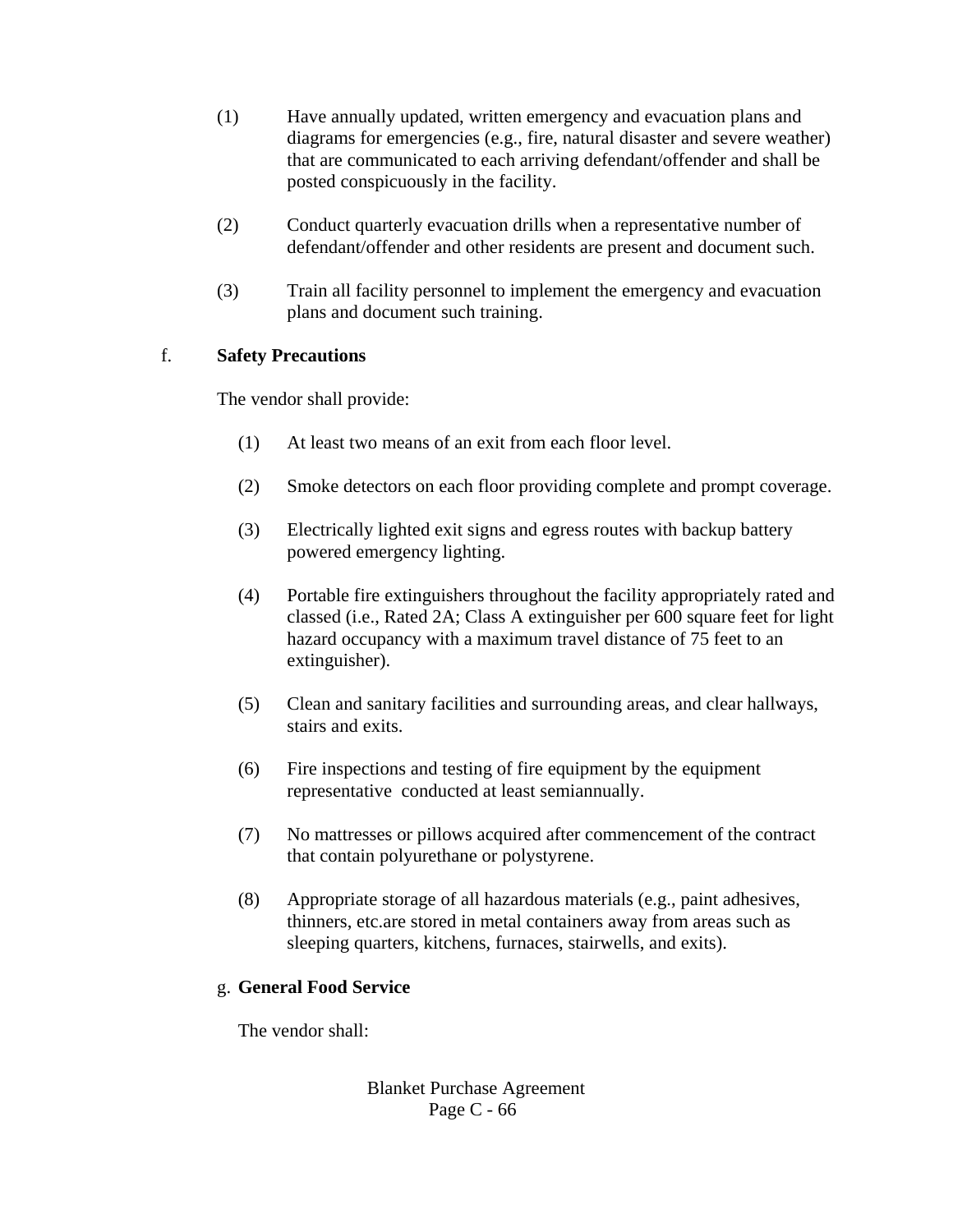(1) Have annually updated, written emergency and evacuation plans and diagrams for emergencies (e.g., fire, natural disaster and severe weather) that are communicated to each arriving defendant/offender and shall be posted conspicuously in the facility.

(2) Conduct quarterly evacuation drills when a representative number of defendant/offender and other residents are present and document such.

(3) Train all facility personnel to implement the emergency and evacuation plans and document such training.

f. **Safety Precautions**

The vendor shall provide:

(1) At least two means of an exit from each floor level.

(2) Smoke detectors on each floor providing complete and prompt coverage.

(3) Electrically lighted exit signs and egress routes with backup battery powered emergency lighting.

(4) Portable fire extinguishers throughout the facility appropriately rated and classed (i.e., Rated 2A; Class A extinguisher per 600 square feet for light hazard occupancy with a maximum travel distance of 75 feet to an extinguisher).

(5) Clean and sanitary facilities and surrounding areas, and clear hallways, stairs and exits.

(6) Fire inspections and testing of fire equipment by the equipment representative conducted at least semiannually.

(7) No mattresses or pillows acquired after commencement of the contract that contain polyurethane or polystyrene.

(8) Appropriate storage of all hazardous materials (e.g., paint adhesives, thinners, etc.are stored in metal containers away from areas such as sleeping quarters, kitchens, furnaces, stairwells, and exits).

g. **General Food Service**

The vendor shall: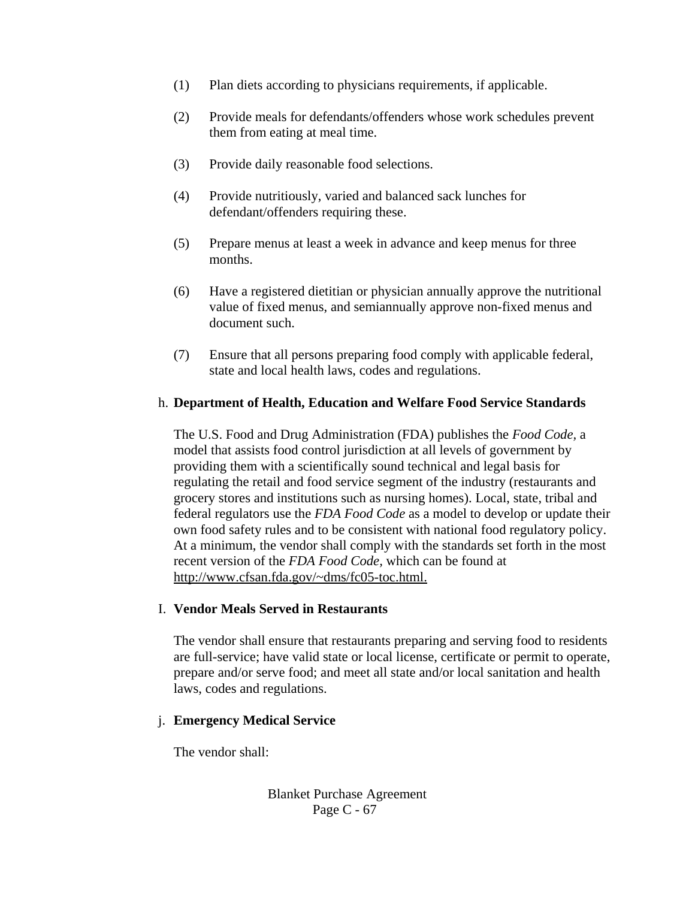(1) Plan diets according to physicians requirements, if applicable.

(2) Provide meals for defendants/offenders whose work schedules prevent them from eating at meal time.

(3) Provide daily reasonable food selections.

(4) Provide nutritiously, varied and balanced sack lunches for defendant/offenders requiring these.

(5) Prepare menus at least a week in advance and keep menus for three months.

(6) Have a registered dietitian or physician annually approve the nutritional value of fixed menus, and semiannually approve non-fixed menus and document such.

(7) Ensure that all persons preparing food comply with applicable federal, state and local health laws, codes and regulations.

h. **Department of Health, Education and Welfare Food Service Standards**

The U.S. Food and Drug Administration (FDA) publishes the *Food Code,* a model that assists food control jurisdiction at all levels of government by providing them with a scientifically sound technical and legal basis for regulating the retail and food service segment of the industry (restaurants and grocery stores and institutions such as nursing homes). Local, state, tribal and federal regulators use the *FDA Food Code* as a model to develop or update their own food safety rules and to be consistent with national food regulatory policy. At a minimum, the vendor shall comply with the standards set forth in the most recent version of the *FDA Food Code,* which can be found at http://www.cfsan.fda.gov/~dms/fc05-toc.html.

I. **Vendor Meals Served in Restaurants**

The vendor shall ensure that restaurants preparing and serving food to residents are full-service; have valid state or local license, certificate or permit to operate, prepare and/or serve food; and meet all state and/or local sanitation and health laws, codes and regulations.

j. **Emergency Medical Service**

The vendor shall: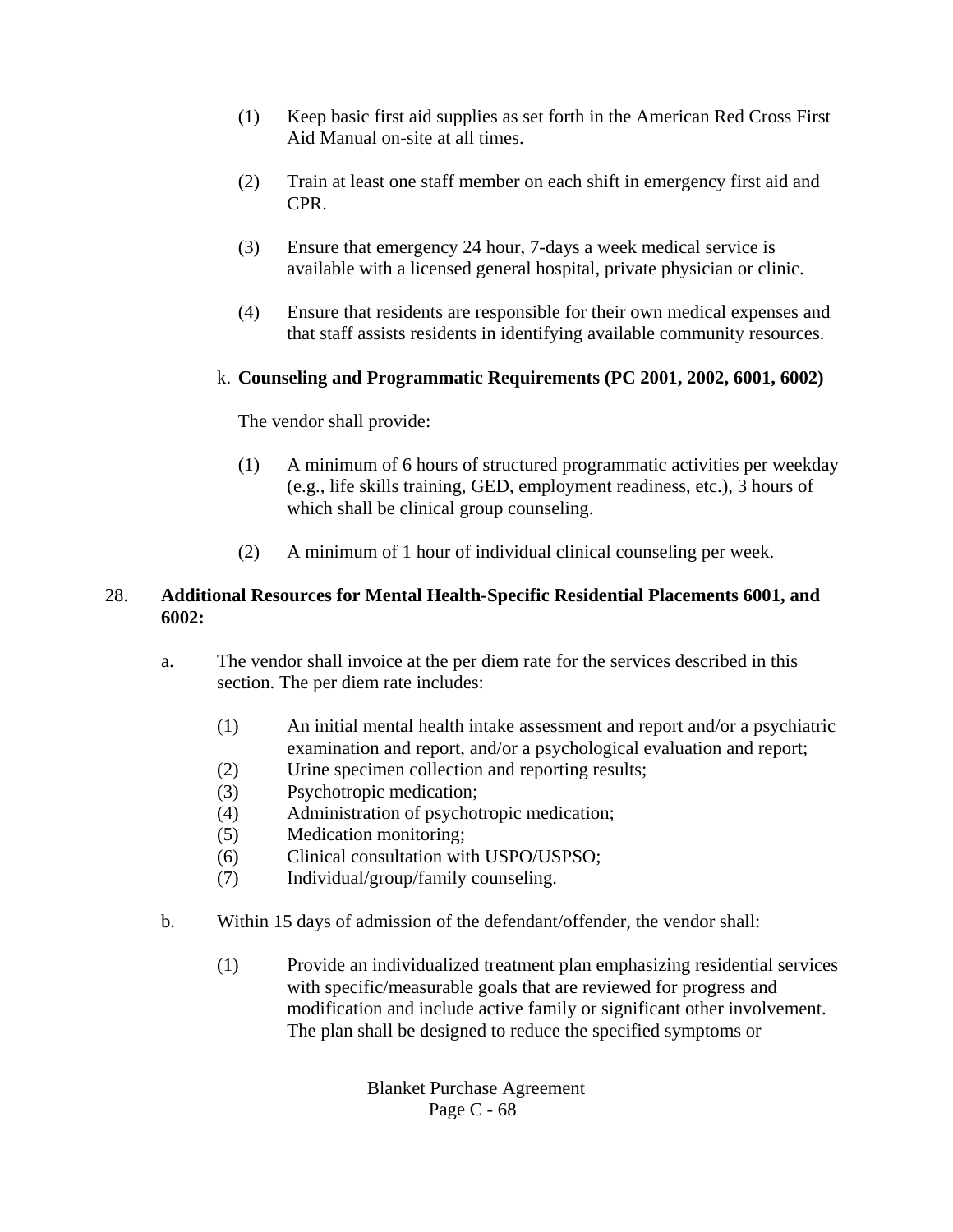(1) Keep basic first aid supplies as set forth in the American Red Cross First Aid Manual on-site at all times.

(2) Train at least one staff member on each shift in emergency first aid and CPR.

(3) Ensure that emergency 24 hour, 7-days a week medical service is available with a licensed general hospital, private physician or clinic.

(4) Ensure that residents are responsible for their own medical expenses and that staff assists residents in identifying available community resources.

k. **Counseling and Programmatic Requirements (PC 2001, 2002, 6001, 6002)**

The vendor shall provide:

(1) A minimum of 6 hours of structured programmatic activities per weekday (e.g., life skills training, GED, employment readiness, etc.), 3 hours of which shall be clinical group counseling.

(2) A minimum of 1 hour of individual clinical counseling per week.

28. **Additional Resources for Mental Health-Specific Residential Placements 6001, and 6002:**

a. The vendor shall invoice at the per diem rate for the services described in this section. The per diem rate includes:

(1) An initial mental health intake assessment and report and/or a psychiatric examination and report, and/or a psychological evaluation and report;
(2) Urine specimen collection and reporting results;
(3) Psychotropic medication;
(4) Administration of psychotropic medication;
(5) Medication monitoring;
(6) Clinical consultation with USPO/USPSO;
(7) Individual/group/family counseling.

b. Within 15 days of admission of the defendant/offender, the vendor shall:

(1) Provide an individualized treatment plan emphasizing residential services with specific/measurable goals that are reviewed for progress and modification and include active family or significant other involvement. The plan shall be designed to reduce the specified symptoms or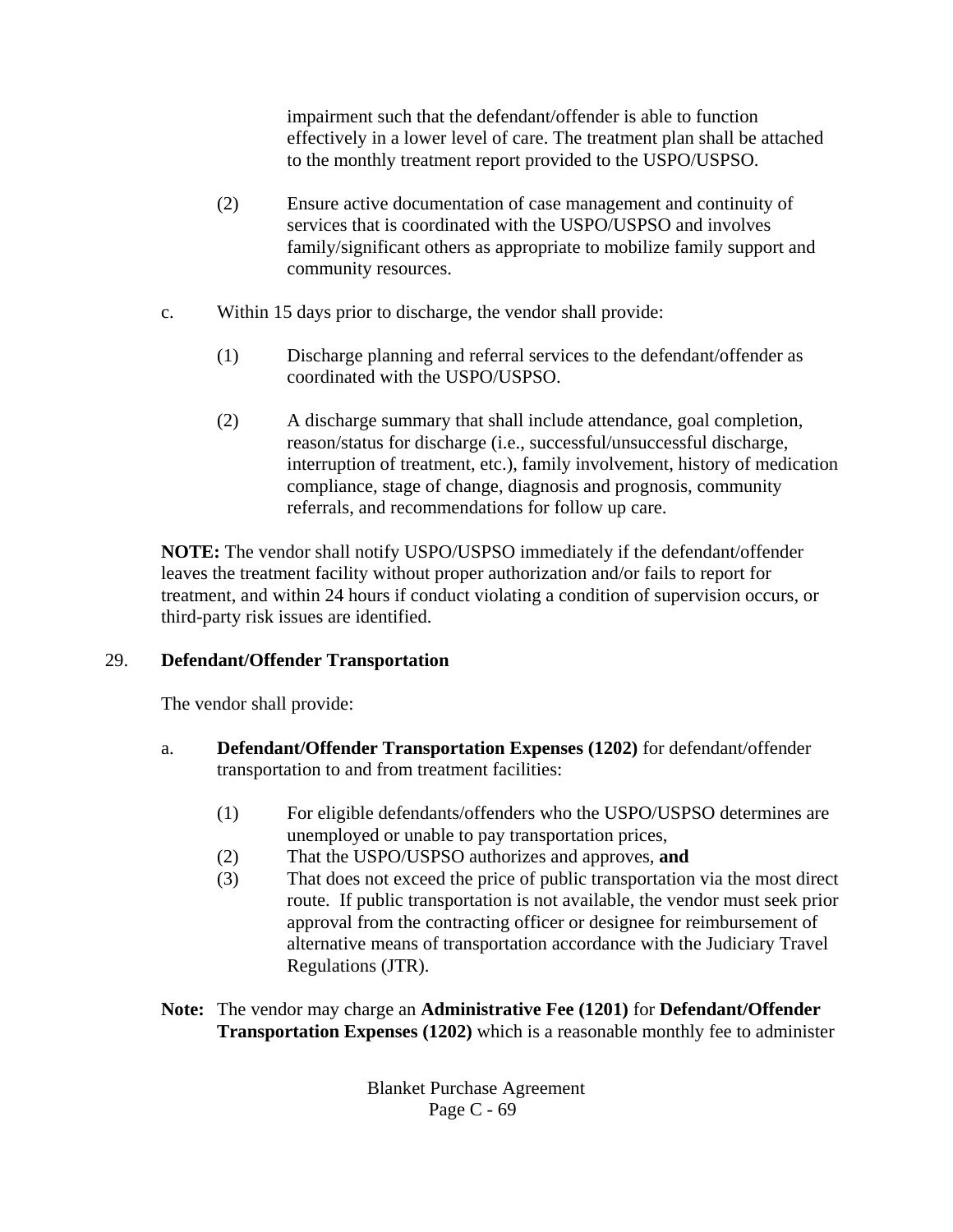impairment such that the defendant/offender is able to function effectively in a lower level of care. The treatment plan shall be attached to the monthly treatment report provided to the USPO/USPSO.

(2) Ensure active documentation of case management and continuity of services that is coordinated with the USPO/USPSO and involves family/significant others as appropriate to mobilize family support and community resources.

c. Within 15 days prior to discharge, the vendor shall provide:

(1) Discharge planning and referral services to the defendant/offender as coordinated with the USPO/USPSO.

(2) A discharge summary that shall include attendance, goal completion, reason/status for discharge (i.e., successful/unsuccessful discharge, interruption of treatment, etc.), family involvement, history of medication compliance, stage of change, diagnosis and prognosis, community referrals, and recommendations for follow up care.

**NOTE:** The vendor shall notify USPO/USPSO immediately if the defendant/offender leaves the treatment facility without proper authorization and/or fails to report for treatment, and within 24 hours if conduct violating a condition of supervision occurs, or third-party risk issues are identified.

29. **Defendant/Offender Transportation**

The vendor shall provide:

a. **Defendant/Offender Transportation Expenses (1202)** for defendant/offender transportation to and from treatment facilities:

(1) For eligible defendants/offenders who the USPO/USPSO determines are unemployed or unable to pay transportation prices,
(2) That the USPO/USPSO authorizes and approves, **and**
(3) That does not exceed the price of public transportation via the most direct route. If public transportation is not available, the vendor must seek prior approval from the contracting officer or designee for reimbursement of alternative means of transportation accordance with the Judiciary Travel Regulations (JTR).

**Note:** The vendor may charge an **Administrative Fee (1201)** for **Defendant/Offender Transportation Expenses (1202)** which is a reasonable monthly fee to administer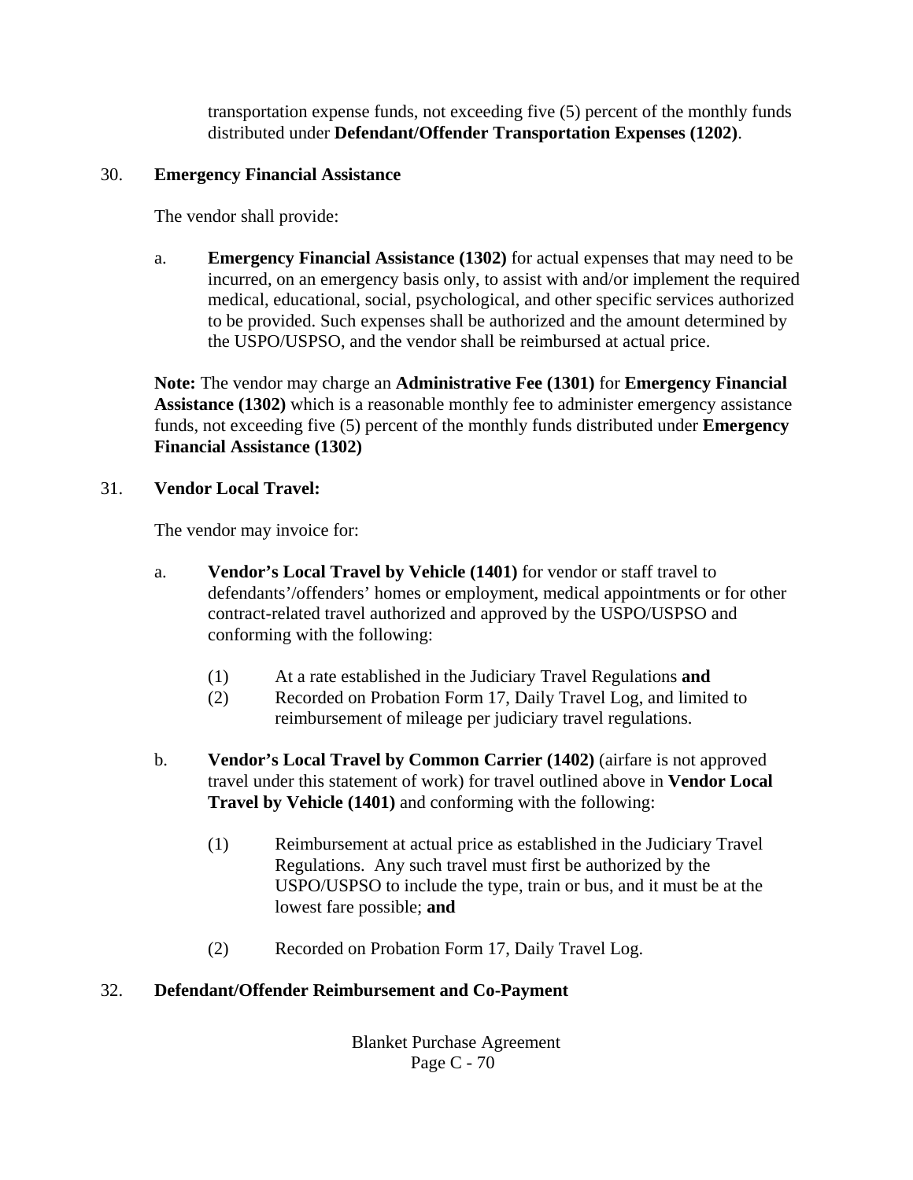transportation expense funds, not exceeding five (5) percent of the monthly funds distributed under **Defendant/Offender Transportation Expenses (1202)**.

30. **Emergency Financial Assistance**

The vendor shall provide:

a. **Emergency Financial Assistance (1302)** for actual expenses that may need to be incurred, on an emergency basis only, to assist with and/or implement the required medical, educational, social, psychological, and other specific services authorized to be provided. Such expenses shall be authorized and the amount determined by the USPO/USPSO, and the vendor shall be reimbursed at actual price.

**Note:** The vendor may charge an **Administrative Fee (1301)** for **Emergency Financial Assistance (1302)** which is a reasonable monthly fee to administer emergency assistance funds, not exceeding five (5) percent of the monthly funds distributed under **Emergency Financial Assistance (1302)**

31. **Vendor Local Travel:**

The vendor may invoice for:

a. **Vendor's Local Travel by Vehicle (1401)** for vendor or staff travel to defendants'/offenders' homes or employment, medical appointments or for other contract-related travel authorized and approved by the USPO/USPSO and conforming with the following:

   (1) At a rate established in the Judiciary Travel Regulations **and**
   
   (2) Recorded on Probation Form 17, Daily Travel Log, and limited to reimbursement of mileage per judiciary travel regulations.

b. **Vendor's Local Travel by Common Carrier (1402)** (airfare is not approved travel under this statement of work) for travel outlined above in **Vendor Local Travel by Vehicle (1401)** and conforming with the following:

   (1) Reimbursement at actual price as established in the Judiciary Travel Regulations. Any such travel must first be authorized by the USPO/USPSO to include the type, train or bus, and it must be at the lowest fare possible; **and**

   (2) Recorded on Probation Form 17, Daily Travel Log.

32. **Defendant/Offender Reimbursement and Co-Payment**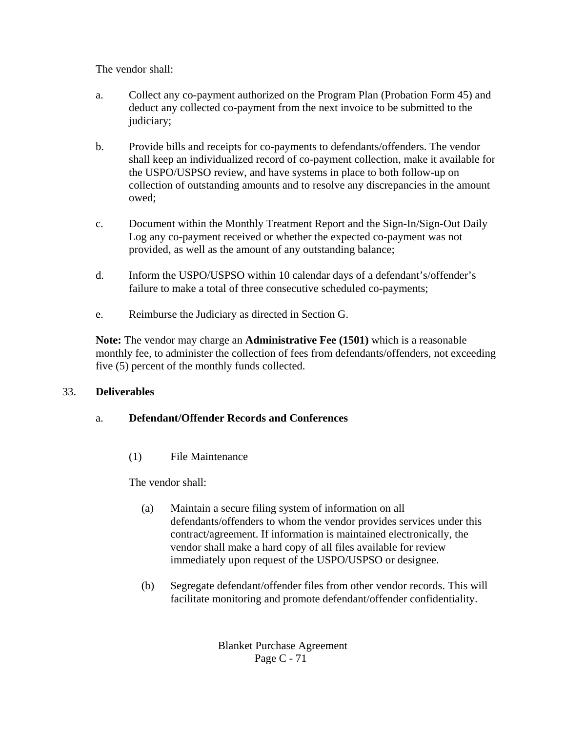The vendor shall:

a. Collect any co-payment authorized on the Program Plan (Probation Form 45) and deduct any collected co-payment from the next invoice to be submitted to the judiciary;

b. Provide bills and receipts for co-payments to defendants/offenders. The vendor shall keep an individualized record of co-payment collection, make it available for the USPO/USPSO review, and have systems in place to both follow-up on collection of outstanding amounts and to resolve any discrepancies in the amount owed;

c. Document within the Monthly Treatment Report and the Sign-In/Sign-Out Daily Log any co-payment received or whether the expected co-payment was not provided, as well as the amount of any outstanding balance;

d. Inform the USPO/USPSO within 10 calendar days of a defendant's/offender's failure to make a total of three consecutive scheduled co-payments;

e. Reimburse the Judiciary as directed in Section G.

**Note:** The vendor may charge an **Administrative Fee (1501)** which is a reasonable monthly fee, to administer the collection of fees from defendants/offenders, not exceeding five (5) percent of the monthly funds collected.

33. **Deliverables**

a. **Defendant/Offender Records and Conferences**

(1) File Maintenance

The vendor shall:

(a) Maintain a secure filing system of information on all defendants/offenders to whom the vendor provides services under this contract/agreement. If information is maintained electronically, the vendor shall make a hard copy of all files available for review immediately upon request of the USPO/USPSO or designee.

(b) Segregate defendant/offender files from other vendor records. This will facilitate monitoring and promote defendant/offender confidentiality.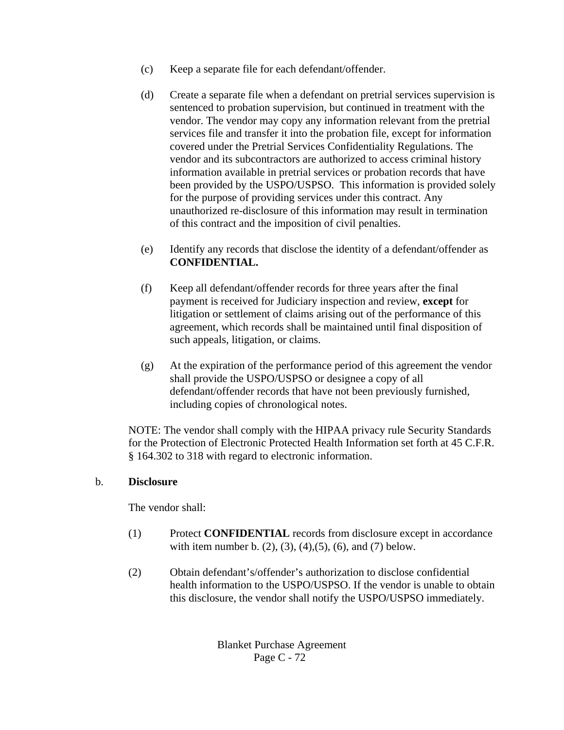(c) Keep a separate file for each defendant/offender.

(d) Create a separate file when a defendant on pretrial services supervision is sentenced to probation supervision, but continued in treatment with the vendor. The vendor may copy any information relevant from the pretrial services file and transfer it into the probation file, except for information covered under the Pretrial Services Confidentiality Regulations. The vendor and its subcontractors are authorized to access criminal history information available in pretrial services or probation records that have been provided by the USPO/USPSO. This information is provided solely for the purpose of providing services under this contract. Any unauthorized re-disclosure of this information may result in termination of this contract and the imposition of civil penalties.

(e) Identify any records that disclose the identity of a defendant/offender as **CONFIDENTIAL.**

(f) Keep all defendant/offender records for three years after the final payment is received for Judiciary inspection and review, **except** for litigation or settlement of claims arising out of the performance of this agreement, which records shall be maintained until final disposition of such appeals, litigation, or claims.

(g) At the expiration of the performance period of this agreement the vendor shall provide the USPO/USPSO or designee a copy of all defendant/offender records that have not been previously furnished, including copies of chronological notes.

NOTE: The vendor shall comply with the HIPAA privacy rule Security Standards for the Protection of Electronic Protected Health Information set forth at 45 C.F.R. § 164.302 to 318 with regard to electronic information.

b. **Disclosure**

The vendor shall:

(1) Protect **CONFIDENTIAL** records from disclosure except in accordance with item number b. (2), (3), (4),(5), (6), and (7) below.

(2) Obtain defendant's/offender's authorization to disclose confidential health information to the USPO/USPSO. If the vendor is unable to obtain this disclosure, the vendor shall notify the USPO/USPSO immediately.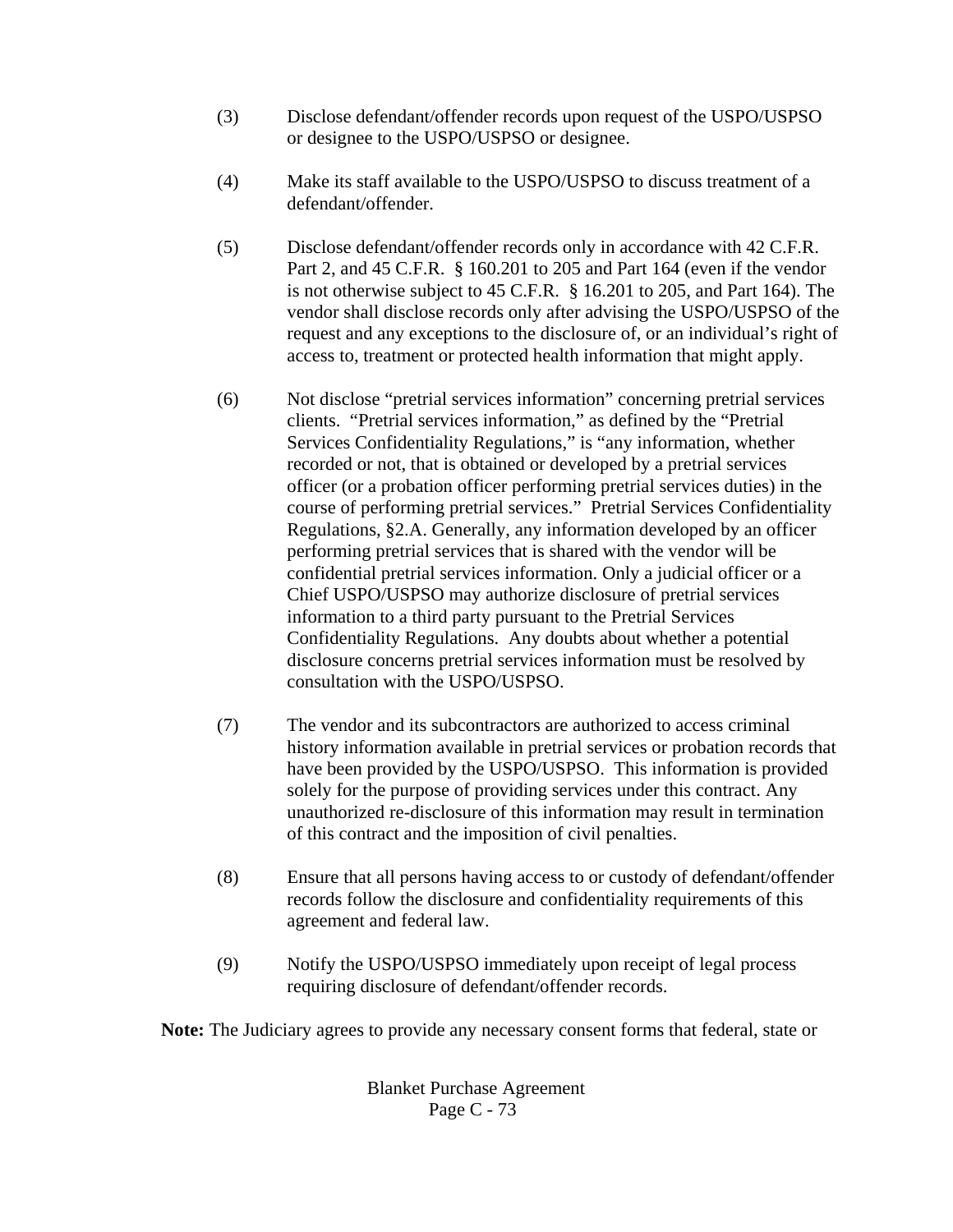(3) Disclose defendant/offender records upon request of the USPO/USPSO or designee to the USPO/USPSO or designee.

(4) Make its staff available to the USPO/USPSO to discuss treatment of a defendant/offender.

(5) Disclose defendant/offender records only in accordance with 42 C.F.R. Part 2, and 45 C.F.R. § 160.201 to 205 and Part 164 (even if the vendor is not otherwise subject to 45 C.F.R. § 16.201 to 205, and Part 164). The vendor shall disclose records only after advising the USPO/USPSO of the request and any exceptions to the disclosure of, or an individual's right of access to, treatment or protected health information that might apply.

(6) Not disclose "pretrial services information" concerning pretrial services clients. "Pretrial services information," as defined by the "Pretrial Services Confidentiality Regulations," is "any information, whether recorded or not, that is obtained or developed by a pretrial services officer (or a probation officer performing pretrial services duties) in the course of performing pretrial services." Pretrial Services Confidentiality Regulations, §2.A. Generally, any information developed by an officer performing pretrial services that is shared with the vendor will be confidential pretrial services information. Only a judicial officer or a Chief USPO/USPSO may authorize disclosure of pretrial services information to a third party pursuant to the Pretrial Services Confidentiality Regulations. Any doubts about whether a potential disclosure concerns pretrial services information must be resolved by consultation with the USPO/USPSO.

(7) The vendor and its subcontractors are authorized to access criminal history information available in pretrial services or probation records that have been provided by the USPO/USPSO. This information is provided solely for the purpose of providing services under this contract. Any unauthorized re-disclosure of this information may result in termination of this contract and the imposition of civil penalties.

(8) Ensure that all persons having access to or custody of defendant/offender records follow the disclosure and confidentiality requirements of this agreement and federal law.

(9) Notify the USPO/USPSO immediately upon receipt of legal process requiring disclosure of defendant/offender records.

**Note:** The Judiciary agrees to provide any necessary consent forms that federal, state or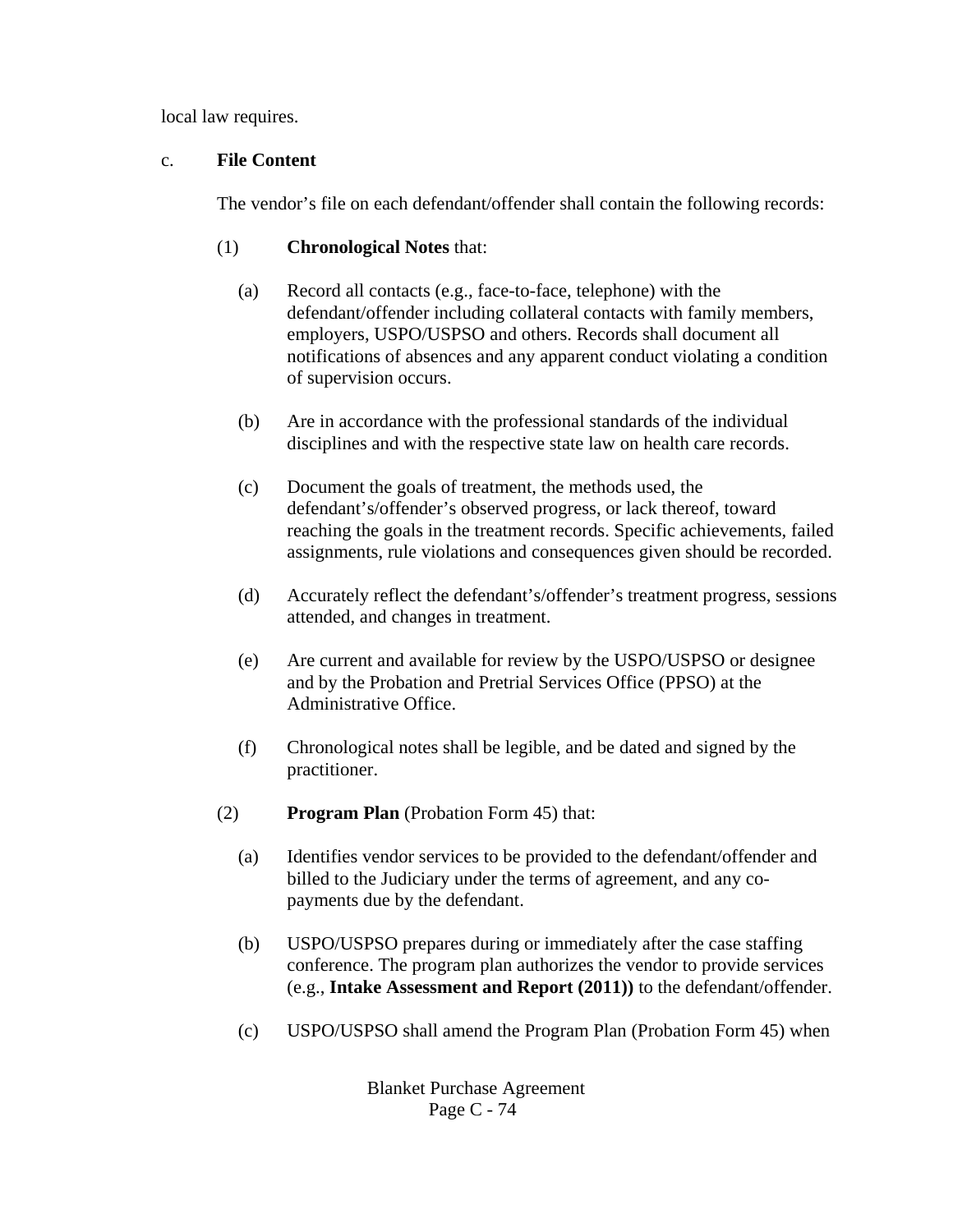local law requires.

c. **File Content**

The vendor's file on each defendant/offender shall contain the following records:

(1) **Chronological Notes** that:

(a) Record all contacts (e.g., face-to-face, telephone) with the defendant/offender including collateral contacts with family members, employers, USPO/USPSO and others. Records shall document all notifications of absences and any apparent conduct violating a condition of supervision occurs.

(b) Are in accordance with the professional standards of the individual disciplines and with the respective state law on health care records.

(c) Document the goals of treatment, the methods used, the defendant's/offender's observed progress, or lack thereof, toward reaching the goals in the treatment records. Specific achievements, failed assignments, rule violations and consequences given should be recorded.

(d) Accurately reflect the defendant's/offender's treatment progress, sessions attended, and changes in treatment.

(e) Are current and available for review by the USPO/USPSO or designee and by the Probation and Pretrial Services Office (PPSO) at the Administrative Office.

(f) Chronological notes shall be legible, and be dated and signed by the practitioner.

(2) **Program Plan** (Probation Form 45) that:

(a) Identifies vendor services to be provided to the defendant/offender and billed to the Judiciary under the terms of agreement, and any co-payments due by the defendant.

(b) USPO/USPSO prepares during or immediately after the case staffing conference. The program plan authorizes the vendor to provide services (e.g., **Intake Assessment and Report (2011))** to the defendant/offender.

(c) USPO/USPSO shall amend the Program Plan (Probation Form 45) when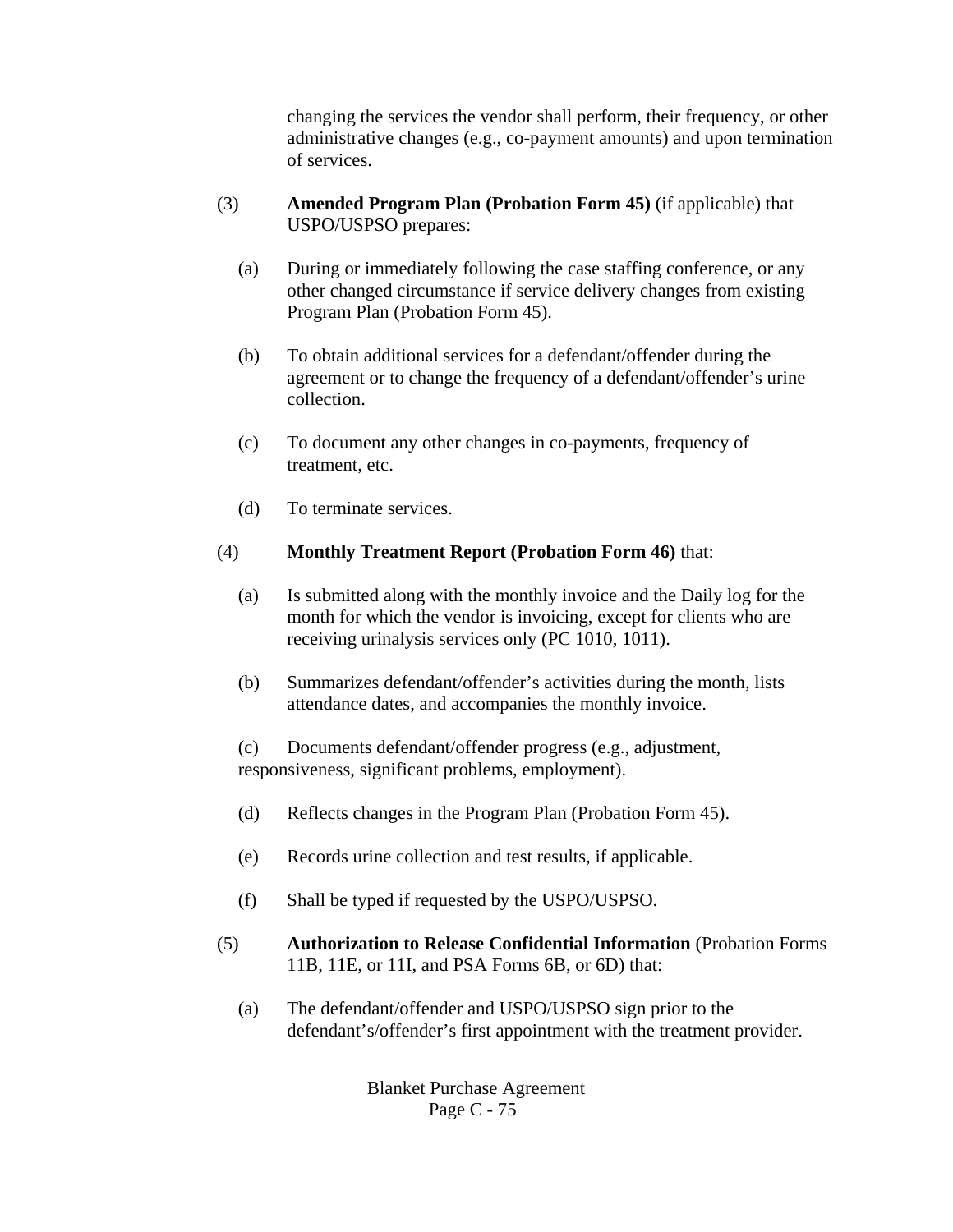changing the services the vendor shall perform, their frequency, or other administrative changes (e.g., co-payment amounts) and upon termination of services.

(3) **Amended Program Plan (Probation Form 45)** (if applicable) that USPO/USPSO prepares:

(a) During or immediately following the case staffing conference, or any other changed circumstance if service delivery changes from existing Program Plan (Probation Form 45).

(b) To obtain additional services for a defendant/offender during the agreement or to change the frequency of a defendant/offender's urine collection.

(c) To document any other changes in co-payments, frequency of treatment, etc.

(d) To terminate services.

(4) **Monthly Treatment Report (Probation Form 46)** that:

(a) Is submitted along with the monthly invoice and the Daily log for the month for which the vendor is invoicing, except for clients who are receiving urinalysis services only (PC 1010, 1011).

(b) Summarizes defendant/offender's activities during the month, lists attendance dates, and accompanies the monthly invoice.

(c) Documents defendant/offender progress (e.g., adjustment, responsiveness, significant problems, employment).

(d) Reflects changes in the Program Plan (Probation Form 45).

(e) Records urine collection and test results, if applicable.

(f) Shall be typed if requested by the USPO/USPSO.

(5) **Authorization to Release Confidential Information** (Probation Forms 11B, 11E, or 11I, and PSA Forms 6B, or 6D) that:

(a) The defendant/offender and USPO/USPSO sign prior to the defendant's/offender's first appointment with the treatment provider.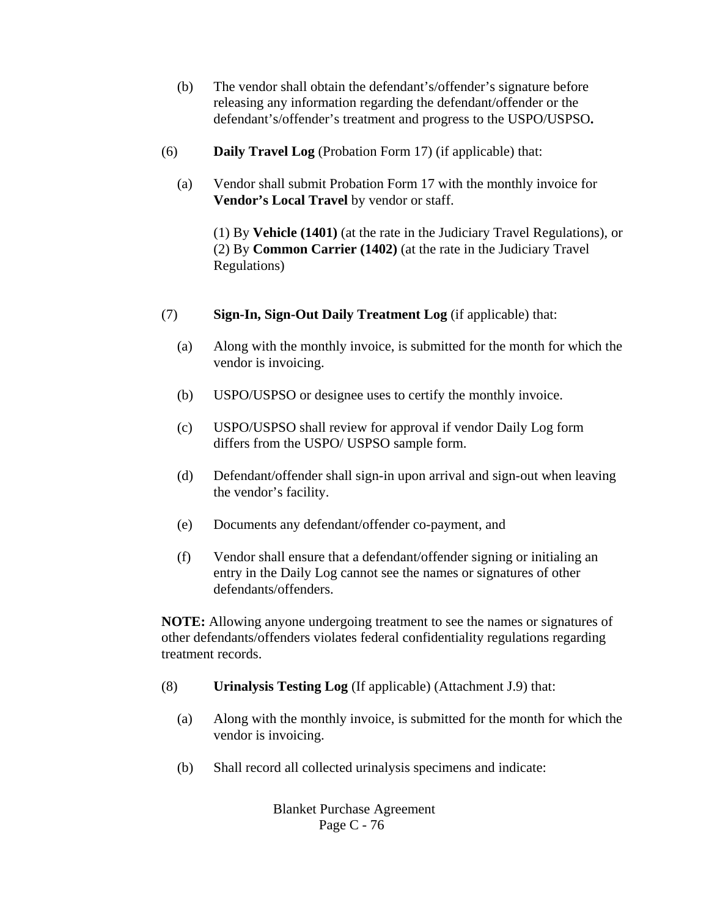(b) The vendor shall obtain the defendant's/offender's signature before releasing any information regarding the defendant/offender or the defendant's/offender's treatment and progress to the USPO/USPSO**.**

(6) **Daily Travel Log** (Probation Form 17) (if applicable) that:

(a) Vendor shall submit Probation Form 17 with the monthly invoice for **Vendor's Local Travel** by vendor or staff.

(1) By **Vehicle (1401)** (at the rate in the Judiciary Travel Regulations), or
(2) By **Common Carrier (1402)** (at the rate in the Judiciary Travel Regulations)

(7) **Sign-In, Sign-Out Daily Treatment Log** (if applicable) that:

(a) Along with the monthly invoice, is submitted for the month for which the vendor is invoicing.

(b) USPO/USPSO or designee uses to certify the monthly invoice.

(c) USPO/USPSO shall review for approval if vendor Daily Log form differs from the USPO/ USPSO sample form.

(d) Defendant/offender shall sign-in upon arrival and sign-out when leaving the vendor's facility.

(e) Documents any defendant/offender co-payment, and

(f) Vendor shall ensure that a defendant/offender signing or initialing an entry in the Daily Log cannot see the names or signatures of other defendants/offenders.

**NOTE:** Allowing anyone undergoing treatment to see the names or signatures of other defendants/offenders violates federal confidentiality regulations regarding treatment records.

(8) **Urinalysis Testing Log** (If applicable) (Attachment J.9) that:

(a) Along with the monthly invoice, is submitted for the month for which the vendor is invoicing.

(b) Shall record all collected urinalysis specimens and indicate: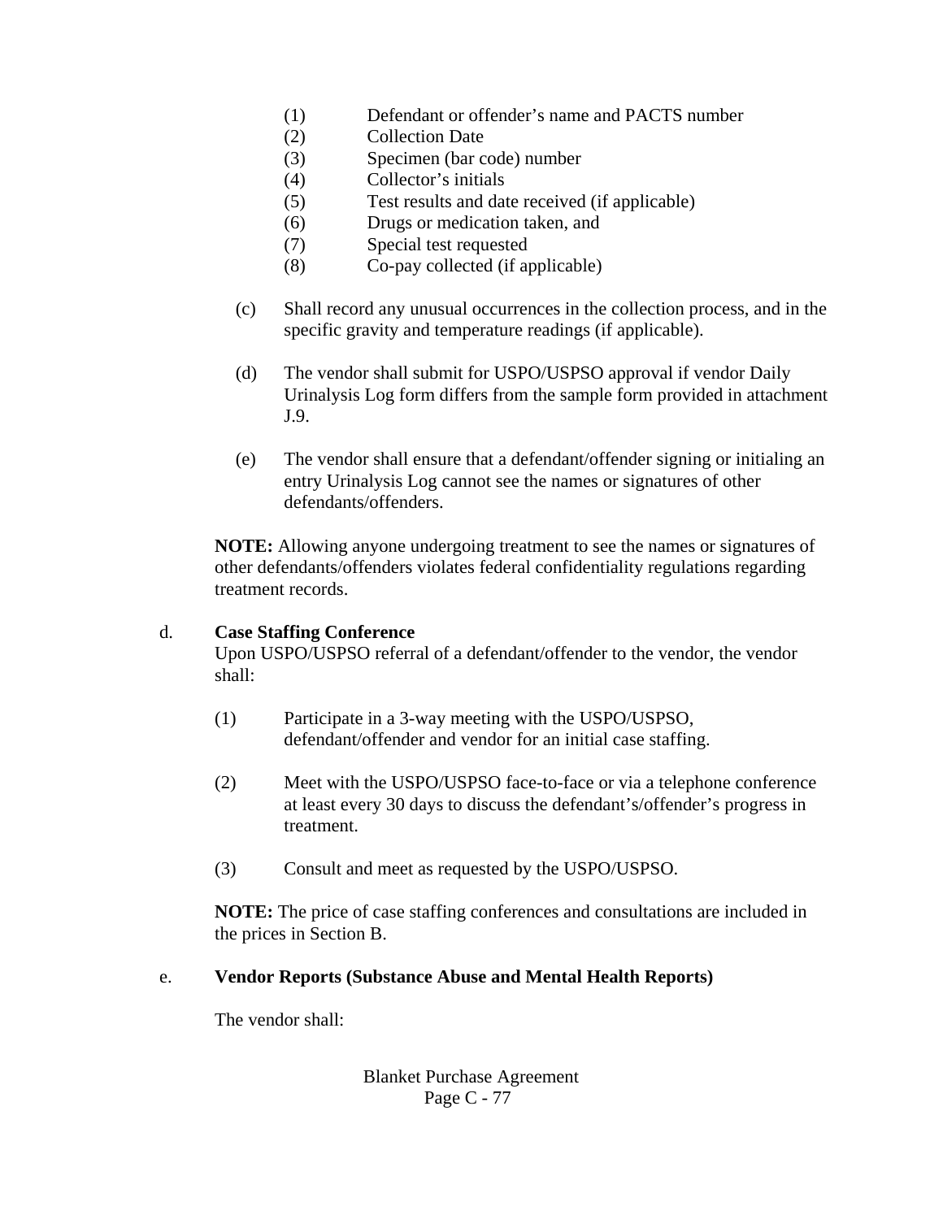(1) Defendant or offender's name and PACTS number
(2) Collection Date
(3) Specimen (bar code) number
(4) Collector's initials
(5) Test results and date received (if applicable)
(6) Drugs or medication taken, and
(7) Special test requested
(8) Co-pay collected (if applicable)

(c) Shall record any unusual occurrences in the collection process, and in the specific gravity and temperature readings (if applicable).

(d) The vendor shall submit for USPO/USPSO approval if vendor Daily Urinalysis Log form differs from the sample form provided in attachment J.9.

(e) The vendor shall ensure that a defendant/offender signing or initialing an entry Urinalysis Log cannot see the names or signatures of other defendants/offenders.

**NOTE:** Allowing anyone undergoing treatment to see the names or signatures of other defendants/offenders violates federal confidentiality regulations regarding treatment records.

d. **Case Staffing Conference**

Upon USPO/USPSO referral of a defendant/offender to the vendor, the vendor shall:

(1) Participate in a 3-way meeting with the USPO/USPSO, defendant/offender and vendor for an initial case staffing.

(2) Meet with the USPO/USPSO face-to-face or via a telephone conference at least every 30 days to discuss the defendant's/offender's progress in treatment.

(3) Consult and meet as requested by the USPO/USPSO.

**NOTE:** The price of case staffing conferences and consultations are included in the prices in Section B.

e. **Vendor Reports (Substance Abuse and Mental Health Reports)**

The vendor shall: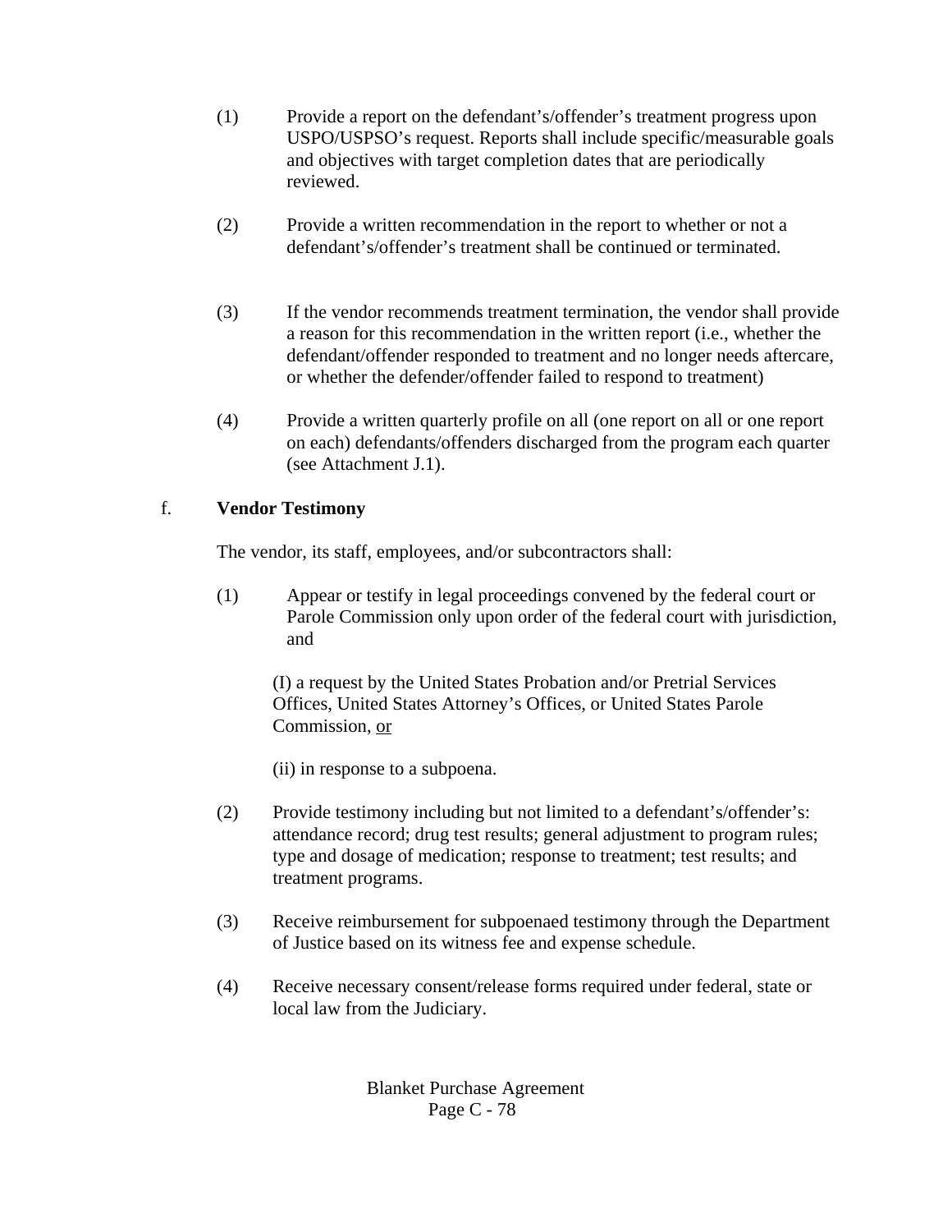(1) Provide a report on the defendant's/offender's treatment progress upon USPO/USPSO's request. Reports shall include specific/measurable goals and objectives with target completion dates that are periodically reviewed.

(2) Provide a written recommendation in the report to whether or not a defendant's/offender's treatment shall be continued or terminated.

(3) If the vendor recommends treatment termination, the vendor shall provide a reason for this recommendation in the written report (i.e., whether the defendant/offender responded to treatment and no longer needs aftercare, or whether the defender/offender failed to respond to treatment)

(4) Provide a written quarterly profile on all (one report on all or one report on each) defendants/offenders discharged from the program each quarter (see Attachment J.1).

f. **Vendor Testimony**

The vendor, its staff, employees, and/or subcontractors shall:

(1) Appear or testify in legal proceedings convened by the federal court or Parole Commission only upon order of the federal court with jurisdiction, and

(I) a request by the United States Probation and/or Pretrial Services Offices, United States Attorney's Offices, or United States Parole Commission, <u>or</u>

(ii) in response to a subpoena.

(2) Provide testimony including but not limited to a defendant's/offender's: attendance record; drug test results; general adjustment to program rules; type and dosage of medication; response to treatment; test results; and treatment programs.

(3) Receive reimbursement for subpoenaed testimony through the Department of Justice based on its witness fee and expense schedule.

(4) Receive necessary consent/release forms required under federal, state or local law from the Judiciary.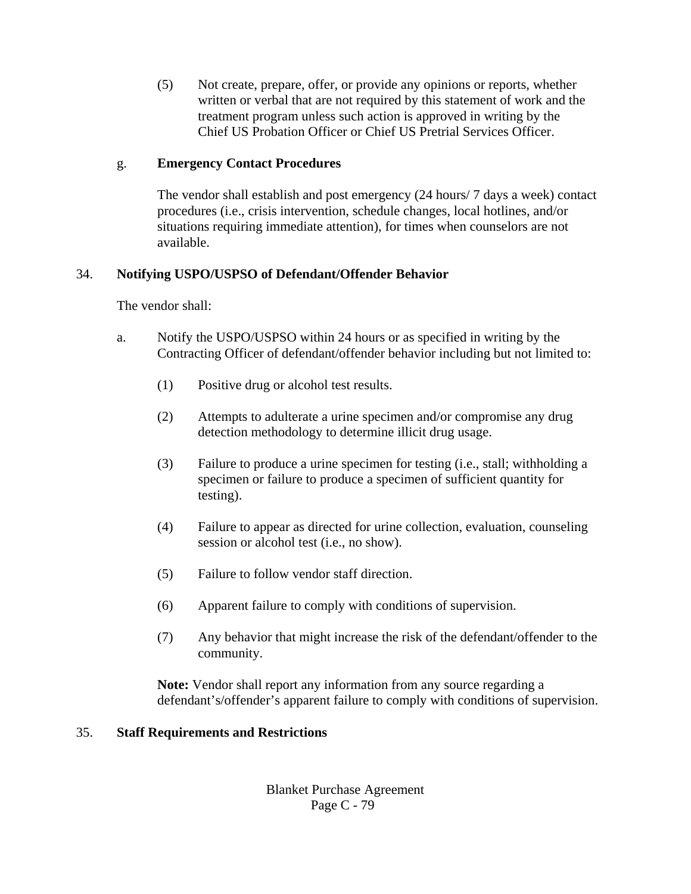(5) Not create, prepare, offer, or provide any opinions or reports, whether written or verbal that are not required by this statement of work and the treatment program unless such action is approved in writing by the Chief US Probation Officer or Chief US Pretrial Services Officer.

g. **Emergency Contact Procedures**

The vendor shall establish and post emergency (24 hours/ 7 days a week) contact procedures (i.e., crisis intervention, schedule changes, local hotlines, and/or situations requiring immediate attention), for times when counselors are not available.

34. **Notifying USPO/USPSO of Defendant/Offender Behavior**

The vendor shall:

a. Notify the USPO/USPSO within 24 hours or as specified in writing by the Contracting Officer of defendant/offender behavior including but not limited to:

(1) Positive drug or alcohol test results.

(2) Attempts to adulterate a urine specimen and/or compromise any drug detection methodology to determine illicit drug usage.

(3) Failure to produce a urine specimen for testing (i.e., stall; withholding a specimen or failure to produce a specimen of sufficient quantity for testing).

(4) Failure to appear as directed for urine collection, evaluation, counseling session or alcohol test (i.e., no show).

(5) Failure to follow vendor staff direction.

(6) Apparent failure to comply with conditions of supervision.

(7) Any behavior that might increase the risk of the defendant/offender to the community.

**Note:** Vendor shall report any information from any source regarding a defendant's/offender's apparent failure to comply with conditions of supervision.

35. **Staff Requirements and Restrictions**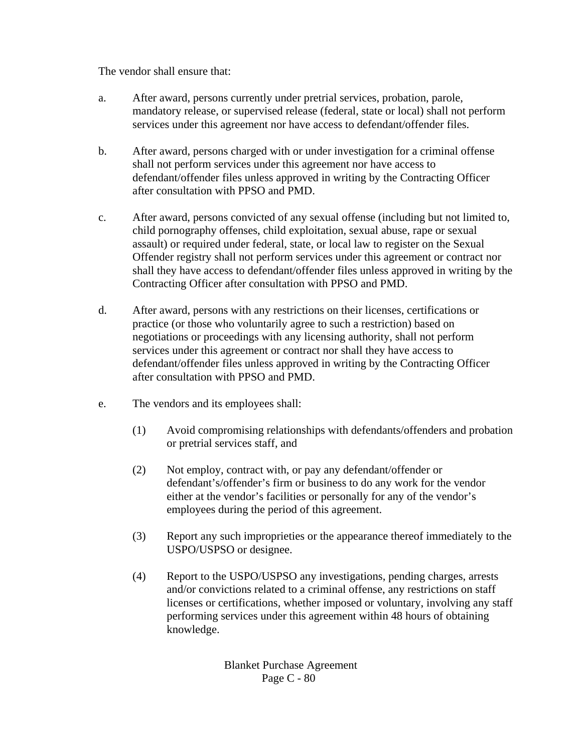The vendor shall ensure that:

a. After award, persons currently under pretrial services, probation, parole, mandatory release, or supervised release (federal, state or local) shall not perform services under this agreement nor have access to defendant/offender files.

b. After award, persons charged with or under investigation for a criminal offense shall not perform services under this agreement nor have access to defendant/offender files unless approved in writing by the Contracting Officer after consultation with PPSO and PMD.

c. After award, persons convicted of any sexual offense (including but not limited to, child pornography offenses, child exploitation, sexual abuse, rape or sexual assault) or required under federal, state, or local law to register on the Sexual Offender registry shall not perform services under this agreement or contract nor shall they have access to defendant/offender files unless approved in writing by the Contracting Officer after consultation with PPSO and PMD.

d. After award, persons with any restrictions on their licenses, certifications or practice (or those who voluntarily agree to such a restriction) based on negotiations or proceedings with any licensing authority, shall not perform services under this agreement or contract nor shall they have access to defendant/offender files unless approved in writing by the Contracting Officer after consultation with PPSO and PMD.

e. The vendors and its employees shall:

   (1) Avoid compromising relationships with defendants/offenders and probation or pretrial services staff, and

   (2) Not employ, contract with, or pay any defendant/offender or defendant's/offender's firm or business to do any work for the vendor either at the vendor's facilities or personally for any of the vendor's employees during the period of this agreement.

   (3) Report any such improprieties or the appearance thereof immediately to the USPO/USPSO or designee.

   (4) Report to the USPO/USPSO any investigations, pending charges, arrests and/or convictions related to a criminal offense, any restrictions on staff licenses or certifications, whether imposed or voluntary, involving any staff performing services under this agreement within 48 hours of obtaining knowledge.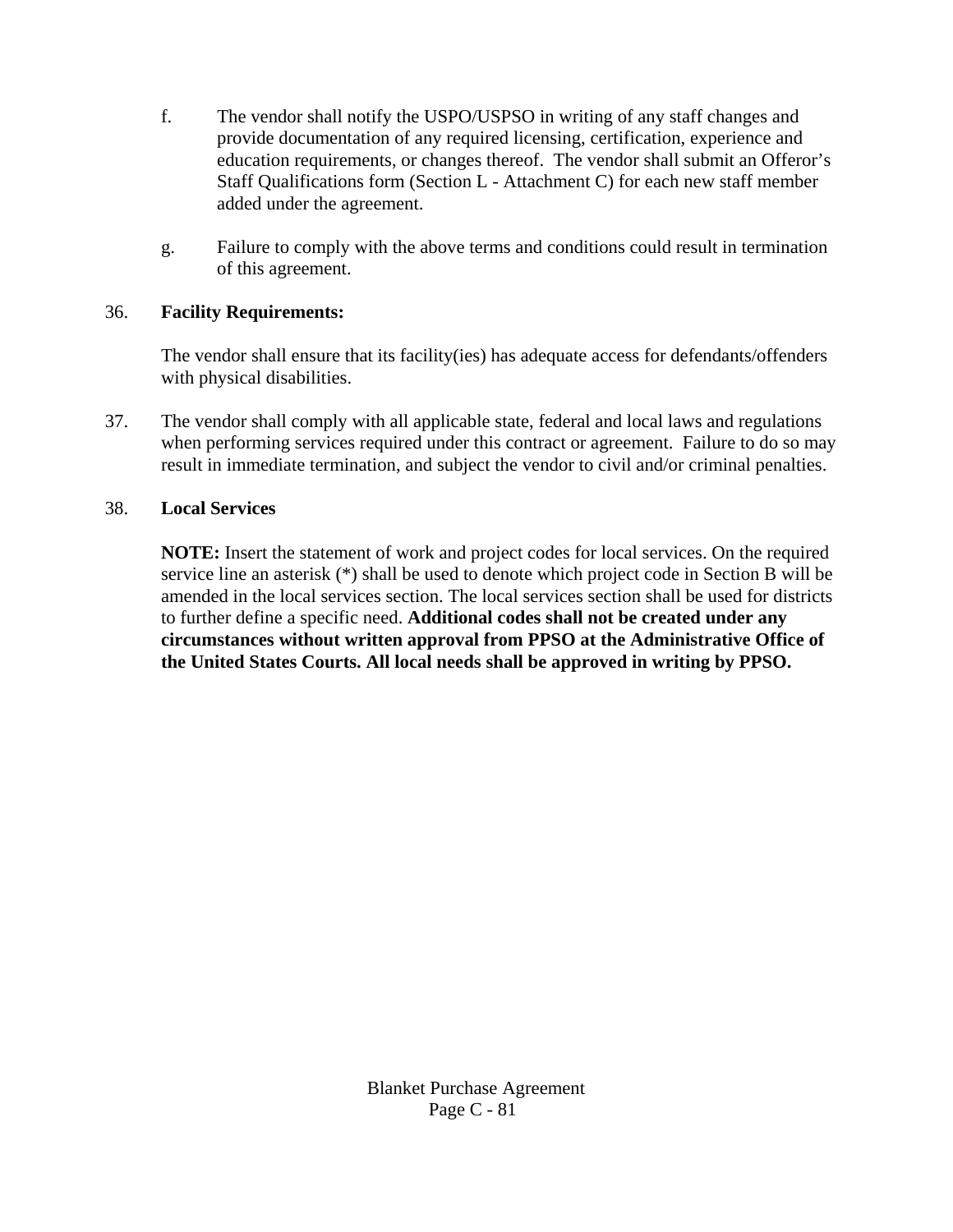f. The vendor shall notify the USPO/USPSO in writing of any staff changes and provide documentation of any required licensing, certification, experience and education requirements, or changes thereof. The vendor shall submit an Offeror's Staff Qualifications form (Section L - Attachment C) for each new staff member added under the agreement.

g. Failure to comply with the above terms and conditions could result in termination of this agreement.

36. **Facility Requirements:**

The vendor shall ensure that its facility(ies) has adequate access for defendants/offenders with physical disabilities.

37. The vendor shall comply with all applicable state, federal and local laws and regulations when performing services required under this contract or agreement. Failure to do so may result in immediate termination, and subject the vendor to civil and/or criminal penalties.

38. **Local Services**

**NOTE:** Insert the statement of work and project codes for local services. On the required service line an asterisk (*) shall be used to denote which project code in Section B will be amended in the local services section. The local services section shall be used for districts to further define a specific need. **Additional codes shall not be created under any circumstances without written approval from PPSO at the Administrative Office of the United States Courts. All local needs shall be approved in writing by PPSO.**